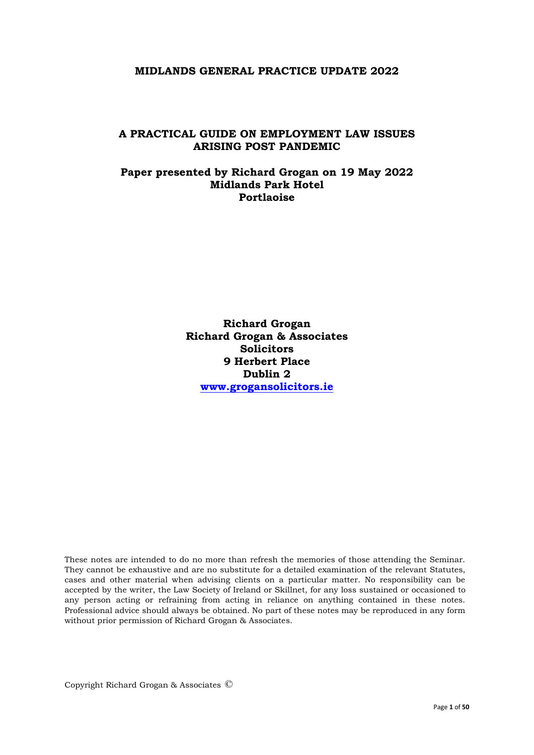# MIDLANDS GENERAL PRACTICE UPDATE 2022

## A PRACTICAL GUIDE ON EMPLOYMENT LAW ISSUES ARISING POST PANDEMIC

**Paper presented by Richard Grogan on 19 May 2022**
**Midlands Park Hotel**
**Portlaoise**

**Richard Grogan**
**Richard Grogan & Associates**
**Solicitors**
**9 Herbert Place**
**Dublin 2**
**www.grogansolicitors.ie**

These notes are intended to do no more than refresh the memories of those attending the Seminar. They cannot be exhaustive and are no substitute for a detailed examination of the relevant Statutes, cases and other material when advising clients on a particular matter. No responsibility can be accepted by the writer, the Law Society of Ireland or Skillnet, for any loss sustained or occasioned to any person acting or refraining from acting in reliance on anything contained in these notes. Professional advice should always be obtained. No part of these notes may be reproduced in any form without prior permission of Richard Grogan & Associates.

Copyright Richard Grogan & Associates ©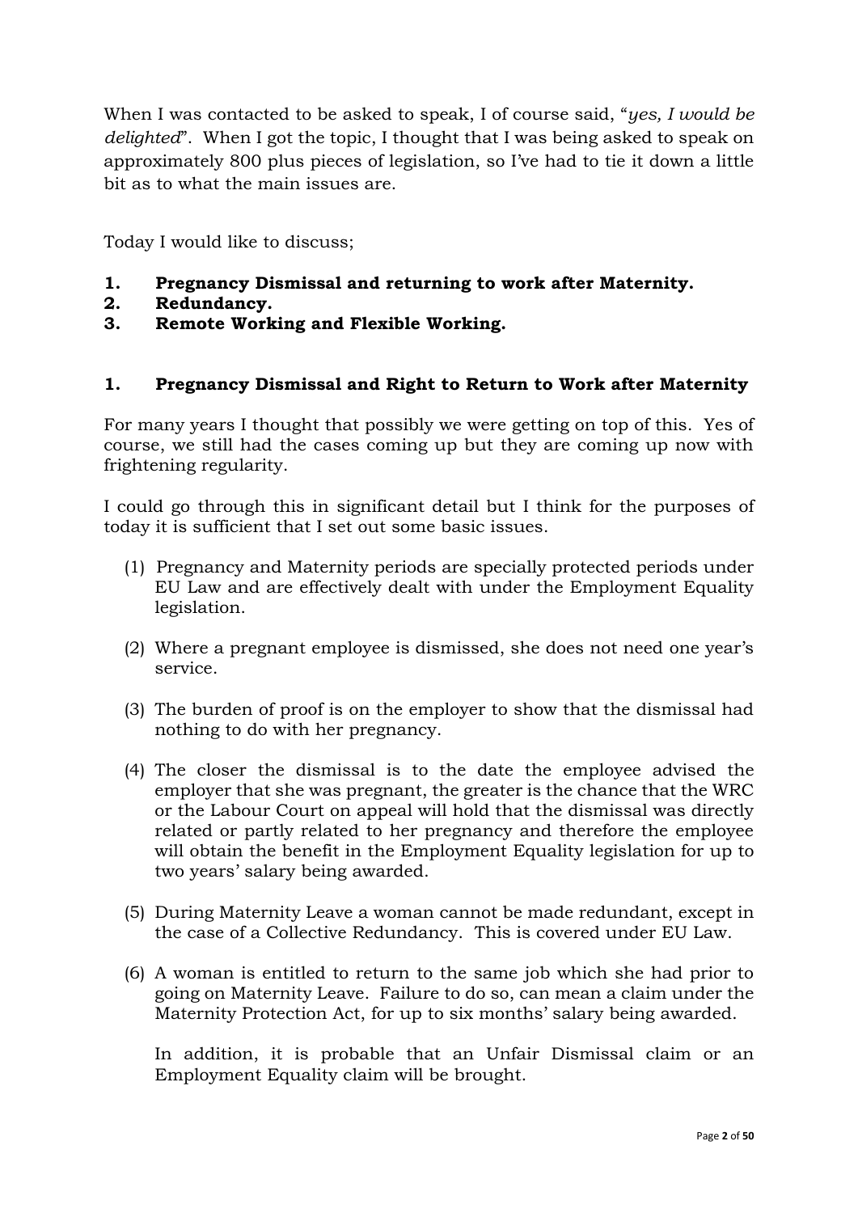When I was contacted to be asked to speak, I of course said, "*yes, I would be delighted*". When I got the topic, I thought that I was being asked to speak on approximately 800 plus pieces of legislation, so I've had to tie it down a little bit as to what the main issues are.

Today I would like to discuss;

1. **Pregnancy Dismissal and returning to work after Maternity.**
2. **Redundancy.**
3. **Remote Working and Flexible Working.**

## 1. Pregnancy Dismissal and Right to Return to Work after Maternity

For many years I thought that possibly we were getting on top of this. Yes of course, we still had the cases coming up but they are coming up now with frightening regularity.

I could go through this in significant detail but I think for the purposes of today it is sufficient that I set out some basic issues.

(1) Pregnancy and Maternity periods are specially protected periods under EU Law and are effectively dealt with under the Employment Equality legislation.

(2) Where a pregnant employee is dismissed, she does not need one year's service.

(3) The burden of proof is on the employer to show that the dismissal had nothing to do with her pregnancy.

(4) The closer the dismissal is to the date the employee advised the employer that she was pregnant, the greater is the chance that the WRC or the Labour Court on appeal will hold that the dismissal was directly related or partly related to her pregnancy and therefore the employee will obtain the benefit in the Employment Equality legislation for up to two years' salary being awarded.

(5) During Maternity Leave a woman cannot be made redundant, except in the case of a Collective Redundancy. This is covered under EU Law.

(6) A woman is entitled to return to the same job which she had prior to going on Maternity Leave. Failure to do so, can mean a claim under the Maternity Protection Act, for up to six months' salary being awarded.

In addition, it is probable that an Unfair Dismissal claim or an Employment Equality claim will be brought.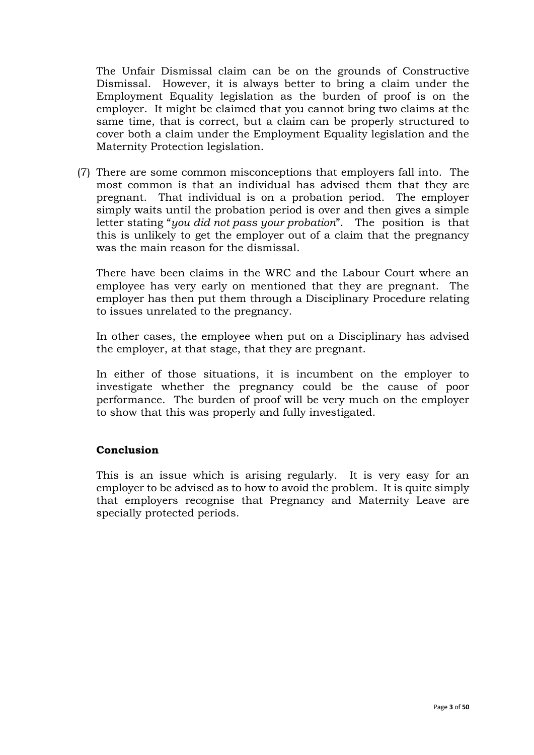The Unfair Dismissal claim can be on the grounds of Constructive Dismissal. However, it is always better to bring a claim under the Employment Equality legislation as the burden of proof is on the employer. It might be claimed that you cannot bring two claims at the same time, that is correct, but a claim can be properly structured to cover both a claim under the Employment Equality legislation and the Maternity Protection legislation.

(7) There are some common misconceptions that employers fall into. The most common is that an individual has advised them that they are pregnant. That individual is on a probation period. The employer simply waits until the probation period is over and then gives a simple letter stating "*you did not pass your probation*". The position is that this is unlikely to get the employer out of a claim that the pregnancy was the main reason for the dismissal.

There have been claims in the WRC and the Labour Court where an employee has very early on mentioned that they are pregnant. The employer has then put them through a Disciplinary Procedure relating to issues unrelated to the pregnancy.

In other cases, the employee when put on a Disciplinary has advised the employer, at that stage, that they are pregnant.

In either of those situations, it is incumbent on the employer to investigate whether the pregnancy could be the cause of poor performance. The burden of proof will be very much on the employer to show that this was properly and fully investigated.

**Conclusion**

This is an issue which is arising regularly. It is very easy for an employer to be advised as to how to avoid the problem. It is quite simply that employers recognise that Pregnancy and Maternity Leave are specially protected periods.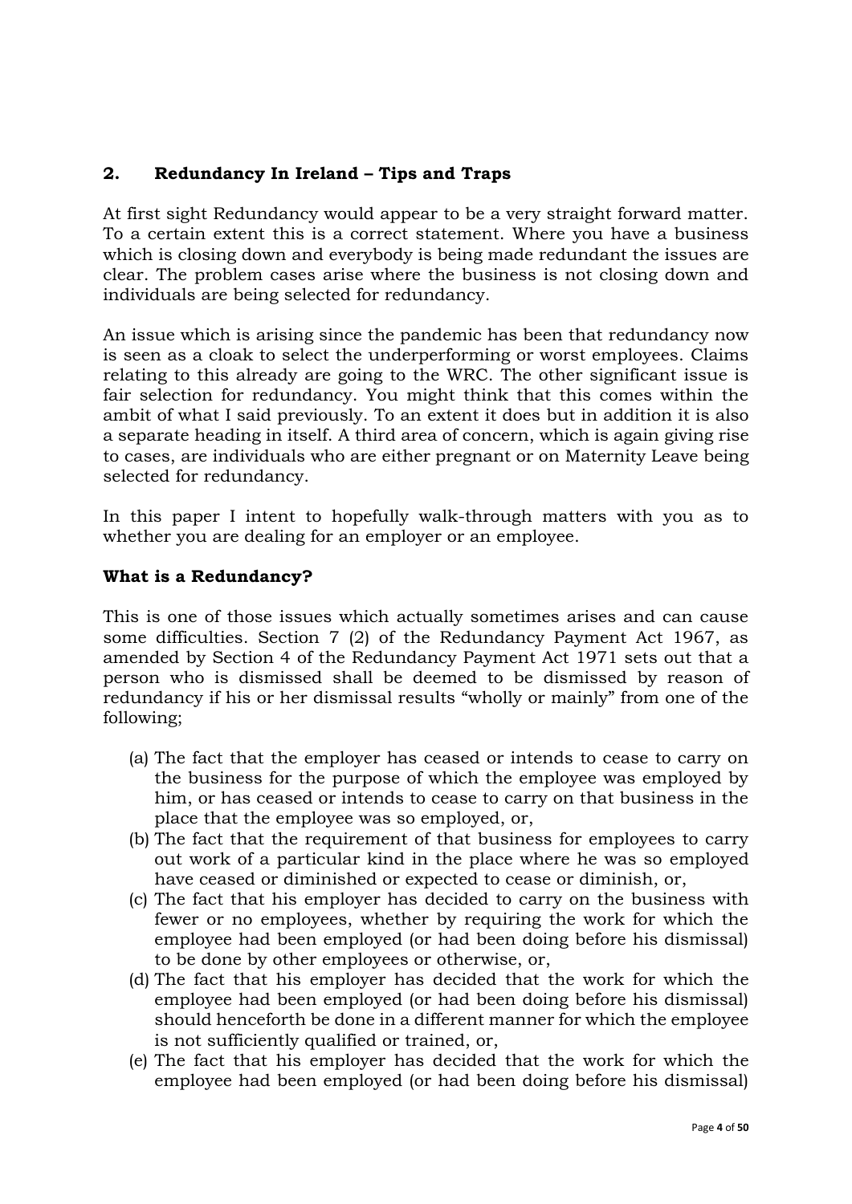## 2. Redundancy In Ireland – Tips and Traps

At first sight Redundancy would appear to be a very straight forward matter. To a certain extent this is a correct statement. Where you have a business which is closing down and everybody is being made redundant the issues are clear. The problem cases arise where the business is not closing down and individuals are being selected for redundancy.

An issue which is arising since the pandemic has been that redundancy now is seen as a cloak to select the underperforming or worst employees. Claims relating to this already are going to the WRC. The other significant issue is fair selection for redundancy. You might think that this comes within the ambit of what I said previously. To an extent it does but in addition it is also a separate heading in itself. A third area of concern, which is again giving rise to cases, are individuals who are either pregnant or on Maternity Leave being selected for redundancy.

In this paper I intent to hopefully walk-through matters with you as to whether you are dealing for an employer or an employee.

**What is a Redundancy?**

This is one of those issues which actually sometimes arises and can cause some difficulties. Section 7 (2) of the Redundancy Payment Act 1967, as amended by Section 4 of the Redundancy Payment Act 1971 sets out that a person who is dismissed shall be deemed to be dismissed by reason of redundancy if his or her dismissal results "wholly or mainly" from one of the following;

(a) The fact that the employer has ceased or intends to cease to carry on the business for the purpose of which the employee was employed by him, or has ceased or intends to cease to carry on that business in the place that the employee was so employed, or,
(b) The fact that the requirement of that business for employees to carry out work of a particular kind in the place where he was so employed have ceased or diminished or expected to cease or diminish, or,
(c) The fact that his employer has decided to carry on the business with fewer or no employees, whether by requiring the work for which the employee had been employed (or had been doing before his dismissal) to be done by other employees or otherwise, or,
(d) The fact that his employer has decided that the work for which the employee had been employed (or had been doing before his dismissal) should henceforth be done in a different manner for which the employee is not sufficiently qualified or trained, or,
(e) The fact that his employer has decided that the work for which the employee had been employed (or had been doing before his dismissal)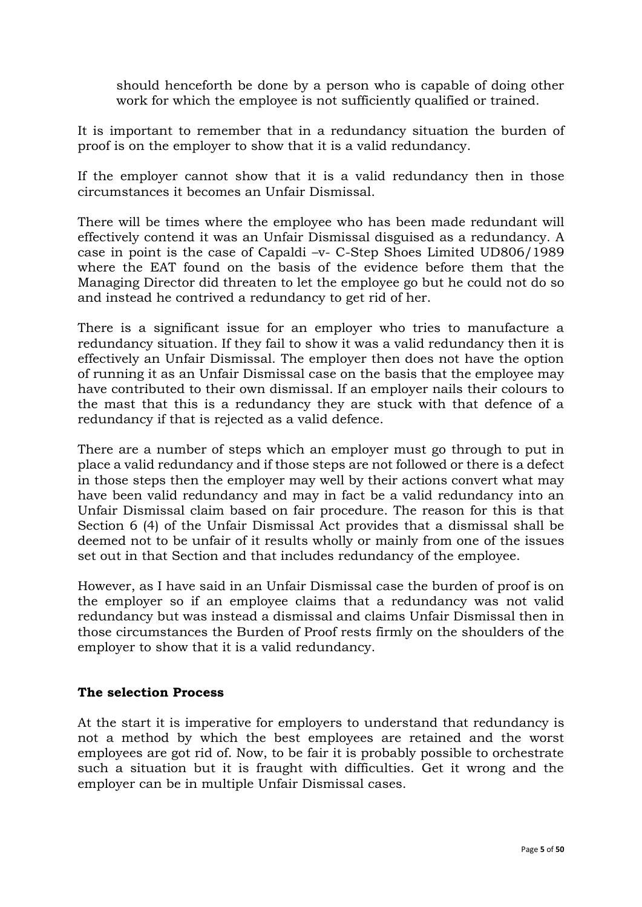should henceforth be done by a person who is capable of doing other work for which the employee is not sufficiently qualified or trained.

It is important to remember that in a redundancy situation the burden of proof is on the employer to show that it is a valid redundancy.

If the employer cannot show that it is a valid redundancy then in those circumstances it becomes an Unfair Dismissal.

There will be times where the employee who has been made redundant will effectively contend it was an Unfair Dismissal disguised as a redundancy. A case in point is the case of Capaldi –v- C-Step Shoes Limited UD806/1989 where the EAT found on the basis of the evidence before them that the Managing Director did threaten to let the employee go but he could not do so and instead he contrived a redundancy to get rid of her.

There is a significant issue for an employer who tries to manufacture a redundancy situation. If they fail to show it was a valid redundancy then it is effectively an Unfair Dismissal. The employer then does not have the option of running it as an Unfair Dismissal case on the basis that the employee may have contributed to their own dismissal. If an employer nails their colours to the mast that this is a redundancy they are stuck with that defence of a redundancy if that is rejected as a valid defence.

There are a number of steps which an employer must go through to put in place a valid redundancy and if those steps are not followed or there is a defect in those steps then the employer may well by their actions convert what may have been valid redundancy and may in fact be a valid redundancy into an Unfair Dismissal claim based on fair procedure. The reason for this is that Section 6 (4) of the Unfair Dismissal Act provides that a dismissal shall be deemed not to be unfair of it results wholly or mainly from one of the issues set out in that Section and that includes redundancy of the employee.

However, as I have said in an Unfair Dismissal case the burden of proof is on the employer so if an employee claims that a redundancy was not valid redundancy but was instead a dismissal and claims Unfair Dismissal then in those circumstances the Burden of Proof rests firmly on the shoulders of the employer to show that it is a valid redundancy.

**The selection Process**

At the start it is imperative for employers to understand that redundancy is not a method by which the best employees are retained and the worst employees are got rid of. Now, to be fair it is probably possible to orchestrate such a situation but it is fraught with difficulties. Get it wrong and the employer can be in multiple Unfair Dismissal cases.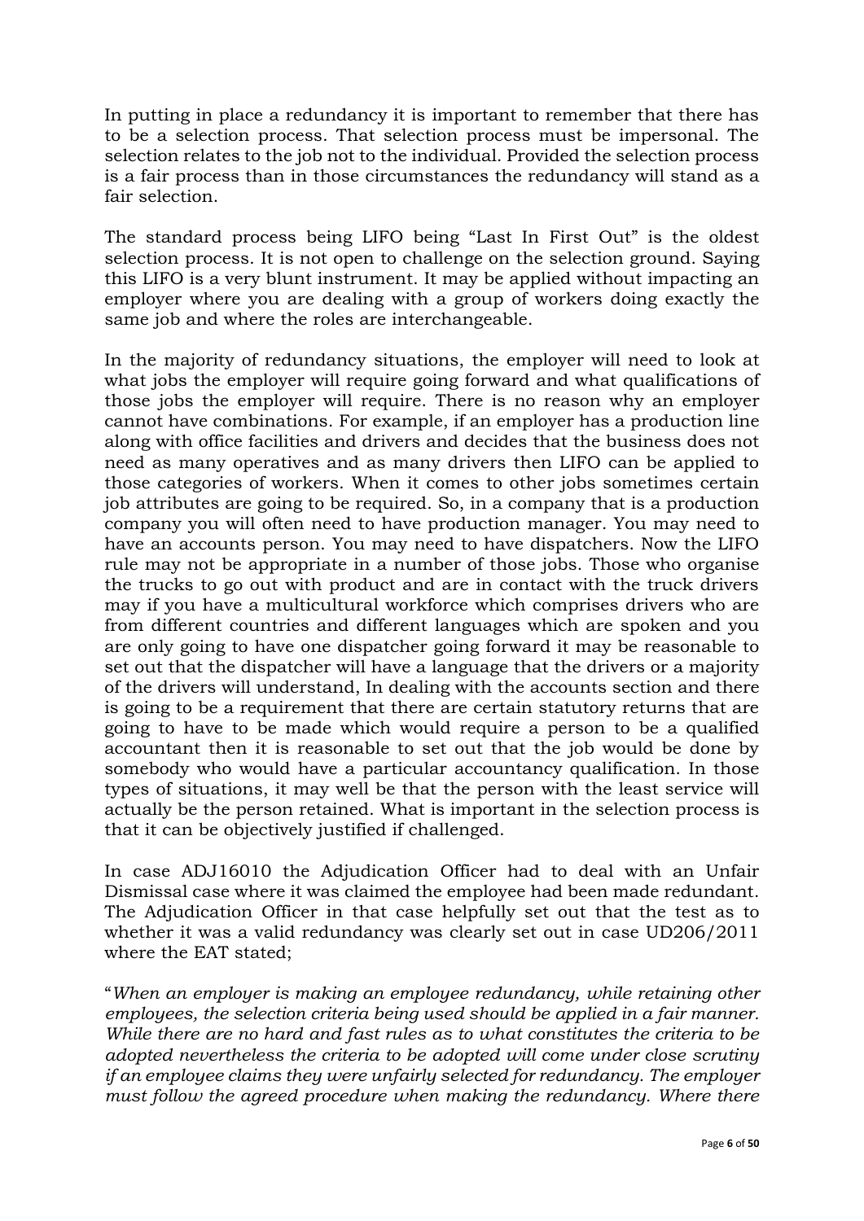In putting in place a redundancy it is important to remember that there has to be a selection process. That selection process must be impersonal. The selection relates to the job not to the individual. Provided the selection process is a fair process than in those circumstances the redundancy will stand as a fair selection.

The standard process being LIFO being "Last In First Out" is the oldest selection process. It is not open to challenge on the selection ground. Saying this LIFO is a very blunt instrument. It may be applied without impacting an employer where you are dealing with a group of workers doing exactly the same job and where the roles are interchangeable.

In the majority of redundancy situations, the employer will need to look at what jobs the employer will require going forward and what qualifications of those jobs the employer will require. There is no reason why an employer cannot have combinations. For example, if an employer has a production line along with office facilities and drivers and decides that the business does not need as many operatives and as many drivers then LIFO can be applied to those categories of workers. When it comes to other jobs sometimes certain job attributes are going to be required. So, in a company that is a production company you will often need to have production manager. You may need to have an accounts person. You may need to have dispatchers. Now the LIFO rule may not be appropriate in a number of those jobs. Those who organise the trucks to go out with product and are in contact with the truck drivers may if you have a multicultural workforce which comprises drivers who are from different countries and different languages which are spoken and you are only going to have one dispatcher going forward it may be reasonable to set out that the dispatcher will have a language that the drivers or a majority of the drivers will understand, In dealing with the accounts section and there is going to be a requirement that there are certain statutory returns that are going to have to be made which would require a person to be a qualified accountant then it is reasonable to set out that the job would be done by somebody who would have a particular accountancy qualification. In those types of situations, it may well be that the person with the least service will actually be the person retained. What is important in the selection process is that it can be objectively justified if challenged.

In case ADJ16010 the Adjudication Officer had to deal with an Unfair Dismissal case where it was claimed the employee had been made redundant. The Adjudication Officer in that case helpfully set out that the test as to whether it was a valid redundancy was clearly set out in case UD206/2011 where the EAT stated;

"*When an employer is making an employee redundancy, while retaining other employees, the selection criteria being used should be applied in a fair manner. While there are no hard and fast rules as to what constitutes the criteria to be adopted nevertheless the criteria to be adopted will come under close scrutiny if an employee claims they were unfairly selected for redundancy. The employer must follow the agreed procedure when making the redundancy. Where there*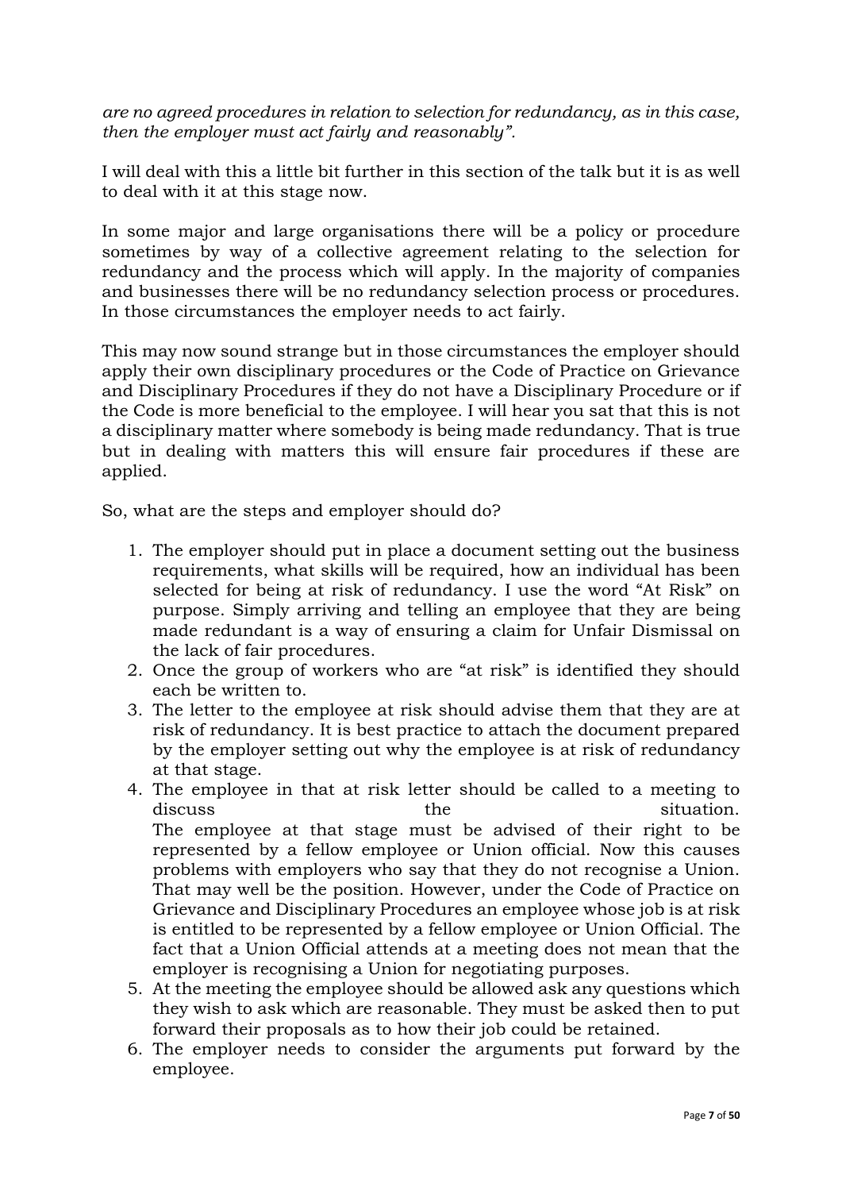*are no agreed procedures in relation to selection for redundancy, as in this case, then the employer must act fairly and reasonably".*

I will deal with this a little bit further in this section of the talk but it is as well to deal with it at this stage now.

In some major and large organisations there will be a policy or procedure sometimes by way of a collective agreement relating to the selection for redundancy and the process which will apply. In the majority of companies and businesses there will be no redundancy selection process or procedures. In those circumstances the employer needs to act fairly.

This may now sound strange but in those circumstances the employer should apply their own disciplinary procedures or the Code of Practice on Grievance and Disciplinary Procedures if they do not have a Disciplinary Procedure or if the Code is more beneficial to the employee. I will hear you sat that this is not a disciplinary matter where somebody is being made redundancy. That is true but in dealing with matters this will ensure fair procedures if these are applied.

So, what are the steps and employer should do?

1. The employer should put in place a document setting out the business requirements, what skills will be required, how an individual has been selected for being at risk of redundancy. I use the word "At Risk" on purpose. Simply arriving and telling an employee that they are being made redundant is a way of ensuring a claim for Unfair Dismissal on the lack of fair procedures.
2. Once the group of workers who are "at risk" is identified they should each be written to.
3. The letter to the employee at risk should advise them that they are at risk of redundancy. It is best practice to attach the document prepared by the employer setting out why the employee is at risk of redundancy at that stage.
4. The employee in that at risk letter should be called to a meeting to discuss the situation.
   The employee at that stage must be advised of their right to be represented by a fellow employee or Union official. Now this causes problems with employers who say that they do not recognise a Union. That may well be the position. However, under the Code of Practice on Grievance and Disciplinary Procedures an employee whose job is at risk is entitled to be represented by a fellow employee or Union Official. The fact that a Union Official attends at a meeting does not mean that the employer is recognising a Union for negotiating purposes.
5. At the meeting the employee should be allowed ask any questions which they wish to ask which are reasonable. They must be asked then to put forward their proposals as to how their job could be retained.
6. The employer needs to consider the arguments put forward by the employee.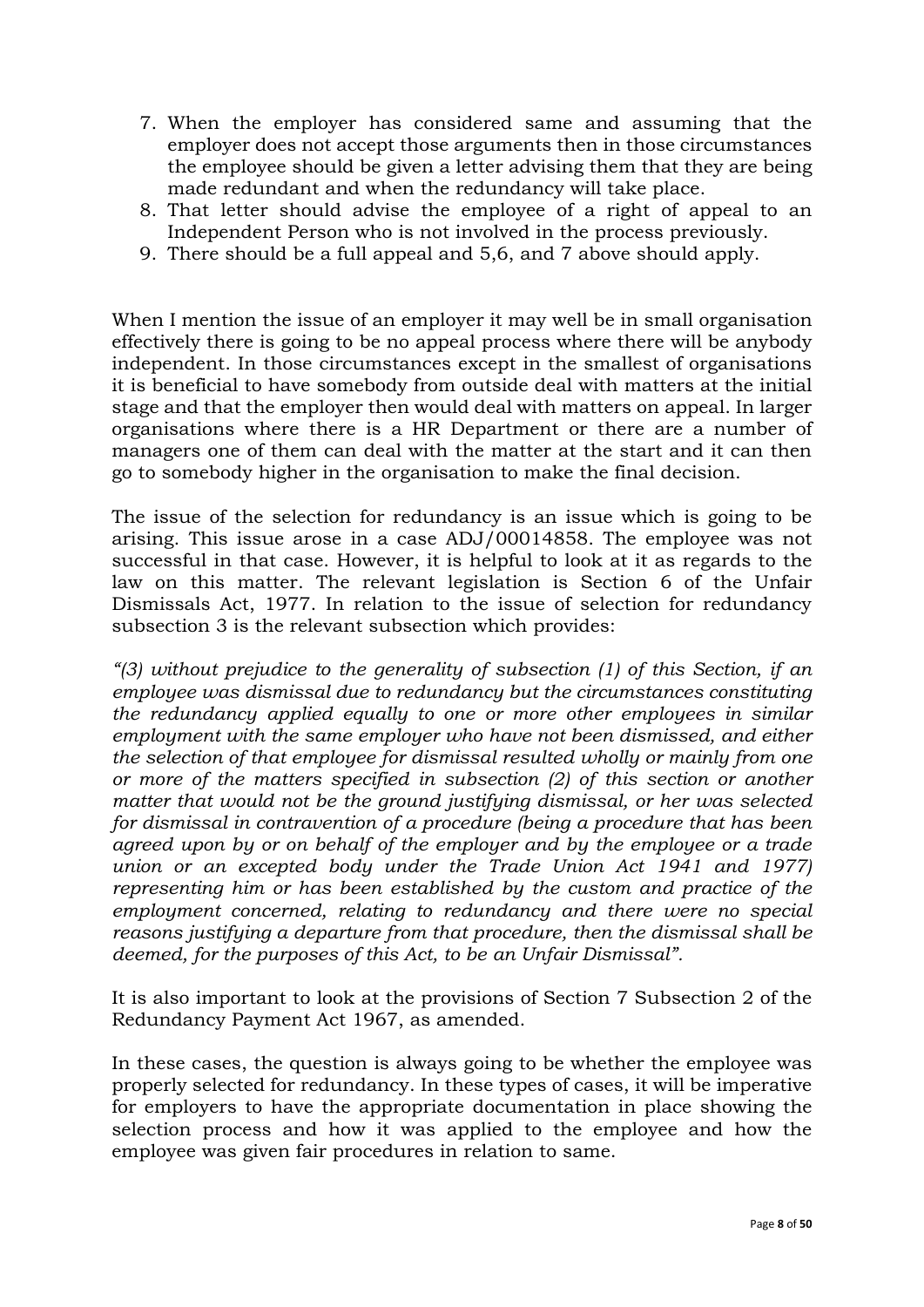7. When the employer has considered same and assuming that the employer does not accept those arguments then in those circumstances the employee should be given a letter advising them that they are being made redundant and when the redundancy will take place.
8. That letter should advise the employee of a right of appeal to an Independent Person who is not involved in the process previously.
9. There should be a full appeal and 5,6, and 7 above should apply.

When I mention the issue of an employer it may well be in small organisation effectively there is going to be no appeal process where there will be anybody independent. In those circumstances except in the smallest of organisations it is beneficial to have somebody from outside deal with matters at the initial stage and that the employer then would deal with matters on appeal. In larger organisations where there is a HR Department or there are a number of managers one of them can deal with the matter at the start and it can then go to somebody higher in the organisation to make the final decision.

The issue of the selection for redundancy is an issue which is going to be arising. This issue arose in a case ADJ/00014858. The employee was not successful in that case. However, it is helpful to look at it as regards to the law on this matter. The relevant legislation is Section 6 of the Unfair Dismissals Act, 1977. In relation to the issue of selection for redundancy subsection 3 is the relevant subsection which provides:

*"(3) without prejudice to the generality of subsection (1) of this Section, if an employee was dismissal due to redundancy but the circumstances constituting the redundancy applied equally to one or more other employees in similar employment with the same employer who have not been dismissed, and either the selection of that employee for dismissal resulted wholly or mainly from one or more of the matters specified in subsection (2) of this section or another matter that would not be the ground justifying dismissal, or her was selected for dismissal in contravention of a procedure (being a procedure that has been agreed upon by or on behalf of the employer and by the employee or a trade union or an excepted body under the Trade Union Act 1941 and 1977) representing him or has been established by the custom and practice of the employment concerned, relating to redundancy and there were no special reasons justifying a departure from that procedure, then the dismissal shall be deemed, for the purposes of this Act, to be an Unfair Dismissal".*

It is also important to look at the provisions of Section 7 Subsection 2 of the Redundancy Payment Act 1967, as amended.

In these cases, the question is always going to be whether the employee was properly selected for redundancy. In these types of cases, it will be imperative for employers to have the appropriate documentation in place showing the selection process and how it was applied to the employee and how the employee was given fair procedures in relation to same.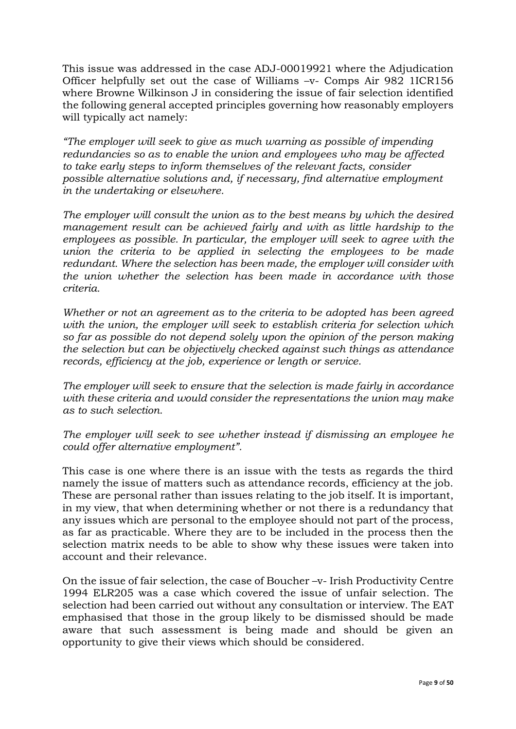This issue was addressed in the case ADJ-00019921 where the Adjudication Officer helpfully set out the case of Williams –v- Comps Air 982 1ICR156 where Browne Wilkinson J in considering the issue of fair selection identified the following general accepted principles governing how reasonably employers will typically act namely:

*"The employer will seek to give as much warning as possible of impending redundancies so as to enable the union and employees who may be affected to take early steps to inform themselves of the relevant facts, consider possible alternative solutions and, if necessary, find alternative employment in the undertaking or elsewhere.*

*The employer will consult the union as to the best means by which the desired management result can be achieved fairly and with as little hardship to the employees as possible. In particular, the employer will seek to agree with the union the criteria to be applied in selecting the employees to be made redundant. Where the selection has been made, the employer will consider with the union whether the selection has been made in accordance with those criteria.*

*Whether or not an agreement as to the criteria to be adopted has been agreed with the union, the employer will seek to establish criteria for selection which so far as possible do not depend solely upon the opinion of the person making the selection but can be objectively checked against such things as attendance records, efficiency at the job, experience or length or service.*

*The employer will seek to ensure that the selection is made fairly in accordance with these criteria and would consider the representations the union may make as to such selection.*

*The employer will seek to see whether instead if dismissing an employee he could offer alternative employment".*

This case is one where there is an issue with the tests as regards the third namely the issue of matters such as attendance records, efficiency at the job. These are personal rather than issues relating to the job itself. It is important, in my view, that when determining whether or not there is a redundancy that any issues which are personal to the employee should not part of the process, as far as practicable. Where they are to be included in the process then the selection matrix needs to be able to show why these issues were taken into account and their relevance.

On the issue of fair selection, the case of Boucher –v- Irish Productivity Centre 1994 ELR205 was a case which covered the issue of unfair selection. The selection had been carried out without any consultation or interview. The EAT emphasised that those in the group likely to be dismissed should be made aware that such assessment is being made and should be given an opportunity to give their views which should be considered.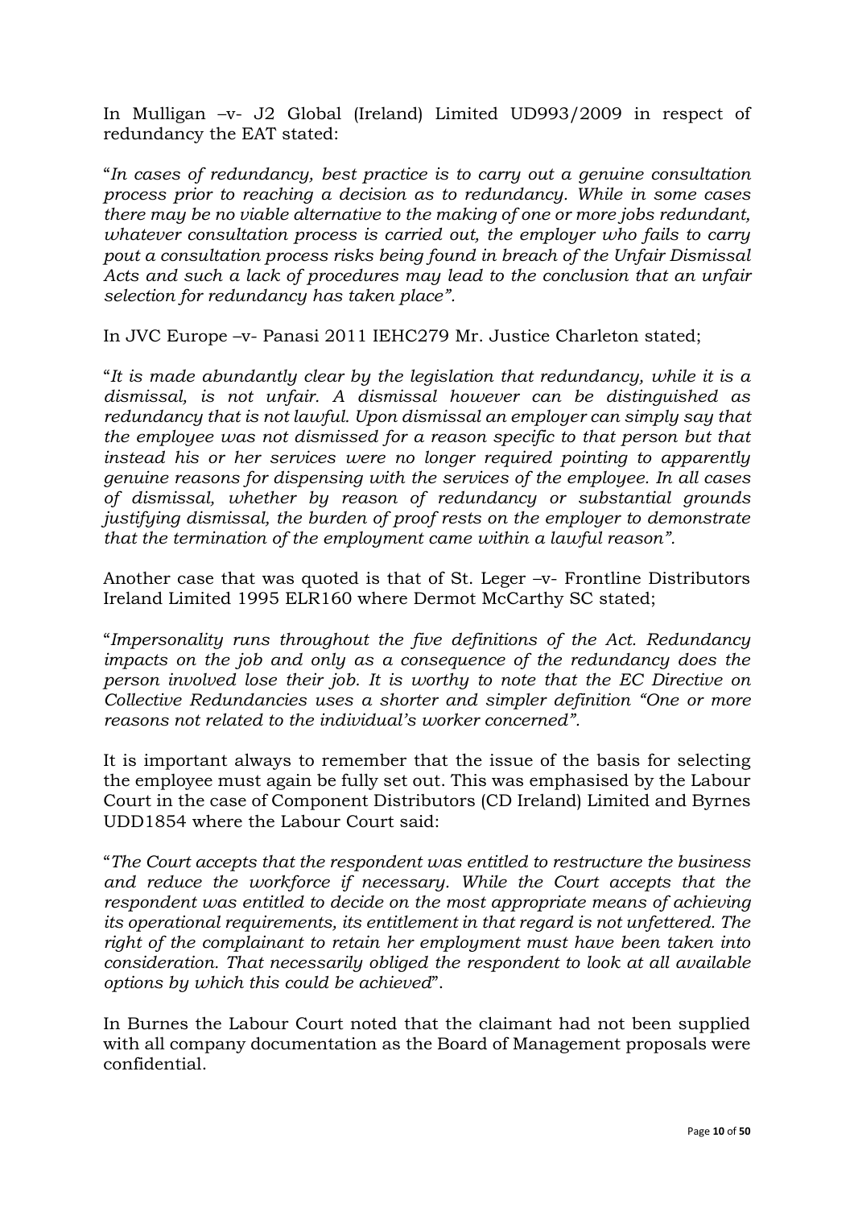In Mulligan –v- J2 Global (Ireland) Limited UD993/2009 in respect of redundancy the EAT stated:

"*In cases of redundancy, best practice is to carry out a genuine consultation process prior to reaching a decision as to redundancy. While in some cases there may be no viable alternative to the making of one or more jobs redundant, whatever consultation process is carried out, the employer who fails to carry pout a consultation process risks being found in breach of the Unfair Dismissal Acts and such a lack of procedures may lead to the conclusion that an unfair selection for redundancy has taken place".*

In JVC Europe –v- Panasi 2011 IEHC279 Mr. Justice Charleton stated;

"*It is made abundantly clear by the legislation that redundancy, while it is a dismissal, is not unfair. A dismissal however can be distinguished as redundancy that is not lawful. Upon dismissal an employer can simply say that the employee was not dismissed for a reason specific to that person but that instead his or her services were no longer required pointing to apparently genuine reasons for dispensing with the services of the employee. In all cases of dismissal, whether by reason of redundancy or substantial grounds justifying dismissal, the burden of proof rests on the employer to demonstrate that the termination of the employment came within a lawful reason".*

Another case that was quoted is that of St. Leger –v- Frontline Distributors Ireland Limited 1995 ELR160 where Dermot McCarthy SC stated;

"*Impersonality runs throughout the five definitions of the Act. Redundancy impacts on the job and only as a consequence of the redundancy does the person involved lose their job. It is worthy to note that the EC Directive on Collective Redundancies uses a shorter and simpler definition "One or more reasons not related to the individual's worker concerned".*

It is important always to remember that the issue of the basis for selecting the employee must again be fully set out. This was emphasised by the Labour Court in the case of Component Distributors (CD Ireland) Limited and Byrnes UDD1854 where the Labour Court said:

"*The Court accepts that the respondent was entitled to restructure the business and reduce the workforce if necessary. While the Court accepts that the respondent was entitled to decide on the most appropriate means of achieving its operational requirements, its entitlement in that regard is not unfettered. The right of the complainant to retain her employment must have been taken into consideration. That necessarily obliged the respondent to look at all available options by which this could be achieved*".

In Burnes the Labour Court noted that the claimant had not been supplied with all company documentation as the Board of Management proposals were confidential.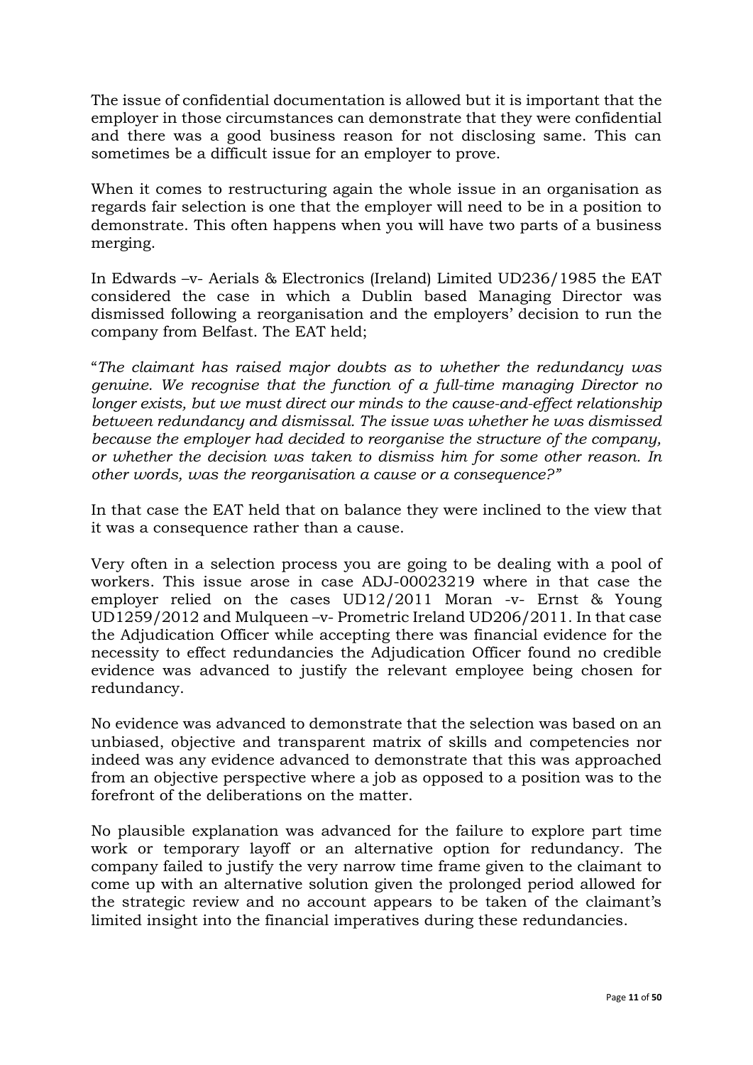The issue of confidential documentation is allowed but it is important that the employer in those circumstances can demonstrate that they were confidential and there was a good business reason for not disclosing same. This can sometimes be a difficult issue for an employer to prove.

When it comes to restructuring again the whole issue in an organisation as regards fair selection is one that the employer will need to be in a position to demonstrate. This often happens when you will have two parts of a business merging.

In Edwards –v- Aerials & Electronics (Ireland) Limited UD236/1985 the EAT considered the case in which a Dublin based Managing Director was dismissed following a reorganisation and the employers' decision to run the company from Belfast. The EAT held;

"*The claimant has raised major doubts as to whether the redundancy was genuine. We recognise that the function of a full-time managing Director no longer exists, but we must direct our minds to the cause-and-effect relationship between redundancy and dismissal. The issue was whether he was dismissed because the employer had decided to reorganise the structure of the company, or whether the decision was taken to dismiss him for some other reason. In other words, was the reorganisation a cause or a consequence?*"

In that case the EAT held that on balance they were inclined to the view that it was a consequence rather than a cause.

Very often in a selection process you are going to be dealing with a pool of workers. This issue arose in case ADJ-00023219 where in that case the employer relied on the cases UD12/2011 Moran -v- Ernst & Young UD1259/2012 and Mulqueen –v- Prometric Ireland UD206/2011. In that case the Adjudication Officer while accepting there was financial evidence for the necessity to effect redundancies the Adjudication Officer found no credible evidence was advanced to justify the relevant employee being chosen for redundancy.

No evidence was advanced to demonstrate that the selection was based on an unbiased, objective and transparent matrix of skills and competencies nor indeed was any evidence advanced to demonstrate that this was approached from an objective perspective where a job as opposed to a position was to the forefront of the deliberations on the matter.

No plausible explanation was advanced for the failure to explore part time work or temporary layoff or an alternative option for redundancy. The company failed to justify the very narrow time frame given to the claimant to come up with an alternative solution given the prolonged period allowed for the strategic review and no account appears to be taken of the claimant's limited insight into the financial imperatives during these redundancies.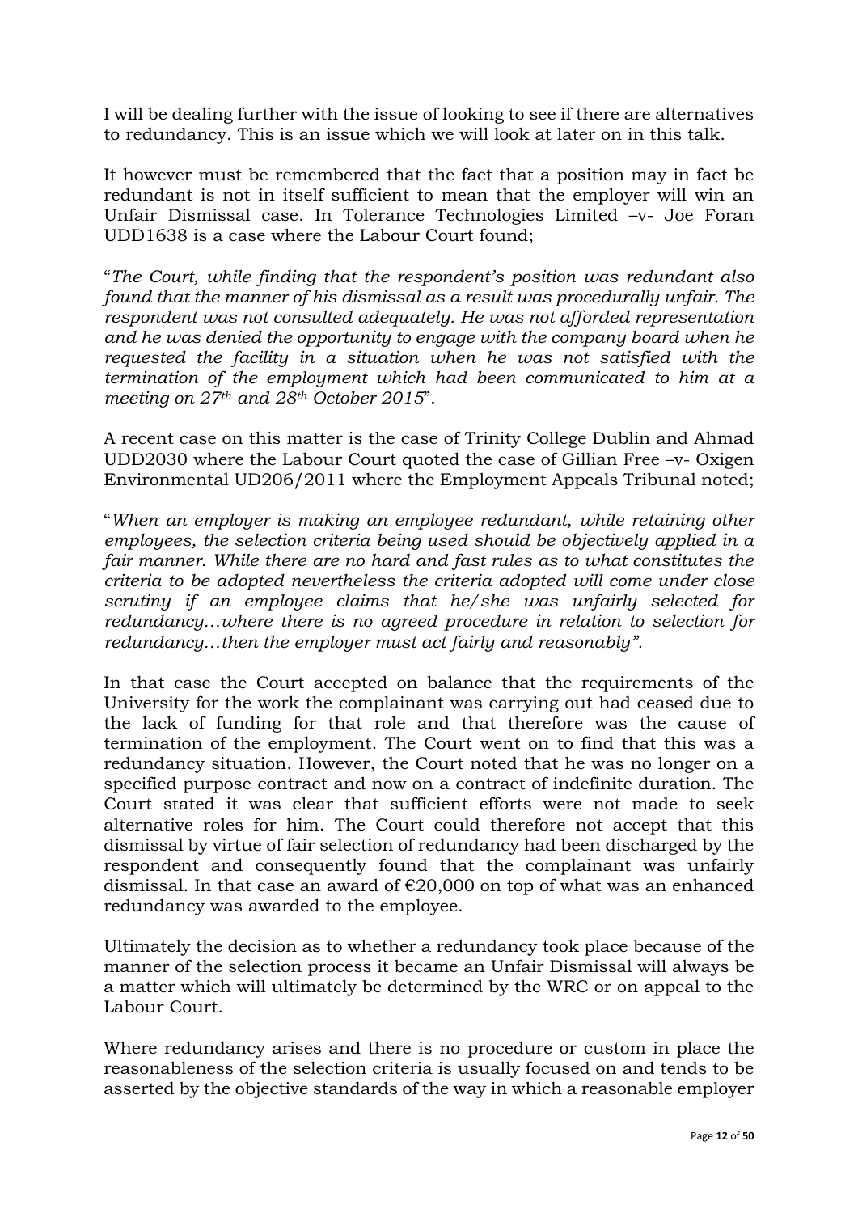I will be dealing further with the issue of looking to see if there are alternatives to redundancy. This is an issue which we will look at later on in this talk.

It however must be remembered that the fact that a position may in fact be redundant is not in itself sufficient to mean that the employer will win an Unfair Dismissal case. In Tolerance Technologies Limited –v- Joe Foran UDD1638 is a case where the Labour Court found;

"*The Court, while finding that the respondent's position was redundant also found that the manner of his dismissal as a result was procedurally unfair. The respondent was not consulted adequately. He was not afforded representation and he was denied the opportunity to engage with the company board when he requested the facility in a situation when he was not satisfied with the termination of the employment which had been communicated to him at a meeting on 27th and 28th October 2015*".

A recent case on this matter is the case of Trinity College Dublin and Ahmad UDD2030 where the Labour Court quoted the case of Gillian Free –v- Oxigen Environmental UD206/2011 where the Employment Appeals Tribunal noted;

"*When an employer is making an employee redundant, while retaining other employees, the selection criteria being used should be objectively applied in a fair manner. While there are no hard and fast rules as to what constitutes the criteria to be adopted nevertheless the criteria adopted will come under close scrutiny if an employee claims that he/she was unfairly selected for redundancy…where there is no agreed procedure in relation to selection for redundancy…then the employer must act fairly and reasonably".*

In that case the Court accepted on balance that the requirements of the University for the work the complainant was carrying out had ceased due to the lack of funding for that role and that therefore was the cause of termination of the employment. The Court went on to find that this was a redundancy situation. However, the Court noted that he was no longer on a specified purpose contract and now on a contract of indefinite duration. The Court stated it was clear that sufficient efforts were not made to seek alternative roles for him. The Court could therefore not accept that this dismissal by virtue of fair selection of redundancy had been discharged by the respondent and consequently found that the complainant was unfairly dismissal. In that case an award of €20,000 on top of what was an enhanced redundancy was awarded to the employee.

Ultimately the decision as to whether a redundancy took place because of the manner of the selection process it became an Unfair Dismissal will always be a matter which will ultimately be determined by the WRC or on appeal to the Labour Court.

Where redundancy arises and there is no procedure or custom in place the reasonableness of the selection criteria is usually focused on and tends to be asserted by the objective standards of the way in which a reasonable employer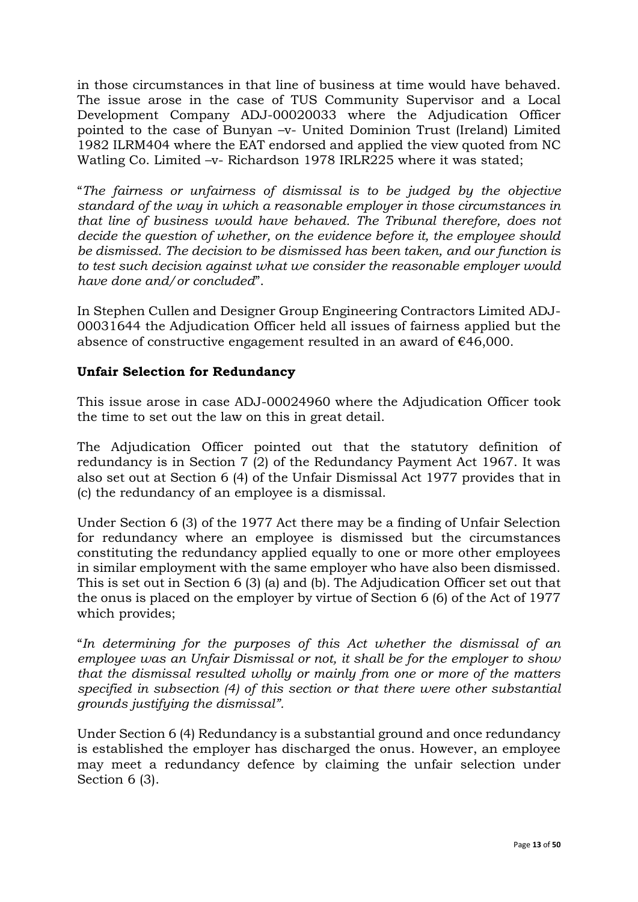in those circumstances in that line of business at time would have behaved. The issue arose in the case of TUS Community Supervisor and a Local Development Company ADJ-00020033 where the Adjudication Officer pointed to the case of Bunyan –v- United Dominion Trust (Ireland) Limited 1982 ILRM404 where the EAT endorsed and applied the view quoted from NC Watling Co. Limited –v- Richardson 1978 IRLR225 where it was stated;

"*The fairness or unfairness of dismissal is to be judged by the objective standard of the way in which a reasonable employer in those circumstances in that line of business would have behaved. The Tribunal therefore, does not decide the question of whether, on the evidence before it, the employee should be dismissed. The decision to be dismissed has been taken, and our function is to test such decision against what we consider the reasonable employer would have done and/or concluded*".

In Stephen Cullen and Designer Group Engineering Contractors Limited ADJ-00031644 the Adjudication Officer held all issues of fairness applied but the absence of constructive engagement resulted in an award of €46,000.

**Unfair Selection for Redundancy**

This issue arose in case ADJ-00024960 where the Adjudication Officer took the time to set out the law on this in great detail.

The Adjudication Officer pointed out that the statutory definition of redundancy is in Section 7 (2) of the Redundancy Payment Act 1967. It was also set out at Section 6 (4) of the Unfair Dismissal Act 1977 provides that in (c) the redundancy of an employee is a dismissal.

Under Section 6 (3) of the 1977 Act there may be a finding of Unfair Selection for redundancy where an employee is dismissed but the circumstances constituting the redundancy applied equally to one or more other employees in similar employment with the same employer who have also been dismissed. This is set out in Section 6 (3) (a) and (b). The Adjudication Officer set out that the onus is placed on the employer by virtue of Section 6 (6) of the Act of 1977 which provides;

"*In determining for the purposes of this Act whether the dismissal of an employee was an Unfair Dismissal or not, it shall be for the employer to show that the dismissal resulted wholly or mainly from one or more of the matters specified in subsection (4) of this section or that there were other substantial grounds justifying the dismissal".*

Under Section 6 (4) Redundancy is a substantial ground and once redundancy is established the employer has discharged the onus. However, an employee may meet a redundancy defence by claiming the unfair selection under Section 6 (3).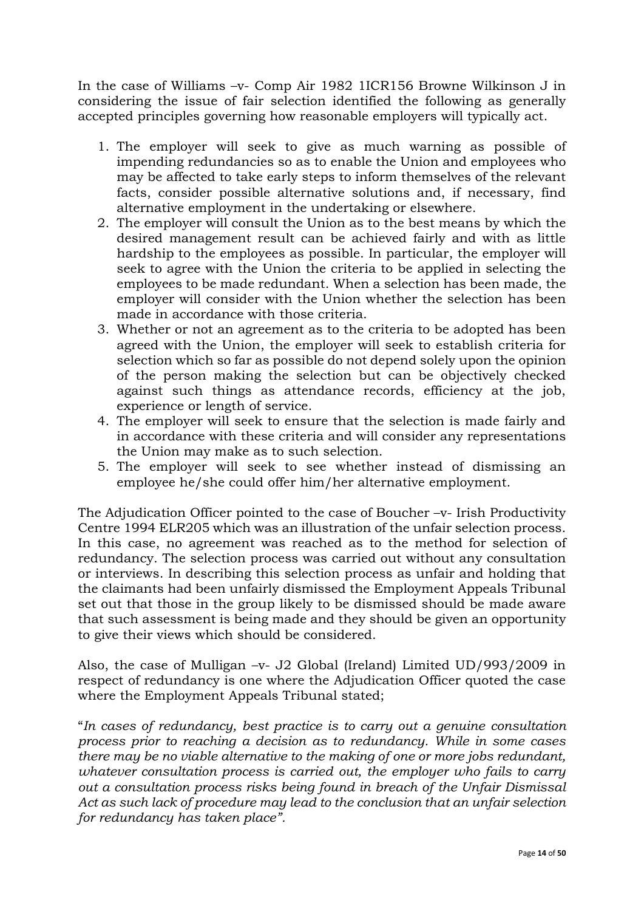In the case of Williams –v- Comp Air 1982 1ICR156 Browne Wilkinson J in considering the issue of fair selection identified the following as generally accepted principles governing how reasonable employers will typically act.

1. The employer will seek to give as much warning as possible of impending redundancies so as to enable the Union and employees who may be affected to take early steps to inform themselves of the relevant facts, consider possible alternative solutions and, if necessary, find alternative employment in the undertaking or elsewhere.
2. The employer will consult the Union as to the best means by which the desired management result can be achieved fairly and with as little hardship to the employees as possible. In particular, the employer will seek to agree with the Union the criteria to be applied in selecting the employees to be made redundant. When a selection has been made, the employer will consider with the Union whether the selection has been made in accordance with those criteria.
3. Whether or not an agreement as to the criteria to be adopted has been agreed with the Union, the employer will seek to establish criteria for selection which so far as possible do not depend solely upon the opinion of the person making the selection but can be objectively checked against such things as attendance records, efficiency at the job, experience or length of service.
4. The employer will seek to ensure that the selection is made fairly and in accordance with these criteria and will consider any representations the Union may make as to such selection.
5. The employer will seek to see whether instead of dismissing an employee he/she could offer him/her alternative employment.

The Adjudication Officer pointed to the case of Boucher –v- Irish Productivity Centre 1994 ELR205 which was an illustration of the unfair selection process. In this case, no agreement was reached as to the method for selection of redundancy. The selection process was carried out without any consultation or interviews. In describing this selection process as unfair and holding that the claimants had been unfairly dismissed the Employment Appeals Tribunal set out that those in the group likely to be dismissed should be made aware that such assessment is being made and they should be given an opportunity to give their views which should be considered.

Also, the case of Mulligan –v- J2 Global (Ireland) Limited UD/993/2009 in respect of redundancy is one where the Adjudication Officer quoted the case where the Employment Appeals Tribunal stated;

"*In cases of redundancy, best practice is to carry out a genuine consultation process prior to reaching a decision as to redundancy. While in some cases there may be no viable alternative to the making of one or more jobs redundant, whatever consultation process is carried out, the employer who fails to carry out a consultation process risks being found in breach of the Unfair Dismissal Act as such lack of procedure may lead to the conclusion that an unfair selection for redundancy has taken place".*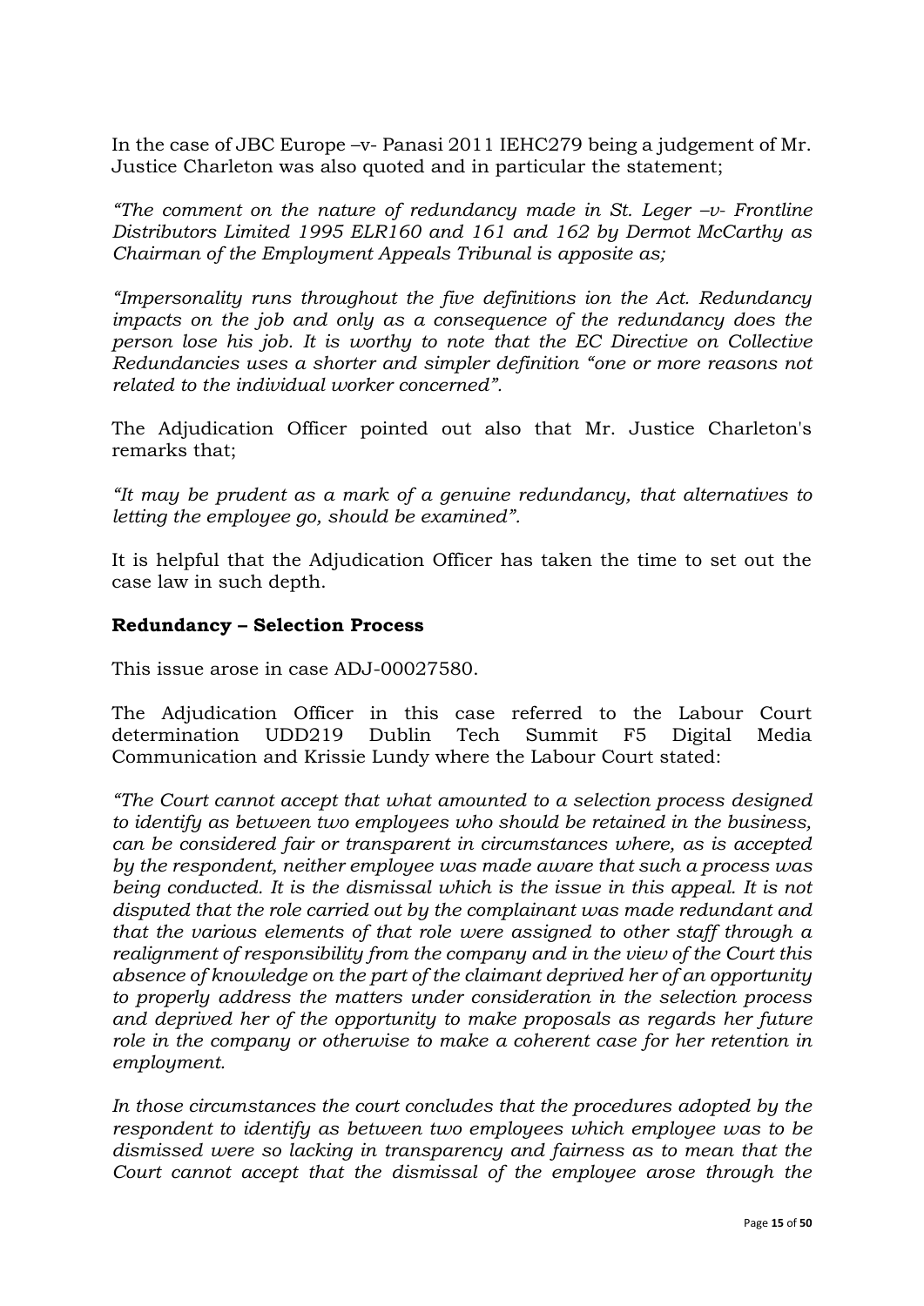In the case of JBC Europe –v- Panasi 2011 IEHC279 being a judgement of Mr. Justice Charleton was also quoted and in particular the statement;

*"The comment on the nature of redundancy made in St. Leger –v- Frontline Distributors Limited 1995 ELR160 and 161 and 162 by Dermot McCarthy as Chairman of the Employment Appeals Tribunal is apposite as;*

*"Impersonality runs throughout the five definitions ion the Act. Redundancy impacts on the job and only as a consequence of the redundancy does the person lose his job. It is worthy to note that the EC Directive on Collective Redundancies uses a shorter and simpler definition "one or more reasons not related to the individual worker concerned".*

The Adjudication Officer pointed out also that Mr. Justice Charleton's remarks that;

*"It may be prudent as a mark of a genuine redundancy, that alternatives to letting the employee go, should be examined".*

It is helpful that the Adjudication Officer has taken the time to set out the case law in such depth.

**Redundancy – Selection Process**

This issue arose in case ADJ-00027580.

The Adjudication Officer in this case referred to the Labour Court determination UDD219 Dublin Tech Summit F5 Digital Media Communication and Krissie Lundy where the Labour Court stated:

*"The Court cannot accept that what amounted to a selection process designed to identify as between two employees who should be retained in the business, can be considered fair or transparent in circumstances where, as is accepted by the respondent, neither employee was made aware that such a process was being conducted. It is the dismissal which is the issue in this appeal. It is not disputed that the role carried out by the complainant was made redundant and that the various elements of that role were assigned to other staff through a realignment of responsibility from the company and in the view of the Court this absence of knowledge on the part of the claimant deprived her of an opportunity to properly address the matters under consideration in the selection process and deprived her of the opportunity to make proposals as regards her future role in the company or otherwise to make a coherent case for her retention in employment.*

*In those circumstances the court concludes that the procedures adopted by the respondent to identify as between two employees which employee was to be dismissed were so lacking in transparency and fairness as to mean that the Court cannot accept that the dismissal of the employee arose through the*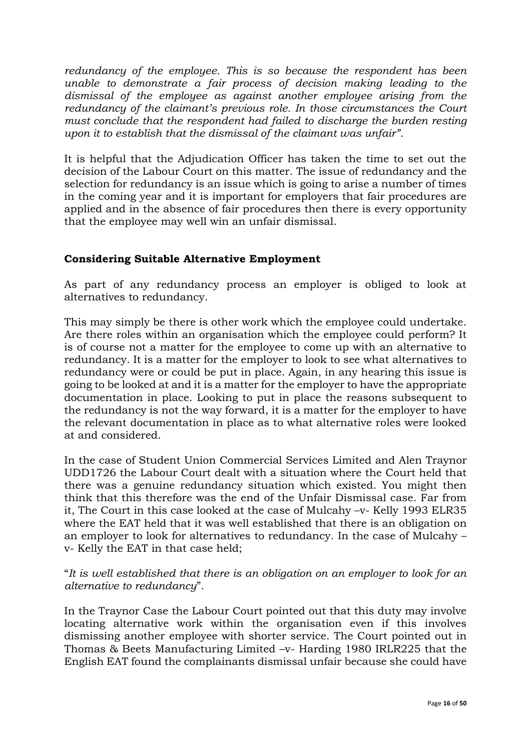*redundancy of the employee. This is so because the respondent has been unable to demonstrate a fair process of decision making leading to the dismissal of the employee as against another employee arising from the redundancy of the claimant's previous role. In those circumstances the Court must conclude that the respondent had failed to discharge the burden resting upon it to establish that the dismissal of the claimant was unfair".*

It is helpful that the Adjudication Officer has taken the time to set out the decision of the Labour Court on this matter. The issue of redundancy and the selection for redundancy is an issue which is going to arise a number of times in the coming year and it is important for employers that fair procedures are applied and in the absence of fair procedures then there is every opportunity that the employee may well win an unfair dismissal.

**Considering Suitable Alternative Employment**

As part of any redundancy process an employer is obliged to look at alternatives to redundancy.

This may simply be there is other work which the employee could undertake. Are there roles within an organisation which the employee could perform? It is of course not a matter for the employee to come up with an alternative to redundancy. It is a matter for the employer to look to see what alternatives to redundancy were or could be put in place. Again, in any hearing this issue is going to be looked at and it is a matter for the employer to have the appropriate documentation in place. Looking to put in place the reasons subsequent to the redundancy is not the way forward, it is a matter for the employer to have the relevant documentation in place as to what alternative roles were looked at and considered.

In the case of Student Union Commercial Services Limited and Alen Traynor UDD1726 the Labour Court dealt with a situation where the Court held that there was a genuine redundancy situation which existed. You might then think that this therefore was the end of the Unfair Dismissal case. Far from it, The Court in this case looked at the case of Mulcahy –v- Kelly 1993 ELR35 where the EAT held that it was well established that there is an obligation on an employer to look for alternatives to redundancy. In the case of Mulcahy –v- Kelly the EAT in that case held;

"*It is well established that there is an obligation on an employer to look for an alternative to redundancy*".

In the Traynor Case the Labour Court pointed out that this duty may involve locating alternative work within the organisation even if this involves dismissing another employee with shorter service. The Court pointed out in Thomas & Beets Manufacturing Limited –v- Harding 1980 IRLR225 that the English EAT found the complainants dismissal unfair because she could have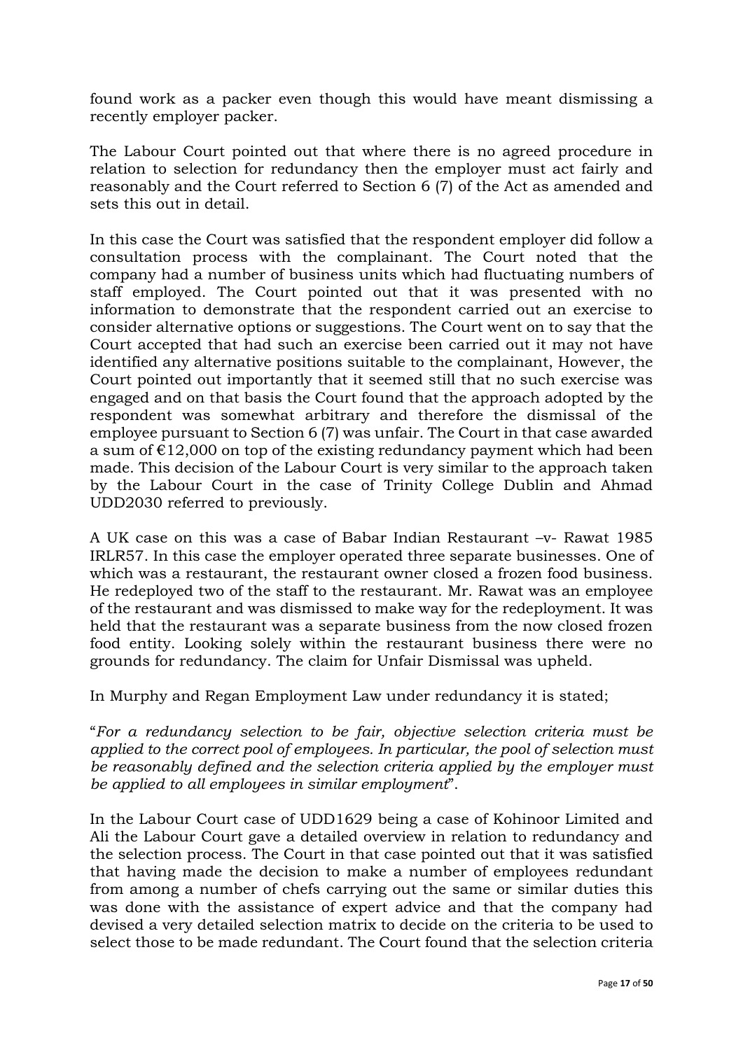found work as a packer even though this would have meant dismissing a recently employer packer.

The Labour Court pointed out that where there is no agreed procedure in relation to selection for redundancy then the employer must act fairly and reasonably and the Court referred to Section 6 (7) of the Act as amended and sets this out in detail.

In this case the Court was satisfied that the respondent employer did follow a consultation process with the complainant. The Court noted that the company had a number of business units which had fluctuating numbers of staff employed. The Court pointed out that it was presented with no information to demonstrate that the respondent carried out an exercise to consider alternative options or suggestions. The Court went on to say that the Court accepted that had such an exercise been carried out it may not have identified any alternative positions suitable to the complainant, However, the Court pointed out importantly that it seemed still that no such exercise was engaged and on that basis the Court found that the approach adopted by the respondent was somewhat arbitrary and therefore the dismissal of the employee pursuant to Section 6 (7) was unfair. The Court in that case awarded a sum of €12,000 on top of the existing redundancy payment which had been made. This decision of the Labour Court is very similar to the approach taken by the Labour Court in the case of Trinity College Dublin and Ahmad UDD2030 referred to previously.

A UK case on this was a case of Babar Indian Restaurant –v- Rawat 1985 IRLR57. In this case the employer operated three separate businesses. One of which was a restaurant, the restaurant owner closed a frozen food business. He redeployed two of the staff to the restaurant. Mr. Rawat was an employee of the restaurant and was dismissed to make way for the redeployment. It was held that the restaurant was a separate business from the now closed frozen food entity. Looking solely within the restaurant business there were no grounds for redundancy. The claim for Unfair Dismissal was upheld.

In Murphy and Regan Employment Law under redundancy it is stated;

"*For a redundancy selection to be fair, objective selection criteria must be applied to the correct pool of employees. In particular, the pool of selection must be reasonably defined and the selection criteria applied by the employer must be applied to all employees in similar employment*".

In the Labour Court case of UDD1629 being a case of Kohinoor Limited and Ali the Labour Court gave a detailed overview in relation to redundancy and the selection process. The Court in that case pointed out that it was satisfied that having made the decision to make a number of employees redundant from among a number of chefs carrying out the same or similar duties this was done with the assistance of expert advice and that the company had devised a very detailed selection matrix to decide on the criteria to be used to select those to be made redundant. The Court found that the selection criteria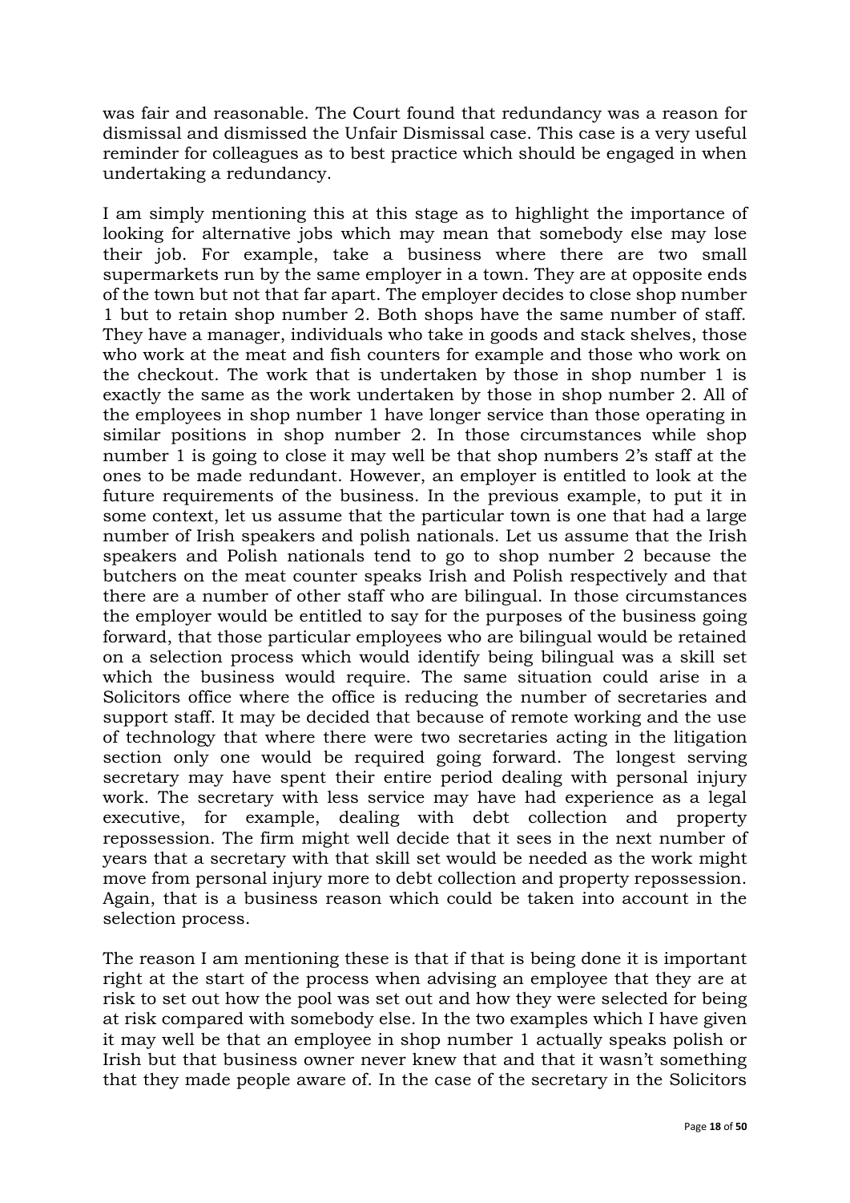was fair and reasonable. The Court found that redundancy was a reason for dismissal and dismissed the Unfair Dismissal case. This case is a very useful reminder for colleagues as to best practice which should be engaged in when undertaking a redundancy.

I am simply mentioning this at this stage as to highlight the importance of looking for alternative jobs which may mean that somebody else may lose their job. For example, take a business where there are two small supermarkets run by the same employer in a town. They are at opposite ends of the town but not that far apart. The employer decides to close shop number 1 but to retain shop number 2. Both shops have the same number of staff. They have a manager, individuals who take in goods and stack shelves, those who work at the meat and fish counters for example and those who work on the checkout. The work that is undertaken by those in shop number 1 is exactly the same as the work undertaken by those in shop number 2. All of the employees in shop number 1 have longer service than those operating in similar positions in shop number 2. In those circumstances while shop number 1 is going to close it may well be that shop numbers 2's staff at the ones to be made redundant. However, an employer is entitled to look at the future requirements of the business. In the previous example, to put it in some context, let us assume that the particular town is one that had a large number of Irish speakers and polish nationals. Let us assume that the Irish speakers and Polish nationals tend to go to shop number 2 because the butchers on the meat counter speaks Irish and Polish respectively and that there are a number of other staff who are bilingual. In those circumstances the employer would be entitled to say for the purposes of the business going forward, that those particular employees who are bilingual would be retained on a selection process which would identify being bilingual was a skill set which the business would require. The same situation could arise in a Solicitors office where the office is reducing the number of secretaries and support staff. It may be decided that because of remote working and the use of technology that where there were two secretaries acting in the litigation section only one would be required going forward. The longest serving secretary may have spent their entire period dealing with personal injury work. The secretary with less service may have had experience as a legal executive, for example, dealing with debt collection and property repossession. The firm might well decide that it sees in the next number of years that a secretary with that skill set would be needed as the work might move from personal injury more to debt collection and property repossession. Again, that is a business reason which could be taken into account in the selection process.

The reason I am mentioning these is that if that is being done it is important right at the start of the process when advising an employee that they are at risk to set out how the pool was set out and how they were selected for being at risk compared with somebody else. In the two examples which I have given it may well be that an employee in shop number 1 actually speaks polish or Irish but that business owner never knew that and that it wasn't something that they made people aware of. In the case of the secretary in the Solicitors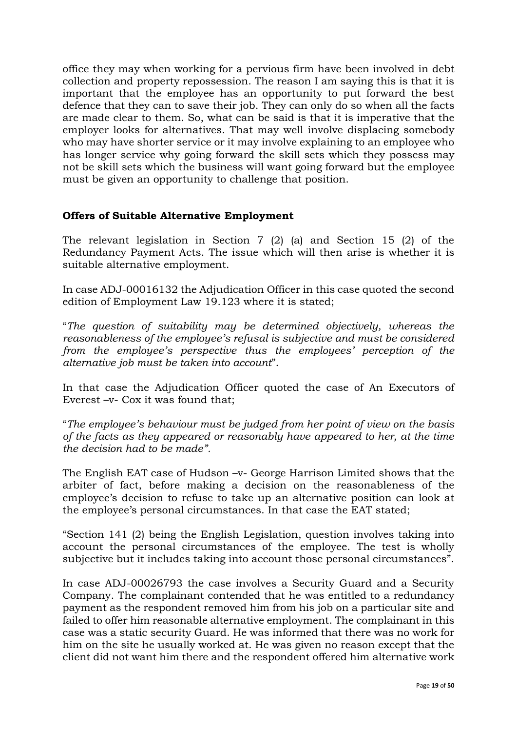office they may when working for a pervious firm have been involved in debt collection and property repossession. The reason I am saying this is that it is important that the employee has an opportunity to put forward the best defence that they can to save their job. They can only do so when all the facts are made clear to them. So, what can be said is that it is imperative that the employer looks for alternatives. That may well involve displacing somebody who may have shorter service or it may involve explaining to an employee who has longer service why going forward the skill sets which they possess may not be skill sets which the business will want going forward but the employee must be given an opportunity to challenge that position.

## Offers of Suitable Alternative Employment

The relevant legislation in Section 7 (2) (a) and Section 15 (2) of the Redundancy Payment Acts. The issue which will then arise is whether it is suitable alternative employment.

In case ADJ-00016132 the Adjudication Officer in this case quoted the second edition of Employment Law 19.123 where it is stated;

"*The question of suitability may be determined objectively, whereas the reasonableness of the employee's refusal is subjective and must be considered from the employee's perspective thus the employees' perception of the alternative job must be taken into account*".

In that case the Adjudication Officer quoted the case of An Executors of Everest –v- Cox it was found that;

"*The employee's behaviour must be judged from her point of view on the basis of the facts as they appeared or reasonably have appeared to her, at the time the decision had to be made".*

The English EAT case of Hudson –v- George Harrison Limited shows that the arbiter of fact, before making a decision on the reasonableness of the employee's decision to refuse to take up an alternative position can look at the employee's personal circumstances. In that case the EAT stated;

"Section 141 (2) being the English Legislation, question involves taking into account the personal circumstances of the employee. The test is wholly subjective but it includes taking into account those personal circumstances".

In case ADJ-00026793 the case involves a Security Guard and a Security Company. The complainant contended that he was entitled to a redundancy payment as the respondent removed him from his job on a particular site and failed to offer him reasonable alternative employment. The complainant in this case was a static security Guard. He was informed that there was no work for him on the site he usually worked at. He was given no reason except that the client did not want him there and the respondent offered him alternative work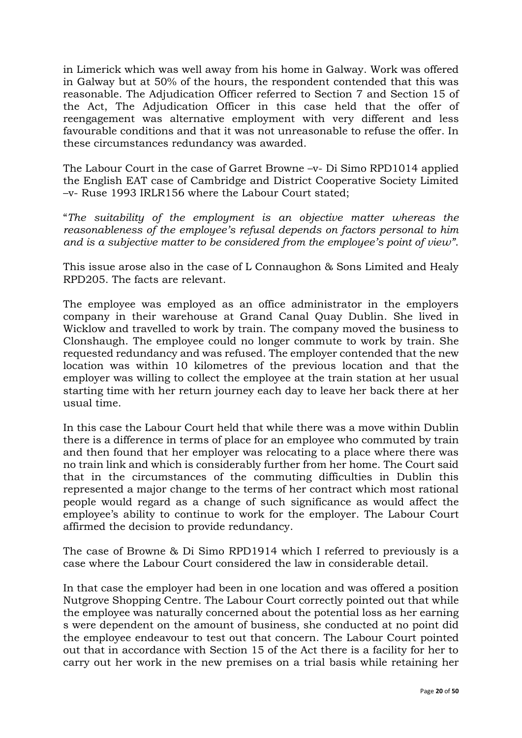in Limerick which was well away from his home in Galway. Work was offered in Galway but at 50% of the hours, the respondent contended that this was reasonable. The Adjudication Officer referred to Section 7 and Section 15 of the Act, The Adjudication Officer in this case held that the offer of reengagement was alternative employment with very different and less favourable conditions and that it was not unreasonable to refuse the offer. In these circumstances redundancy was awarded.

The Labour Court in the case of Garret Browne –v- Di Simo RPD1014 applied the English EAT case of Cambridge and District Cooperative Society Limited –v- Ruse 1993 IRLR156 where the Labour Court stated;

"*The suitability of the employment is an objective matter whereas the reasonableness of the employee's refusal depends on factors personal to him and is a subjective matter to be considered from the employee's point of view"*.

This issue arose also in the case of L Connaughon & Sons Limited and Healy RPD205. The facts are relevant.

The employee was employed as an office administrator in the employers company in their warehouse at Grand Canal Quay Dublin. She lived in Wicklow and travelled to work by train. The company moved the business to Clonshaugh. The employee could no longer commute to work by train. She requested redundancy and was refused. The employer contended that the new location was within 10 kilometres of the previous location and that the employer was willing to collect the employee at the train station at her usual starting time with her return journey each day to leave her back there at her usual time.

In this case the Labour Court held that while there was a move within Dublin there is a difference in terms of place for an employee who commuted by train and then found that her employer was relocating to a place where there was no train link and which is considerably further from her home. The Court said that in the circumstances of the commuting difficulties in Dublin this represented a major change to the terms of her contract which most rational people would regard as a change of such significance as would affect the employee's ability to continue to work for the employer. The Labour Court affirmed the decision to provide redundancy.

The case of Browne & Di Simo RPD1914 which I referred to previously is a case where the Labour Court considered the law in considerable detail.

In that case the employer had been in one location and was offered a position Nutgrove Shopping Centre. The Labour Court correctly pointed out that while the employee was naturally concerned about the potential loss as her earning s were dependent on the amount of business, she conducted at no point did the employee endeavour to test out that concern. The Labour Court pointed out that in accordance with Section 15 of the Act there is a facility for her to carry out her work in the new premises on a trial basis while retaining her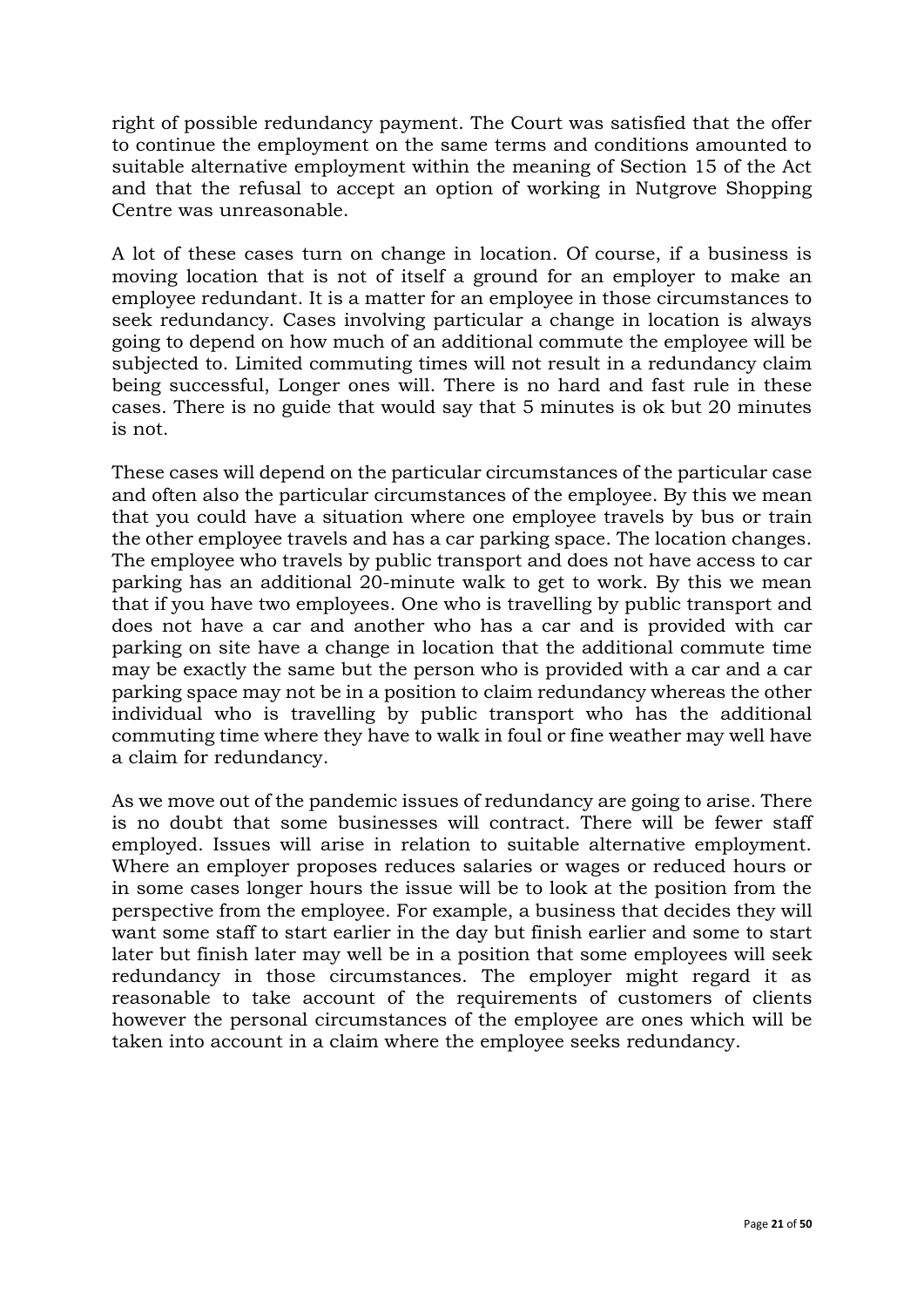right of possible redundancy payment. The Court was satisfied that the offer to continue the employment on the same terms and conditions amounted to suitable alternative employment within the meaning of Section 15 of the Act and that the refusal to accept an option of working in Nutgrove Shopping Centre was unreasonable.

A lot of these cases turn on change in location. Of course, if a business is moving location that is not of itself a ground for an employer to make an employee redundant. It is a matter for an employee in those circumstances to seek redundancy. Cases involving particular a change in location is always going to depend on how much of an additional commute the employee will be subjected to. Limited commuting times will not result in a redundancy claim being successful, Longer ones will. There is no hard and fast rule in these cases. There is no guide that would say that 5 minutes is ok but 20 minutes is not.

These cases will depend on the particular circumstances of the particular case and often also the particular circumstances of the employee. By this we mean that you could have a situation where one employee travels by bus or train the other employee travels and has a car parking space. The location changes. The employee who travels by public transport and does not have access to car parking has an additional 20-minute walk to get to work. By this we mean that if you have two employees. One who is travelling by public transport and does not have a car and another who has a car and is provided with car parking on site have a change in location that the additional commute time may be exactly the same but the person who is provided with a car and a car parking space may not be in a position to claim redundancy whereas the other individual who is travelling by public transport who has the additional commuting time where they have to walk in foul or fine weather may well have a claim for redundancy.

As we move out of the pandemic issues of redundancy are going to arise. There is no doubt that some businesses will contract. There will be fewer staff employed. Issues will arise in relation to suitable alternative employment. Where an employer proposes reduces salaries or wages or reduced hours or in some cases longer hours the issue will be to look at the position from the perspective from the employee. For example, a business that decides they will want some staff to start earlier in the day but finish earlier and some to start later but finish later may well be in a position that some employees will seek redundancy in those circumstances. The employer might regard it as reasonable to take account of the requirements of customers of clients however the personal circumstances of the employee are ones which will be taken into account in a claim where the employee seeks redundancy.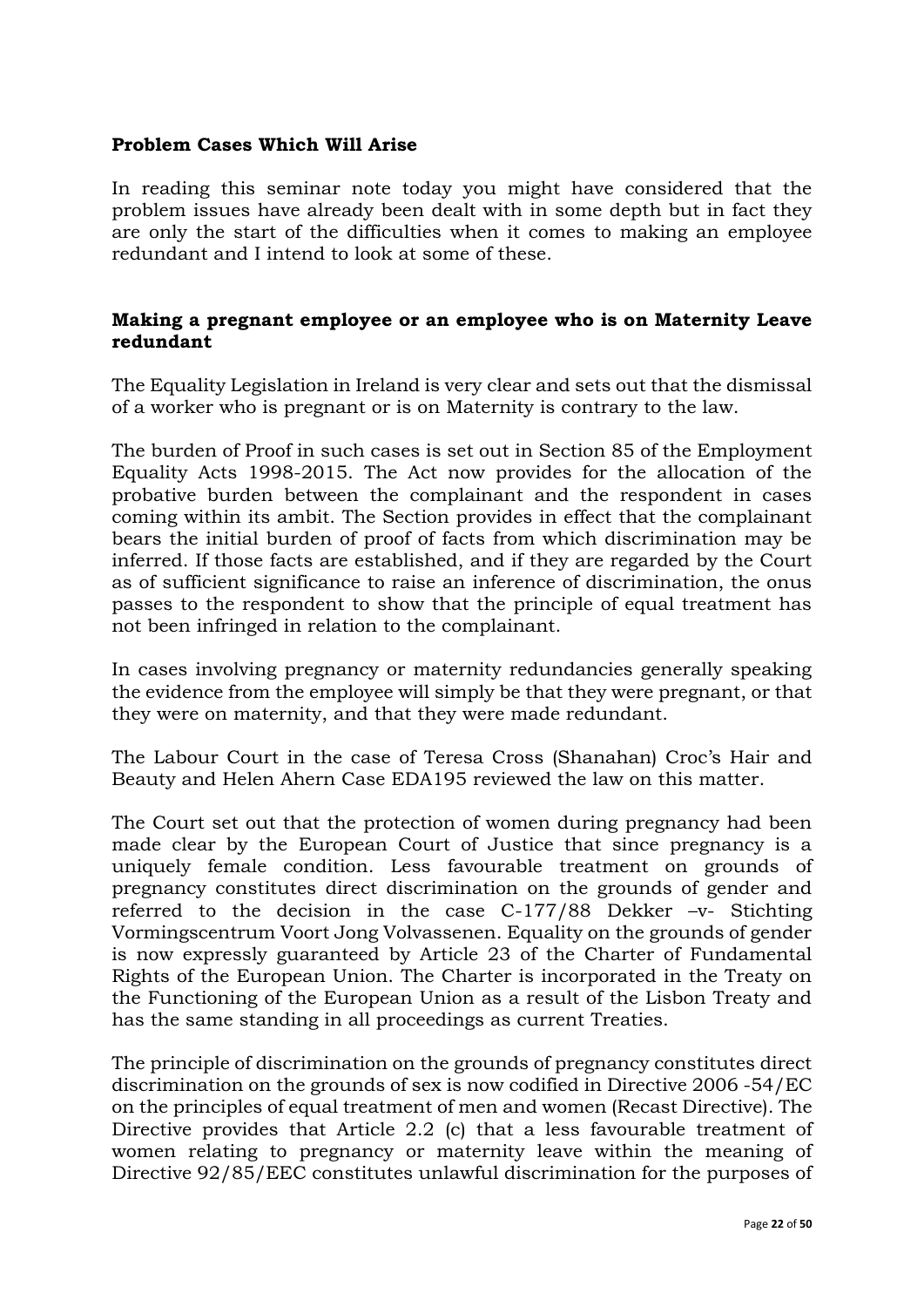**Problem Cases Which Will Arise**

In reading this seminar note today you might have considered that the problem issues have already been dealt with in some depth but in fact they are only the start of the difficulties when it comes to making an employee redundant and I intend to look at some of these.

**Making a pregnant employee or an employee who is on Maternity Leave redundant**

The Equality Legislation in Ireland is very clear and sets out that the dismissal of a worker who is pregnant or is on Maternity is contrary to the law.

The burden of Proof in such cases is set out in Section 85 of the Employment Equality Acts 1998-2015. The Act now provides for the allocation of the probative burden between the complainant and the respondent in cases coming within its ambit. The Section provides in effect that the complainant bears the initial burden of proof of facts from which discrimination may be inferred. If those facts are established, and if they are regarded by the Court as of sufficient significance to raise an inference of discrimination, the onus passes to the respondent to show that the principle of equal treatment has not been infringed in relation to the complainant.

In cases involving pregnancy or maternity redundancies generally speaking the evidence from the employee will simply be that they were pregnant, or that they were on maternity, and that they were made redundant.

The Labour Court in the case of Teresa Cross (Shanahan) Croc's Hair and Beauty and Helen Ahern Case EDA195 reviewed the law on this matter.

The Court set out that the protection of women during pregnancy had been made clear by the European Court of Justice that since pregnancy is a uniquely female condition. Less favourable treatment on grounds of pregnancy constitutes direct discrimination on the grounds of gender and referred to the decision in the case C-177/88 Dekker –v- Stichting Vormingscentrum Voort Jong Volvassenen. Equality on the grounds of gender is now expressly guaranteed by Article 23 of the Charter of Fundamental Rights of the European Union. The Charter is incorporated in the Treaty on the Functioning of the European Union as a result of the Lisbon Treaty and has the same standing in all proceedings as current Treaties.

The principle of discrimination on the grounds of pregnancy constitutes direct discrimination on the grounds of sex is now codified in Directive 2006 -54/EC on the principles of equal treatment of men and women (Recast Directive). The Directive provides that Article 2.2 (c) that a less favourable treatment of women relating to pregnancy or maternity leave within the meaning of Directive 92/85/EEC constitutes unlawful discrimination for the purposes of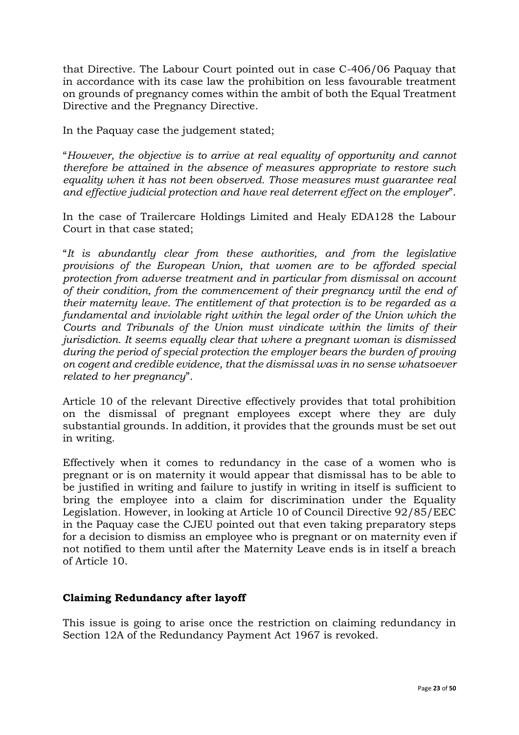that Directive. The Labour Court pointed out in case C-406/06 Paquay that in accordance with its case law the prohibition on less favourable treatment on grounds of pregnancy comes within the ambit of both the Equal Treatment Directive and the Pregnancy Directive.

In the Paquay case the judgement stated;

"*However, the objective is to arrive at real equality of opportunity and cannot therefore be attained in the absence of measures appropriate to restore such equality when it has not been observed. Those measures must guarantee real and effective judicial protection and have real deterrent effect on the employer*".

In the case of Trailercare Holdings Limited and Healy EDA128 the Labour Court in that case stated;

"*It is abundantly clear from these authorities, and from the legislative provisions of the European Union, that women are to be afforded special protection from adverse treatment and in particular from dismissal on account of their condition, from the commencement of their pregnancy until the end of their maternity leave. The entitlement of that protection is to be regarded as a fundamental and inviolable right within the legal order of the Union which the Courts and Tribunals of the Union must vindicate within the limits of their jurisdiction. It seems equally clear that where a pregnant woman is dismissed during the period of special protection the employer bears the burden of proving on cogent and credible evidence, that the dismissal was in no sense whatsoever related to her pregnancy*".

Article 10 of the relevant Directive effectively provides that total prohibition on the dismissal of pregnant employees except where they are duly substantial grounds. In addition, it provides that the grounds must be set out in writing.

Effectively when it comes to redundancy in the case of a women who is pregnant or is on maternity it would appear that dismissal has to be able to be justified in writing and failure to justify in writing in itself is sufficient to bring the employee into a claim for discrimination under the Equality Legislation. However, in looking at Article 10 of Council Directive 92/85/EEC in the Paquay case the CJEU pointed out that even taking preparatory steps for a decision to dismiss an employee who is pregnant or on maternity even if not notified to them until after the Maternity Leave ends is in itself a breach of Article 10.

## Claiming Redundancy after layoff

This issue is going to arise once the restriction on claiming redundancy in Section 12A of the Redundancy Payment Act 1967 is revoked.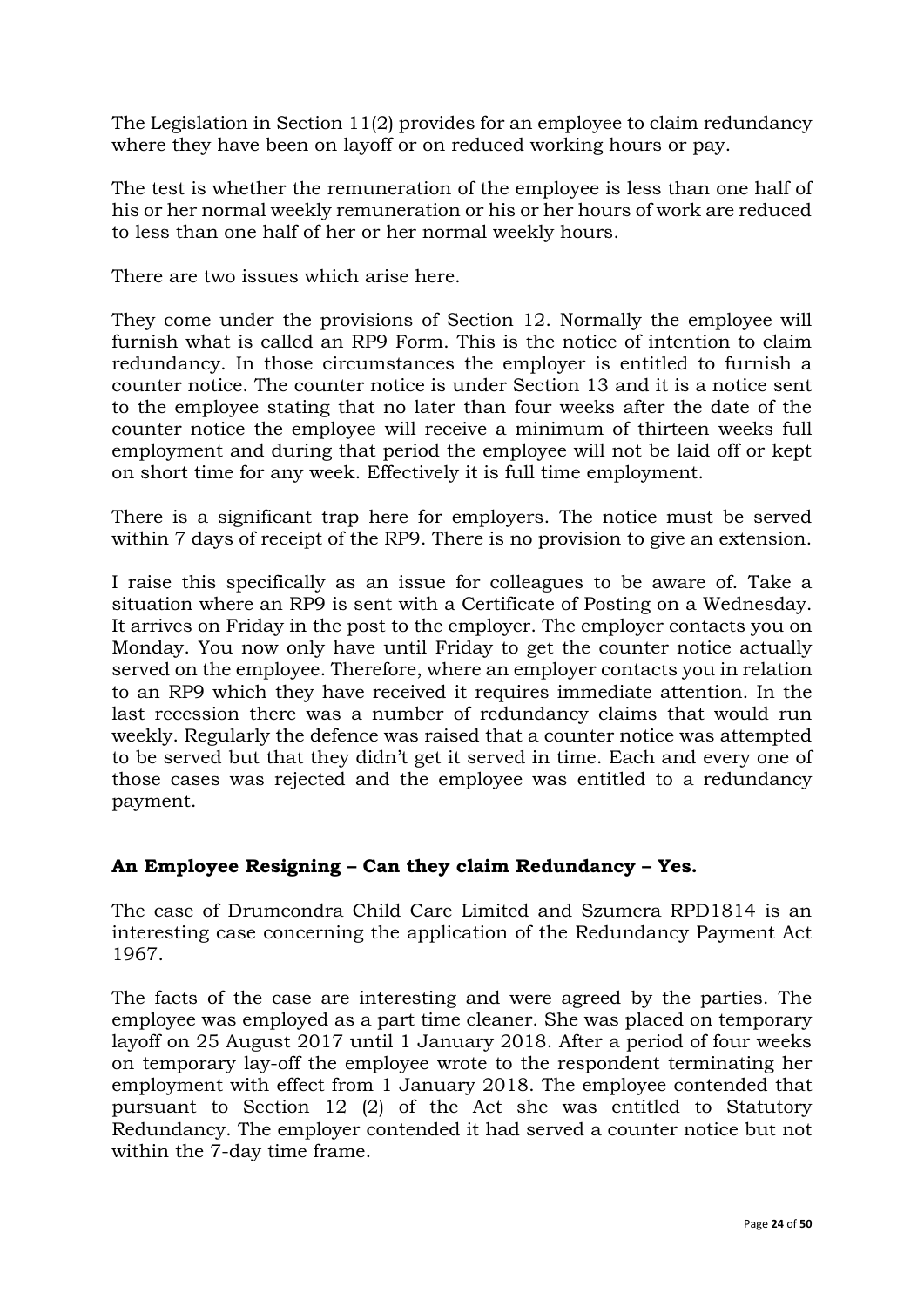The Legislation in Section 11(2) provides for an employee to claim redundancy where they have been on layoff or on reduced working hours or pay.

The test is whether the remuneration of the employee is less than one half of his or her normal weekly remuneration or his or her hours of work are reduced to less than one half of her or her normal weekly hours.

There are two issues which arise here.

They come under the provisions of Section 12. Normally the employee will furnish what is called an RP9 Form. This is the notice of intention to claim redundancy. In those circumstances the employer is entitled to furnish a counter notice. The counter notice is under Section 13 and it is a notice sent to the employee stating that no later than four weeks after the date of the counter notice the employee will receive a minimum of thirteen weeks full employment and during that period the employee will not be laid off or kept on short time for any week. Effectively it is full time employment.

There is a significant trap here for employers. The notice must be served within 7 days of receipt of the RP9. There is no provision to give an extension.

I raise this specifically as an issue for colleagues to be aware of. Take a situation where an RP9 is sent with a Certificate of Posting on a Wednesday. It arrives on Friday in the post to the employer. The employer contacts you on Monday. You now only have until Friday to get the counter notice actually served on the employee. Therefore, where an employer contacts you in relation to an RP9 which they have received it requires immediate attention. In the last recession there was a number of redundancy claims that would run weekly. Regularly the defence was raised that a counter notice was attempted to be served but that they didn't get it served in time. Each and every one of those cases was rejected and the employee was entitled to a redundancy payment.

### An Employee Resigning – Can they claim Redundancy – Yes.

The case of Drumcondra Child Care Limited and Szumera RPD1814 is an interesting case concerning the application of the Redundancy Payment Act 1967.

The facts of the case are interesting and were agreed by the parties. The employee was employed as a part time cleaner. She was placed on temporary layoff on 25 August 2017 until 1 January 2018. After a period of four weeks on temporary lay-off the employee wrote to the respondent terminating her employment with effect from 1 January 2018. The employee contended that pursuant to Section 12 (2) of the Act she was entitled to Statutory Redundancy. The employer contended it had served a counter notice but not within the 7-day time frame.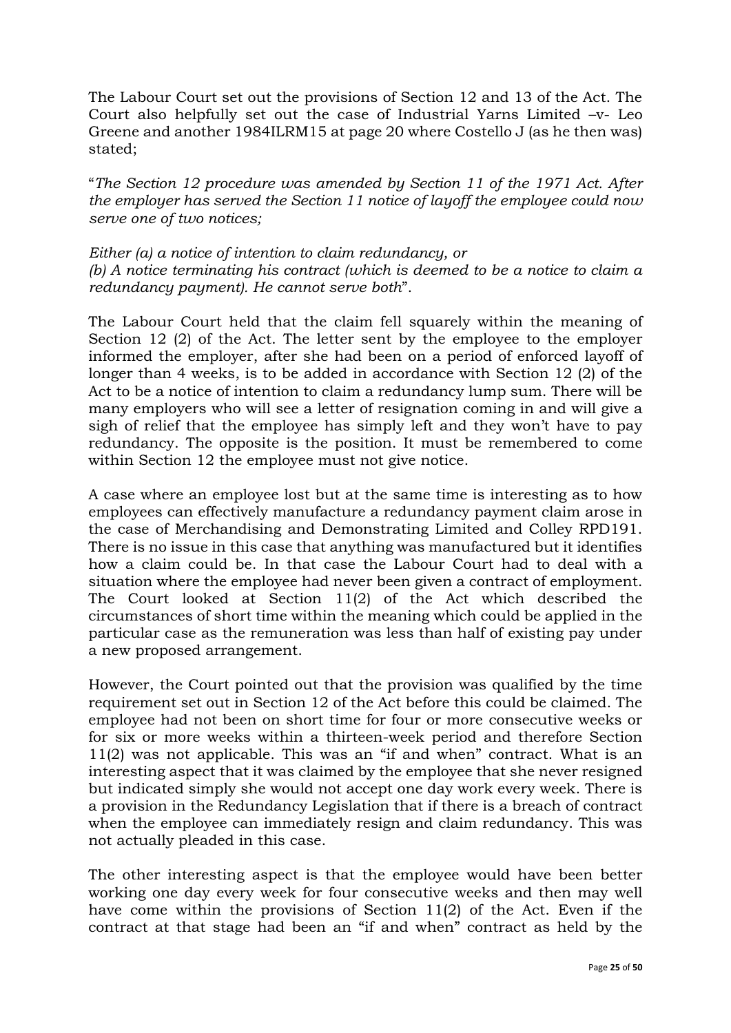The Labour Court set out the provisions of Section 12 and 13 of the Act. The Court also helpfully set out the case of Industrial Yarns Limited –v- Leo Greene and another 1984ILRM15 at page 20 where Costello J (as he then was) stated;

"*The Section 12 procedure was amended by Section 11 of the 1971 Act. After the employer has served the Section 11 notice of layoff the employee could now serve one of two notices;*

*Either (a) a notice of intention to claim redundancy, or*
*(b) A notice terminating his contract (which is deemed to be a notice to claim a redundancy payment). He cannot serve both*".

The Labour Court held that the claim fell squarely within the meaning of Section 12 (2) of the Act. The letter sent by the employee to the employer informed the employer, after she had been on a period of enforced layoff of longer than 4 weeks, is to be added in accordance with Section 12 (2) of the Act to be a notice of intention to claim a redundancy lump sum. There will be many employers who will see a letter of resignation coming in and will give a sigh of relief that the employee has simply left and they won't have to pay redundancy. The opposite is the position. It must be remembered to come within Section 12 the employee must not give notice.

A case where an employee lost but at the same time is interesting as to how employees can effectively manufacture a redundancy payment claim arose in the case of Merchandising and Demonstrating Limited and Colley RPD191. There is no issue in this case that anything was manufactured but it identifies how a claim could be. In that case the Labour Court had to deal with a situation where the employee had never been given a contract of employment. The Court looked at Section 11(2) of the Act which described the circumstances of short time within the meaning which could be applied in the particular case as the remuneration was less than half of existing pay under a new proposed arrangement.

However, the Court pointed out that the provision was qualified by the time requirement set out in Section 12 of the Act before this could be claimed. The employee had not been on short time for four or more consecutive weeks or for six or more weeks within a thirteen-week period and therefore Section 11(2) was not applicable. This was an "if and when" contract. What is an interesting aspect that it was claimed by the employee that she never resigned but indicated simply she would not accept one day work every week. There is a provision in the Redundancy Legislation that if there is a breach of contract when the employee can immediately resign and claim redundancy. This was not actually pleaded in this case.

The other interesting aspect is that the employee would have been better working one day every week for four consecutive weeks and then may well have come within the provisions of Section 11(2) of the Act. Even if the contract at that stage had been an "if and when" contract as held by the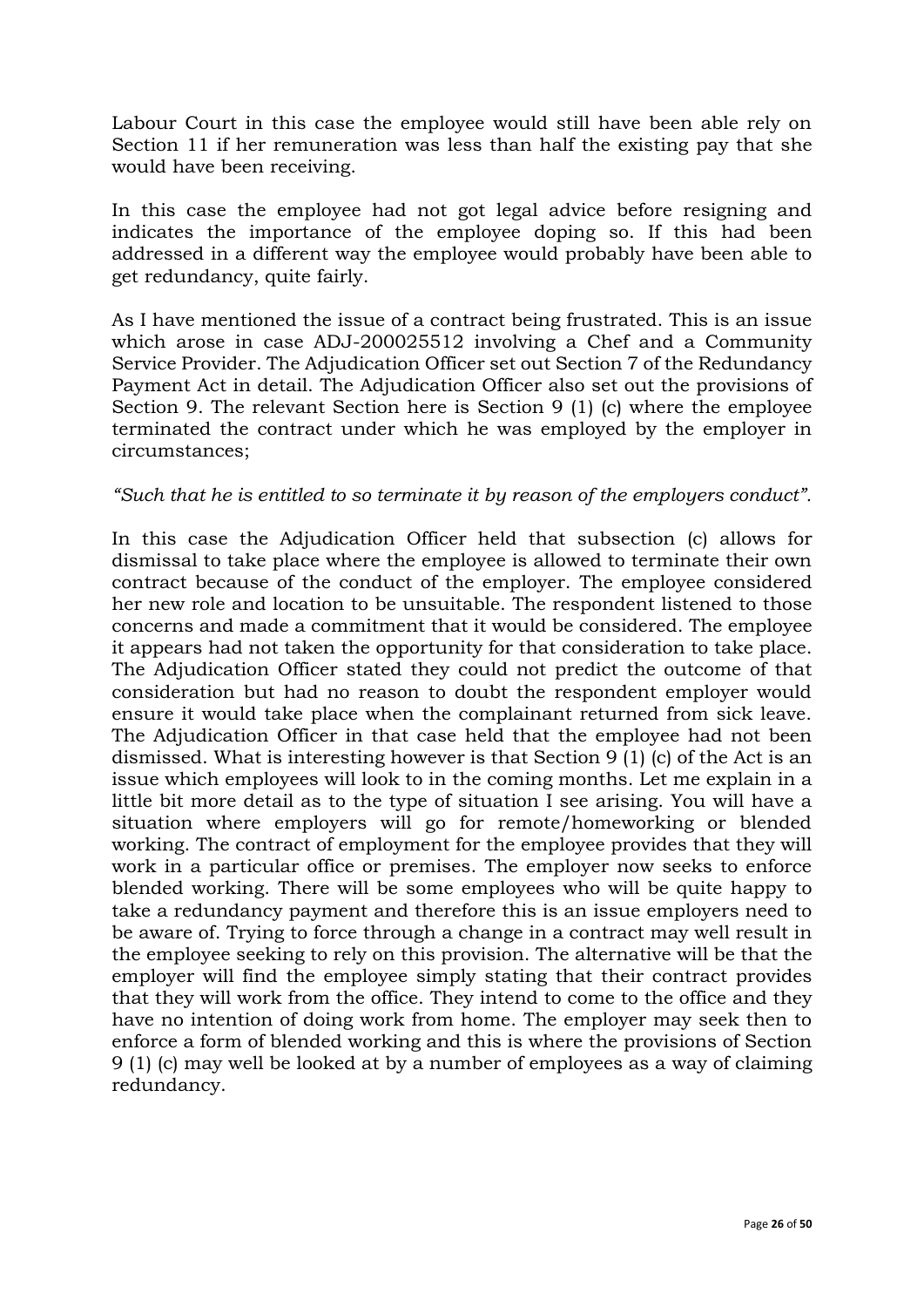Labour Court in this case the employee would still have been able rely on Section 11 if her remuneration was less than half the existing pay that she would have been receiving.

In this case the employee had not got legal advice before resigning and indicates the importance of the employee doping so. If this had been addressed in a different way the employee would probably have been able to get redundancy, quite fairly.

As I have mentioned the issue of a contract being frustrated. This is an issue which arose in case ADJ-200025512 involving a Chef and a Community Service Provider. The Adjudication Officer set out Section 7 of the Redundancy Payment Act in detail. The Adjudication Officer also set out the provisions of Section 9. The relevant Section here is Section 9 (1) (c) where the employee terminated the contract under which he was employed by the employer in circumstances;

*"Such that he is entitled to so terminate it by reason of the employers conduct".*

In this case the Adjudication Officer held that subsection (c) allows for dismissal to take place where the employee is allowed to terminate their own contract because of the conduct of the employer. The employee considered her new role and location to be unsuitable. The respondent listened to those concerns and made a commitment that it would be considered. The employee it appears had not taken the opportunity for that consideration to take place. The Adjudication Officer stated they could not predict the outcome of that consideration but had no reason to doubt the respondent employer would ensure it would take place when the complainant returned from sick leave. The Adjudication Officer in that case held that the employee had not been dismissed. What is interesting however is that Section 9 (1) (c) of the Act is an issue which employees will look to in the coming months. Let me explain in a little bit more detail as to the type of situation I see arising. You will have a situation where employers will go for remote/homeworking or blended working. The contract of employment for the employee provides that they will work in a particular office or premises. The employer now seeks to enforce blended working. There will be some employees who will be quite happy to take a redundancy payment and therefore this is an issue employers need to be aware of. Trying to force through a change in a contract may well result in the employee seeking to rely on this provision. The alternative will be that the employer will find the employee simply stating that their contract provides that they will work from the office. They intend to come to the office and they have no intention of doing work from home. The employer may seek then to enforce a form of blended working and this is where the provisions of Section 9 (1) (c) may well be looked at by a number of employees as a way of claiming redundancy.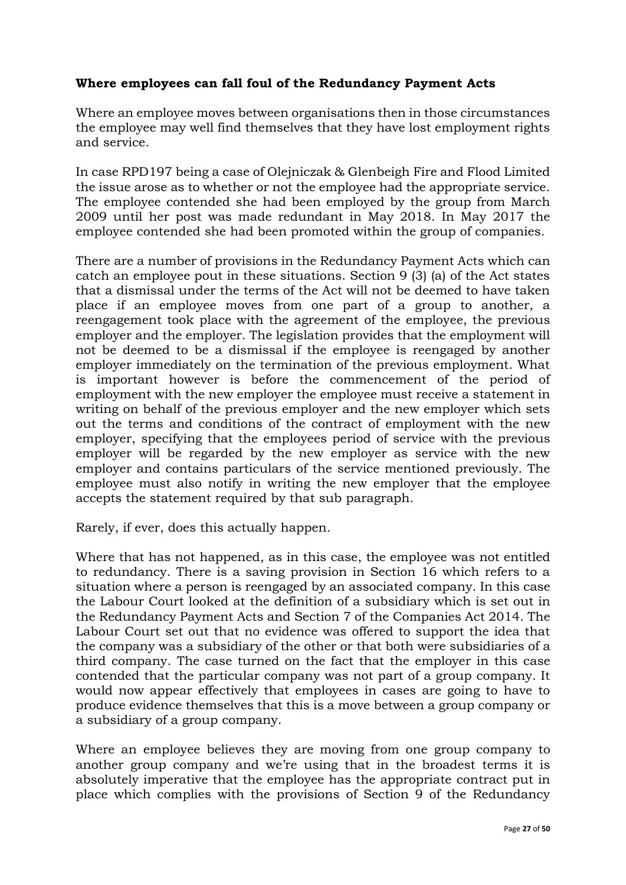**Where employees can fall foul of the Redundancy Payment Acts**

Where an employee moves between organisations then in those circumstances the employee may well find themselves that they have lost employment rights and service.

In case RPD197 being a case of Olejniczak & Glenbeigh Fire and Flood Limited the issue arose as to whether or not the employee had the appropriate service. The employee contended she had been employed by the group from March 2009 until her post was made redundant in May 2018. In May 2017 the employee contended she had been promoted within the group of companies.

There are a number of provisions in the Redundancy Payment Acts which can catch an employee pout in these situations. Section 9 (3) (a) of the Act states that a dismissal under the terms of the Act will not be deemed to have taken place if an employee moves from one part of a group to another, a reengagement took place with the agreement of the employee, the previous employer and the employer. The legislation provides that the employment will not be deemed to be a dismissal if the employee is reengaged by another employer immediately on the termination of the previous employment. What is important however is before the commencement of the period of employment with the new employer the employee must receive a statement in writing on behalf of the previous employer and the new employer which sets out the terms and conditions of the contract of employment with the new employer, specifying that the employees period of service with the previous employer will be regarded by the new employer as service with the new employer and contains particulars of the service mentioned previously. The employee must also notify in writing the new employer that the employee accepts the statement required by that sub paragraph.

Rarely, if ever, does this actually happen.

Where that has not happened, as in this case, the employee was not entitled to redundancy. There is a saving provision in Section 16 which refers to a situation where a person is reengaged by an associated company. In this case the Labour Court looked at the definition of a subsidiary which is set out in the Redundancy Payment Acts and Section 7 of the Companies Act 2014. The Labour Court set out that no evidence was offered to support the idea that the company was a subsidiary of the other or that both were subsidiaries of a third company. The case turned on the fact that the employer in this case contended that the particular company was not part of a group company. It would now appear effectively that employees in cases are going to have to produce evidence themselves that this is a move between a group company or a subsidiary of a group company.

Where an employee believes they are moving from one group company to another group company and we're using that in the broadest terms it is absolutely imperative that the employee has the appropriate contract put in place which complies with the provisions of Section 9 of the Redundancy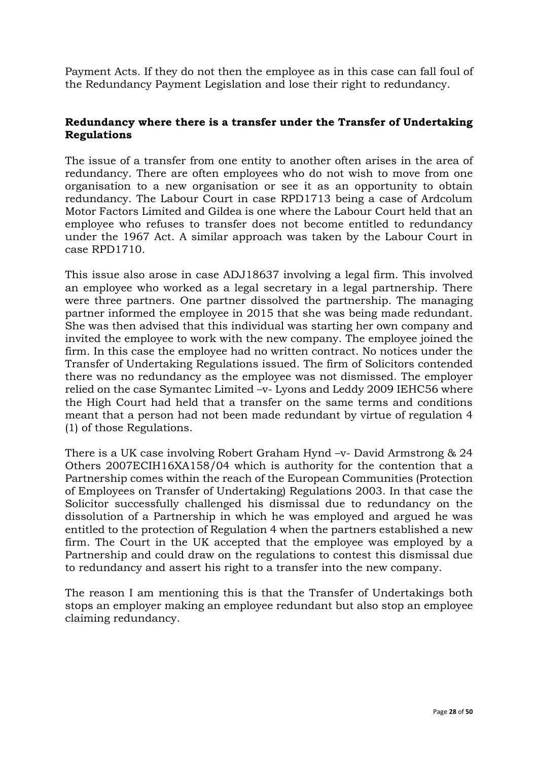Payment Acts. If they do not then the employee as in this case can fall foul of the Redundancy Payment Legislation and lose their right to redundancy.

**Redundancy where there is a transfer under the Transfer of Undertaking Regulations**

The issue of a transfer from one entity to another often arises in the area of redundancy. There are often employees who do not wish to move from one organisation to a new organisation or see it as an opportunity to obtain redundancy. The Labour Court in case RPD1713 being a case of Ardcolum Motor Factors Limited and Gildea is one where the Labour Court held that an employee who refuses to transfer does not become entitled to redundancy under the 1967 Act. A similar approach was taken by the Labour Court in case RPD1710.

This issue also arose in case ADJ18637 involving a legal firm. This involved an employee who worked as a legal secretary in a legal partnership. There were three partners. One partner dissolved the partnership. The managing partner informed the employee in 2015 that she was being made redundant. She was then advised that this individual was starting her own company and invited the employee to work with the new company. The employee joined the firm. In this case the employee had no written contract. No notices under the Transfer of Undertaking Regulations issued. The firm of Solicitors contended there was no redundancy as the employee was not dismissed. The employer relied on the case Symantec Limited –v- Lyons and Leddy 2009 IEHC56 where the High Court had held that a transfer on the same terms and conditions meant that a person had not been made redundant by virtue of regulation 4 (1) of those Regulations.

There is a UK case involving Robert Graham Hynd –v- David Armstrong & 24 Others 2007ECIH16XA158/04 which is authority for the contention that a Partnership comes within the reach of the European Communities (Protection of Employees on Transfer of Undertaking) Regulations 2003. In that case the Solicitor successfully challenged his dismissal due to redundancy on the dissolution of a Partnership in which he was employed and argued he was entitled to the protection of Regulation 4 when the partners established a new firm. The Court in the UK accepted that the employee was employed by a Partnership and could draw on the regulations to contest this dismissal due to redundancy and assert his right to a transfer into the new company.

The reason I am mentioning this is that the Transfer of Undertakings both stops an employer making an employee redundant but also stop an employee claiming redundancy.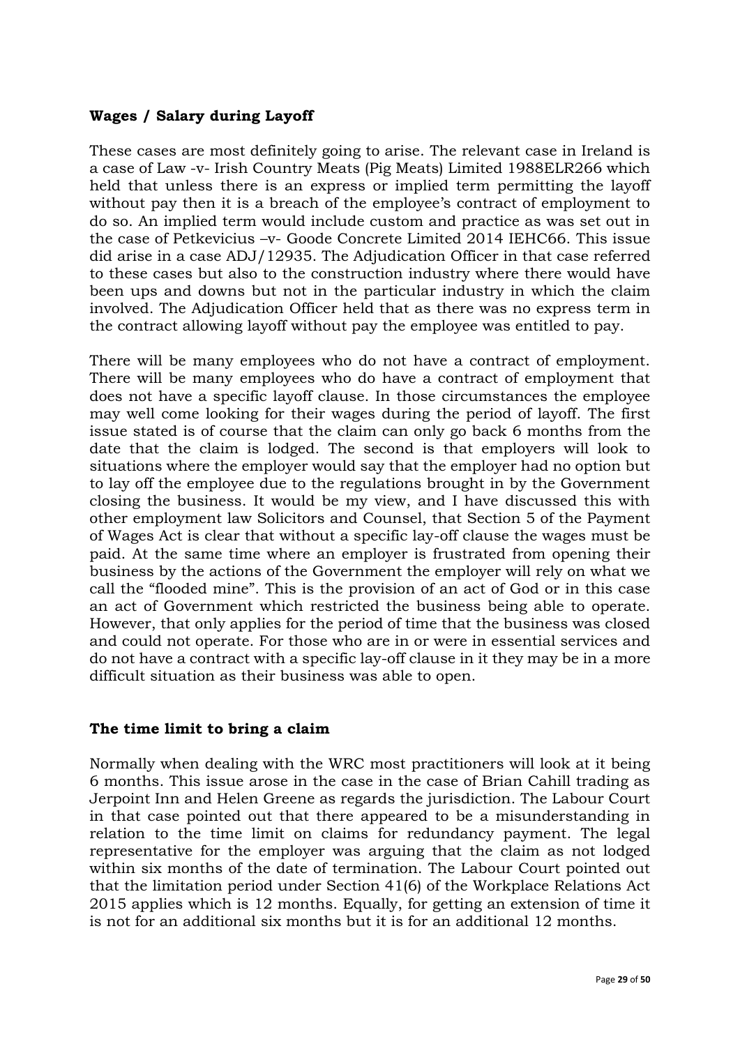**Wages / Salary during Layoff**

These cases are most definitely going to arise. The relevant case in Ireland is a case of Law -v- Irish Country Meats (Pig Meats) Limited 1988ELR266 which held that unless there is an express or implied term permitting the layoff without pay then it is a breach of the employee's contract of employment to do so. An implied term would include custom and practice as was set out in the case of Petkevicius –v- Goode Concrete Limited 2014 IEHC66. This issue did arise in a case ADJ/12935. The Adjudication Officer in that case referred to these cases but also to the construction industry where there would have been ups and downs but not in the particular industry in which the claim involved. The Adjudication Officer held that as there was no express term in the contract allowing layoff without pay the employee was entitled to pay.

There will be many employees who do not have a contract of employment. There will be many employees who do have a contract of employment that does not have a specific layoff clause. In those circumstances the employee may well come looking for their wages during the period of layoff. The first issue stated is of course that the claim can only go back 6 months from the date that the claim is lodged. The second is that employers will look to situations where the employer would say that the employer had no option but to lay off the employee due to the regulations brought in by the Government closing the business. It would be my view, and I have discussed this with other employment law Solicitors and Counsel, that Section 5 of the Payment of Wages Act is clear that without a specific lay-off clause the wages must be paid. At the same time where an employer is frustrated from opening their business by the actions of the Government the employer will rely on what we call the "flooded mine". This is the provision of an act of God or in this case an act of Government which restricted the business being able to operate. However, that only applies for the period of time that the business was closed and could not operate. For those who are in or were in essential services and do not have a contract with a specific lay-off clause in it they may be in a more difficult situation as their business was able to open.

**The time limit to bring a claim**

Normally when dealing with the WRC most practitioners will look at it being 6 months. This issue arose in the case in the case of Brian Cahill trading as Jerpoint Inn and Helen Greene as regards the jurisdiction. The Labour Court in that case pointed out that there appeared to be a misunderstanding in relation to the time limit on claims for redundancy payment. The legal representative for the employer was arguing that the claim as not lodged within six months of the date of termination. The Labour Court pointed out that the limitation period under Section 41(6) of the Workplace Relations Act 2015 applies which is 12 months. Equally, for getting an extension of time it is not for an additional six months but it is for an additional 12 months.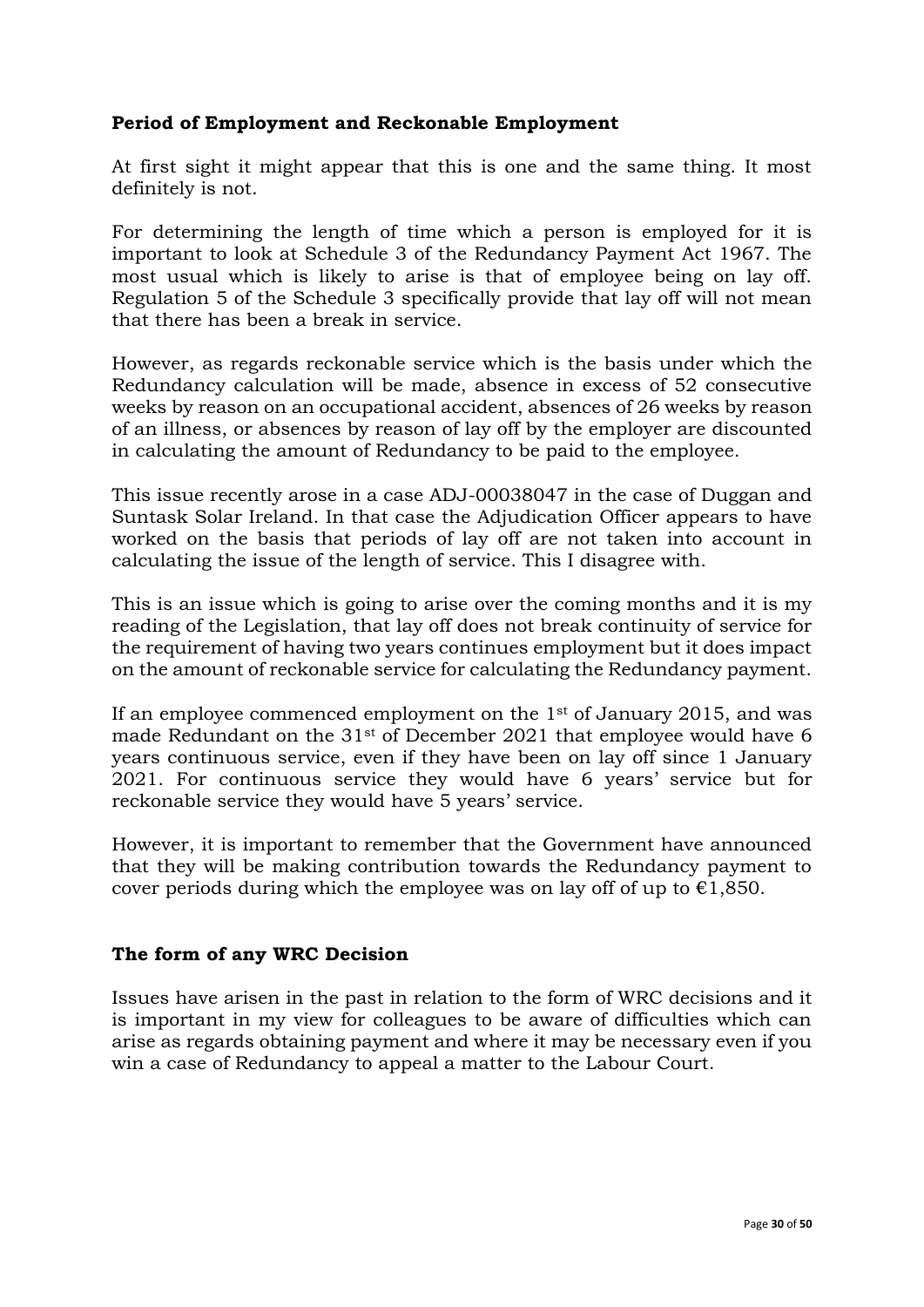**Period of Employment and Reckonable Employment**

At first sight it might appear that this is one and the same thing. It most definitely is not.

For determining the length of time which a person is employed for it is important to look at Schedule 3 of the Redundancy Payment Act 1967. The most usual which is likely to arise is that of employee being on lay off. Regulation 5 of the Schedule 3 specifically provide that lay off will not mean that there has been a break in service.

However, as regards reckonable service which is the basis under which the Redundancy calculation will be made, absence in excess of 52 consecutive weeks by reason on an occupational accident, absences of 26 weeks by reason of an illness, or absences by reason of lay off by the employer are discounted in calculating the amount of Redundancy to be paid to the employee.

This issue recently arose in a case ADJ-00038047 in the case of Duggan and Suntask Solar Ireland. In that case the Adjudication Officer appears to have worked on the basis that periods of lay off are not taken into account in calculating the issue of the length of service. This I disagree with.

This is an issue which is going to arise over the coming months and it is my reading of the Legislation, that lay off does not break continuity of service for the requirement of having two years continues employment but it does impact on the amount of reckonable service for calculating the Redundancy payment.

If an employee commenced employment on the 1st of January 2015, and was made Redundant on the 31st of December 2021 that employee would have 6 years continuous service, even if they have been on lay off since 1 January 2021. For continuous service they would have 6 years' service but for reckonable service they would have 5 years' service.

However, it is important to remember that the Government have announced that they will be making contribution towards the Redundancy payment to cover periods during which the employee was on lay off of up to €1,850.

**The form of any WRC Decision**

Issues have arisen in the past in relation to the form of WRC decisions and it is important in my view for colleagues to be aware of difficulties which can arise as regards obtaining payment and where it may be necessary even if you win a case of Redundancy to appeal a matter to the Labour Court.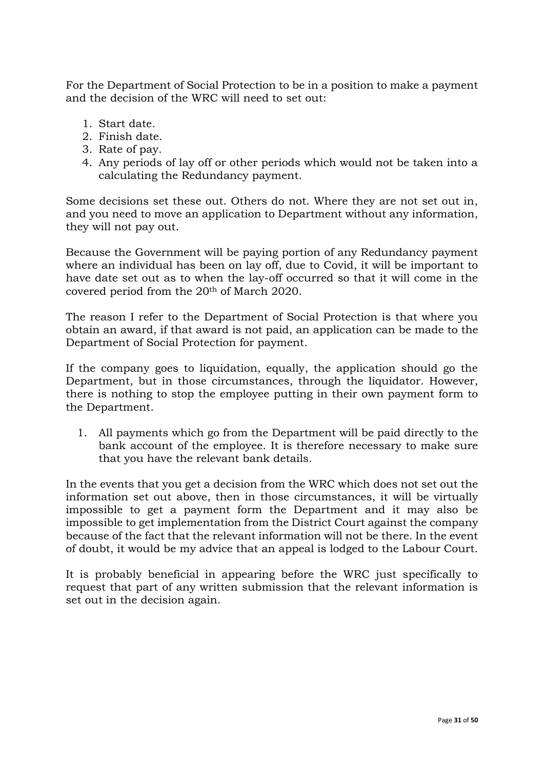For the Department of Social Protection to be in a position to make a payment and the decision of the WRC will need to set out:

1. Start date.
2. Finish date.
3. Rate of pay.
4. Any periods of lay off or other periods which would not be taken into a calculating the Redundancy payment.

Some decisions set these out. Others do not. Where they are not set out in, and you need to move an application to Department without any information, they will not pay out.

Because the Government will be paying portion of any Redundancy payment where an individual has been on lay off, due to Covid, it will be important to have date set out as to when the lay-off occurred so that it will come in the covered period from the 20th of March 2020.

The reason I refer to the Department of Social Protection is that where you obtain an award, if that award is not paid, an application can be made to the Department of Social Protection for payment.

If the company goes to liquidation, equally, the application should go the Department, but in those circumstances, through the liquidator. However, there is nothing to stop the employee putting in their own payment form to the Department.

1. All payments which go from the Department will be paid directly to the bank account of the employee. It is therefore necessary to make sure that you have the relevant bank details.

In the events that you get a decision from the WRC which does not set out the information set out above, then in those circumstances, it will be virtually impossible to get a payment form the Department and it may also be impossible to get implementation from the District Court against the company because of the fact that the relevant information will not be there. In the event of doubt, it would be my advice that an appeal is lodged to the Labour Court.

It is probably beneficial in appearing before the WRC just specifically to request that part of any written submission that the relevant information is set out in the decision again.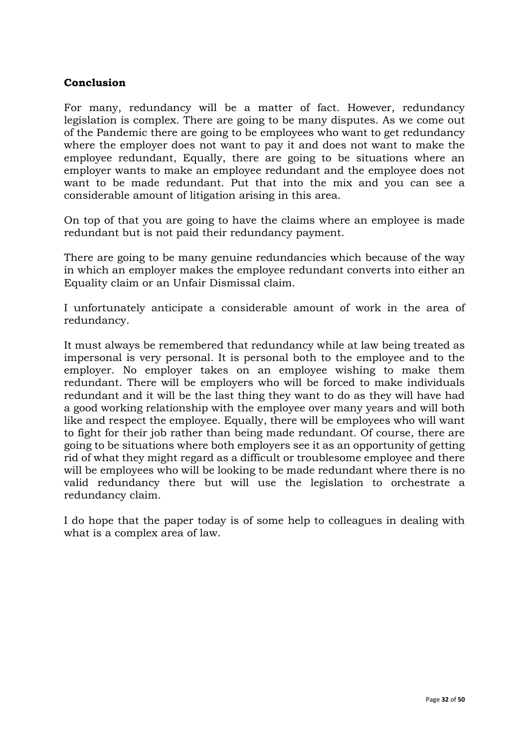**Conclusion**

For many, redundancy will be a matter of fact. However, redundancy legislation is complex. There are going to be many disputes. As we come out of the Pandemic there are going to be employees who want to get redundancy where the employer does not want to pay it and does not want to make the employee redundant, Equally, there are going to be situations where an employer wants to make an employee redundant and the employee does not want to be made redundant. Put that into the mix and you can see a considerable amount of litigation arising in this area.

On top of that you are going to have the claims where an employee is made redundant but is not paid their redundancy payment.

There are going to be many genuine redundancies which because of the way in which an employer makes the employee redundant converts into either an Equality claim or an Unfair Dismissal claim.

I unfortunately anticipate a considerable amount of work in the area of redundancy.

It must always be remembered that redundancy while at law being treated as impersonal is very personal. It is personal both to the employee and to the employer. No employer takes on an employee wishing to make them redundant. There will be employers who will be forced to make individuals redundant and it will be the last thing they want to do as they will have had a good working relationship with the employee over many years and will both like and respect the employee. Equally, there will be employees who will want to fight for their job rather than being made redundant. Of course, there are going to be situations where both employers see it as an opportunity of getting rid of what they might regard as a difficult or troublesome employee and there will be employees who will be looking to be made redundant where there is no valid redundancy there but will use the legislation to orchestrate a redundancy claim.

I do hope that the paper today is of some help to colleagues in dealing with what is a complex area of law.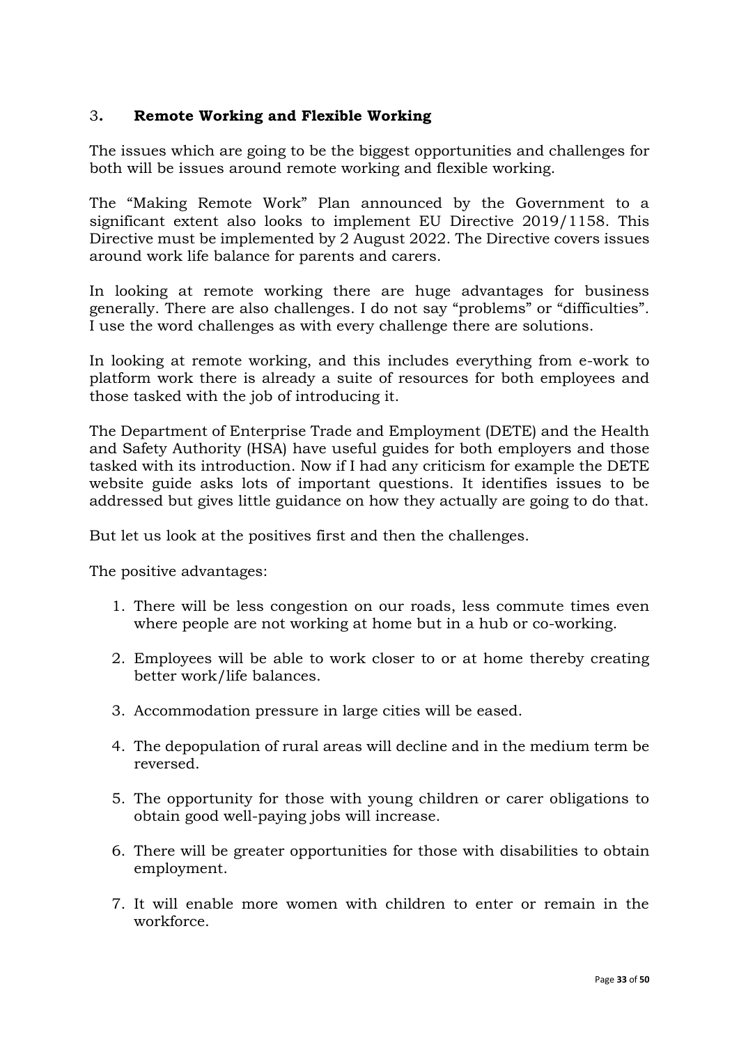## 3. Remote Working and Flexible Working

The issues which are going to be the biggest opportunities and challenges for both will be issues around remote working and flexible working.

The "Making Remote Work" Plan announced by the Government to a significant extent also looks to implement EU Directive 2019/1158. This Directive must be implemented by 2 August 2022. The Directive covers issues around work life balance for parents and carers.

In looking at remote working there are huge advantages for business generally. There are also challenges. I do not say "problems" or "difficulties". I use the word challenges as with every challenge there are solutions.

In looking at remote working, and this includes everything from e-work to platform work there is already a suite of resources for both employees and those tasked with the job of introducing it.

The Department of Enterprise Trade and Employment (DETE) and the Health and Safety Authority (HSA) have useful guides for both employers and those tasked with its introduction. Now if I had any criticism for example the DETE website guide asks lots of important questions. It identifies issues to be addressed but gives little guidance on how they actually are going to do that.

But let us look at the positives first and then the challenges.

The positive advantages:

1. There will be less congestion on our roads, less commute times even where people are not working at home but in a hub or co-working.
2. Employees will be able to work closer to or at home thereby creating better work/life balances.
3. Accommodation pressure in large cities will be eased.
4. The depopulation of rural areas will decline and in the medium term be reversed.
5. The opportunity for those with young children or carer obligations to obtain good well-paying jobs will increase.
6. There will be greater opportunities for those with disabilities to obtain employment.
7. It will enable more women with children to enter or remain in the workforce.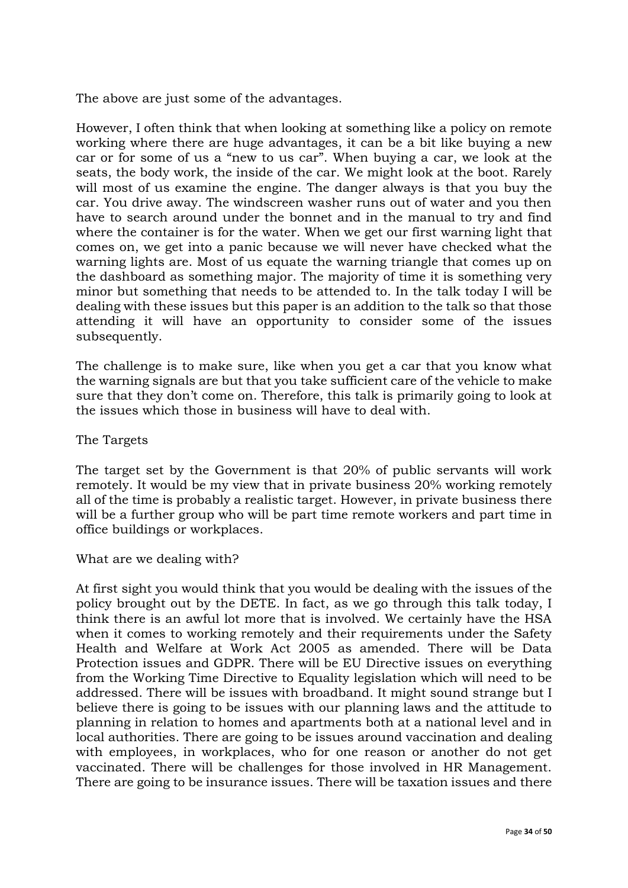The above are just some of the advantages.

However, I often think that when looking at something like a policy on remote working where there are huge advantages, it can be a bit like buying a new car or for some of us a "new to us car". When buying a car, we look at the seats, the body work, the inside of the car. We might look at the boot. Rarely will most of us examine the engine. The danger always is that you buy the car. You drive away. The windscreen washer runs out of water and you then have to search around under the bonnet and in the manual to try and find where the container is for the water. When we get our first warning light that comes on, we get into a panic because we will never have checked what the warning lights are. Most of us equate the warning triangle that comes up on the dashboard as something major. The majority of time it is something very minor but something that needs to be attended to. In the talk today I will be dealing with these issues but this paper is an addition to the talk so that those attending it will have an opportunity to consider some of the issues subsequently.

The challenge is to make sure, like when you get a car that you know what the warning signals are but that you take sufficient care of the vehicle to make sure that they don't come on. Therefore, this talk is primarily going to look at the issues which those in business will have to deal with.

The Targets

The target set by the Government is that 20% of public servants will work remotely. It would be my view that in private business 20% working remotely all of the time is probably a realistic target. However, in private business there will be a further group who will be part time remote workers and part time in office buildings or workplaces.

What are we dealing with?

At first sight you would think that you would be dealing with the issues of the policy brought out by the DETE. In fact, as we go through this talk today, I think there is an awful lot more that is involved. We certainly have the HSA when it comes to working remotely and their requirements under the Safety Health and Welfare at Work Act 2005 as amended. There will be Data Protection issues and GDPR. There will be EU Directive issues on everything from the Working Time Directive to Equality legislation which will need to be addressed. There will be issues with broadband. It might sound strange but I believe there is going to be issues with our planning laws and the attitude to planning in relation to homes and apartments both at a national level and in local authorities. There are going to be issues around vaccination and dealing with employees, in workplaces, who for one reason or another do not get vaccinated. There will be challenges for those involved in HR Management. There are going to be insurance issues. There will be taxation issues and there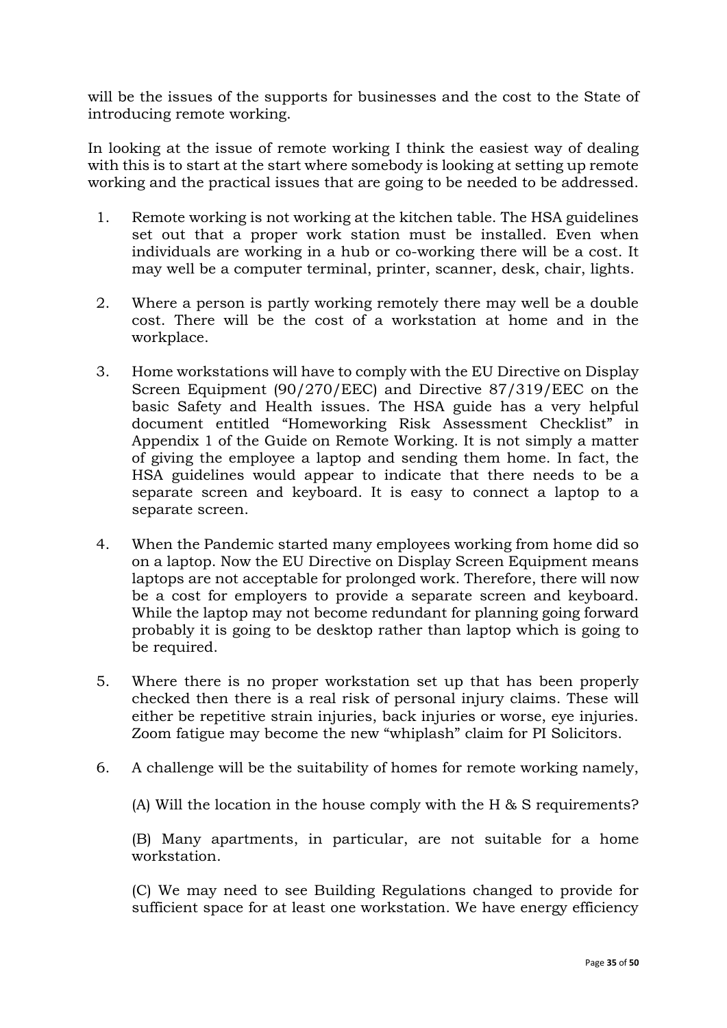will be the issues of the supports for businesses and the cost to the State of introducing remote working.

In looking at the issue of remote working I think the easiest way of dealing with this is to start at the start where somebody is looking at setting up remote working and the practical issues that are going to be needed to be addressed.

1. Remote working is not working at the kitchen table. The HSA guidelines set out that a proper work station must be installed. Even when individuals are working in a hub or co-working there will be a cost. It may well be a computer terminal, printer, scanner, desk, chair, lights.

2. Where a person is partly working remotely there may well be a double cost. There will be the cost of a workstation at home and in the workplace.

3. Home workstations will have to comply with the EU Directive on Display Screen Equipment (90/270/EEC) and Directive 87/319/EEC on the basic Safety and Health issues. The HSA guide has a very helpful document entitled "Homeworking Risk Assessment Checklist" in Appendix 1 of the Guide on Remote Working. It is not simply a matter of giving the employee a laptop and sending them home. In fact, the HSA guidelines would appear to indicate that there needs to be a separate screen and keyboard. It is easy to connect a laptop to a separate screen.

4. When the Pandemic started many employees working from home did so on a laptop. Now the EU Directive on Display Screen Equipment means laptops are not acceptable for prolonged work. Therefore, there will now be a cost for employers to provide a separate screen and keyboard. While the laptop may not become redundant for planning going forward probably it is going to be desktop rather than laptop which is going to be required.

5. Where there is no proper workstation set up that has been properly checked then there is a real risk of personal injury claims. These will either be repetitive strain injuries, back injuries or worse, eye injuries. Zoom fatigue may become the new "whiplash" claim for PI Solicitors.

6. A challenge will be the suitability of homes for remote working namely,

   (A) Will the location in the house comply with the H & S requirements?

   (B) Many apartments, in particular, are not suitable for a home workstation.

   (C) We may need to see Building Regulations changed to provide for sufficient space for at least one workstation. We have energy efficiency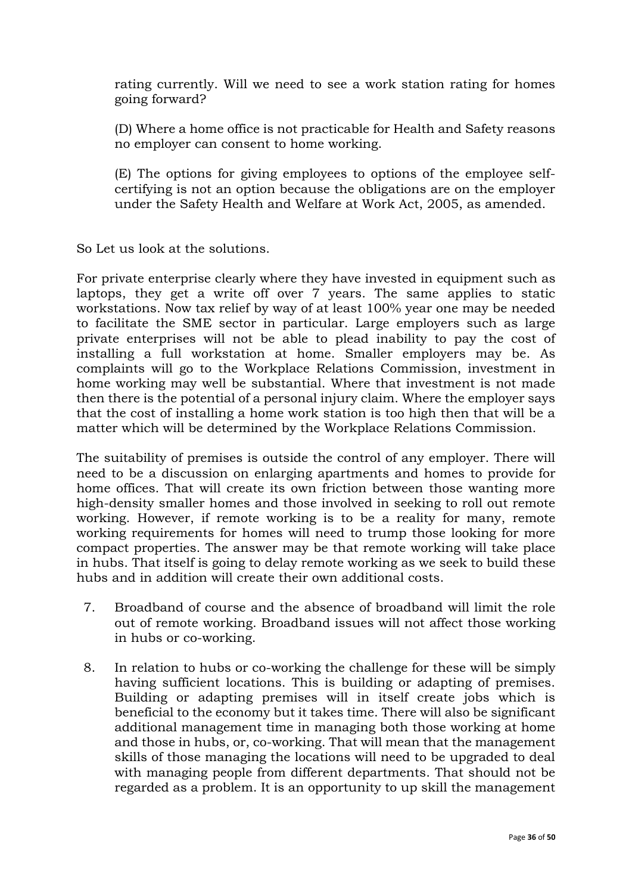rating currently. Will we need to see a work station rating for homes going forward?

(D) Where a home office is not practicable for Health and Safety reasons no employer can consent to home working.

(E) The options for giving employees to options of the employee self-certifying is not an option because the obligations are on the employer under the Safety Health and Welfare at Work Act, 2005, as amended.

So Let us look at the solutions.

For private enterprise clearly where they have invested in equipment such as laptops, they get a write off over 7 years. The same applies to static workstations. Now tax relief by way of at least 100% year one may be needed to facilitate the SME sector in particular. Large employers such as large private enterprises will not be able to plead inability to pay the cost of installing a full workstation at home. Smaller employers may be. As complaints will go to the Workplace Relations Commission, investment in home working may well be substantial. Where that investment is not made then there is the potential of a personal injury claim. Where the employer says that the cost of installing a home work station is too high then that will be a matter which will be determined by the Workplace Relations Commission.

The suitability of premises is outside the control of any employer. There will need to be a discussion on enlarging apartments and homes to provide for home offices. That will create its own friction between those wanting more high-density smaller homes and those involved in seeking to roll out remote working. However, if remote working is to be a reality for many, remote working requirements for homes will need to trump those looking for more compact properties. The answer may be that remote working will take place in hubs. That itself is going to delay remote working as we seek to build these hubs and in addition will create their own additional costs.

7. Broadband of course and the absence of broadband will limit the role out of remote working. Broadband issues will not affect those working in hubs or co-working.

8. In relation to hubs or co-working the challenge for these will be simply having sufficient locations. This is building or adapting of premises. Building or adapting premises will in itself create jobs which is beneficial to the economy but it takes time. There will also be significant additional management time in managing both those working at home and those in hubs, or, co-working. That will mean that the management skills of those managing the locations will need to be upgraded to deal with managing people from different departments. That should not be regarded as a problem. It is an opportunity to up skill the management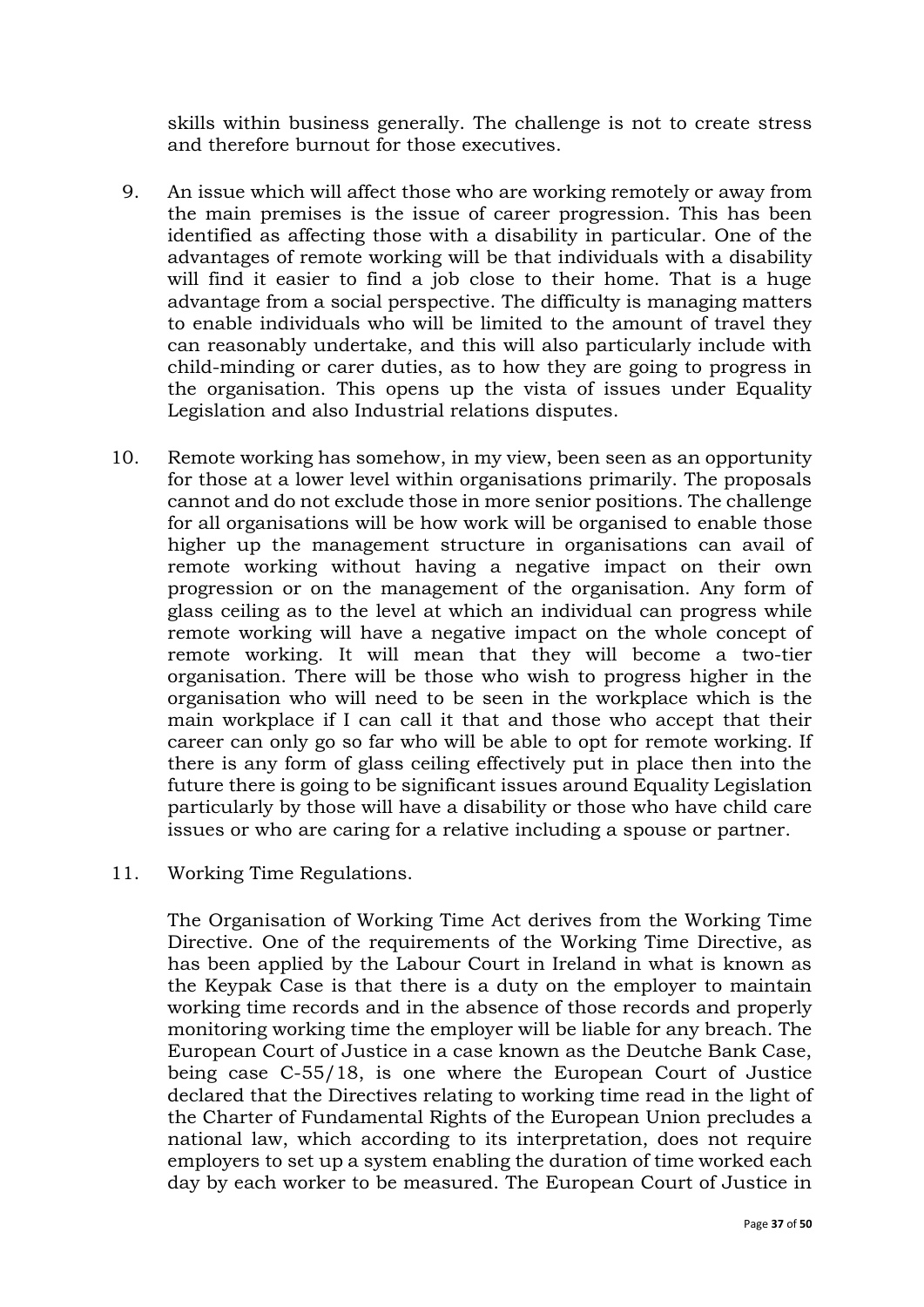skills within business generally. The challenge is not to create stress and therefore burnout for those executives.

9. An issue which will affect those who are working remotely or away from the main premises is the issue of career progression. This has been identified as affecting those with a disability in particular. One of the advantages of remote working will be that individuals with a disability will find it easier to find a job close to their home. That is a huge advantage from a social perspective. The difficulty is managing matters to enable individuals who will be limited to the amount of travel they can reasonably undertake, and this will also particularly include with child-minding or carer duties, as to how they are going to progress in the organisation. This opens up the vista of issues under Equality Legislation and also Industrial relations disputes.

10. Remote working has somehow, in my view, been seen as an opportunity for those at a lower level within organisations primarily. The proposals cannot and do not exclude those in more senior positions. The challenge for all organisations will be how work will be organised to enable those higher up the management structure in organisations can avail of remote working without having a negative impact on their own progression or on the management of the organisation. Any form of glass ceiling as to the level at which an individual can progress while remote working will have a negative impact on the whole concept of remote working. It will mean that they will become a two-tier organisation. There will be those who wish to progress higher in the organisation who will need to be seen in the workplace which is the main workplace if I can call it that and those who accept that their career can only go so far who will be able to opt for remote working. If there is any form of glass ceiling effectively put in place then into the future there is going to be significant issues around Equality Legislation particularly by those will have a disability or those who have child care issues or who are caring for a relative including a spouse or partner.

11. Working Time Regulations.

    The Organisation of Working Time Act derives from the Working Time Directive. One of the requirements of the Working Time Directive, as has been applied by the Labour Court in Ireland in what is known as the Keypak Case is that there is a duty on the employer to maintain working time records and in the absence of those records and properly monitoring working time the employer will be liable for any breach. The European Court of Justice in a case known as the Deutche Bank Case, being case C-55/18, is one where the European Court of Justice declared that the Directives relating to working time read in the light of the Charter of Fundamental Rights of the European Union precludes a national law, which according to its interpretation, does not require employers to set up a system enabling the duration of time worked each day by each worker to be measured. The European Court of Justice in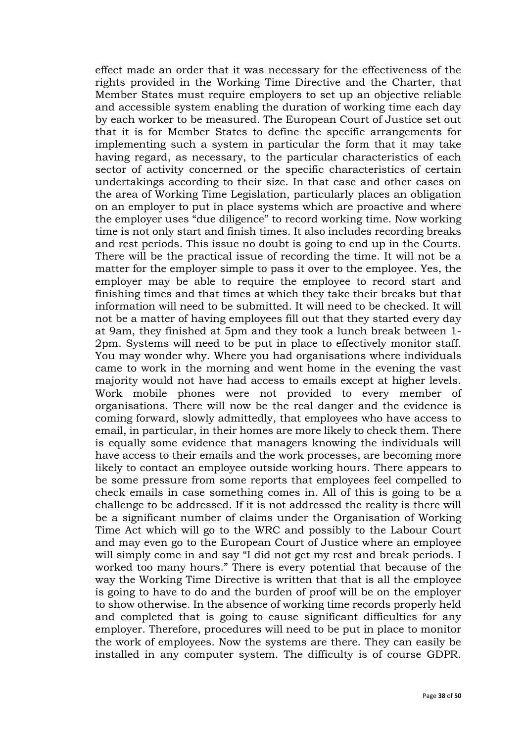effect made an order that it was necessary for the effectiveness of the rights provided in the Working Time Directive and the Charter, that Member States must require employers to set up an objective reliable and accessible system enabling the duration of working time each day by each worker to be measured. The European Court of Justice set out that it is for Member States to define the specific arrangements for implementing such a system in particular the form that it may take having regard, as necessary, to the particular characteristics of each sector of activity concerned or the specific characteristics of certain undertakings according to their size. In that case and other cases on the area of Working Time Legislation, particularly places an obligation on an employer to put in place systems which are proactive and where the employer uses "due diligence" to record working time. Now working time is not only start and finish times. It also includes recording breaks and rest periods. This issue no doubt is going to end up in the Courts. There will be the practical issue of recording the time. It will not be a matter for the employer simple to pass it over to the employee. Yes, the employer may be able to require the employee to record start and finishing times and that times at which they take their breaks but that information will need to be submitted. It will need to be checked. It will not be a matter of having employees fill out that they started every day at 9am, they finished at 5pm and they took a lunch break between 1-2pm. Systems will need to be put in place to effectively monitor staff. You may wonder why. Where you had organisations where individuals came to work in the morning and went home in the evening the vast majority would not have had access to emails except at higher levels. Work mobile phones were not provided to every member of organisations. There will now be the real danger and the evidence is coming forward, slowly admittedly, that employees who have access to email, in particular, in their homes are more likely to check them. There is equally some evidence that managers knowing the individuals will have access to their emails and the work processes, are becoming more likely to contact an employee outside working hours. There appears to be some pressure from some reports that employees feel compelled to check emails in case something comes in. All of this is going to be a challenge to be addressed. If it is not addressed the reality is there will be a significant number of claims under the Organisation of Working Time Act which will go to the WRC and possibly to the Labour Court and may even go to the European Court of Justice where an employee will simply come in and say "I did not get my rest and break periods. I worked too many hours." There is every potential that because of the way the Working Time Directive is written that that is all the employee is going to have to do and the burden of proof will be on the employer to show otherwise. In the absence of working time records properly held and completed that is going to cause significant difficulties for any employer. Therefore, procedures will need to be put in place to monitor the work of employees. Now the systems are there. They can easily be installed in any computer system. The difficulty is of course GDPR.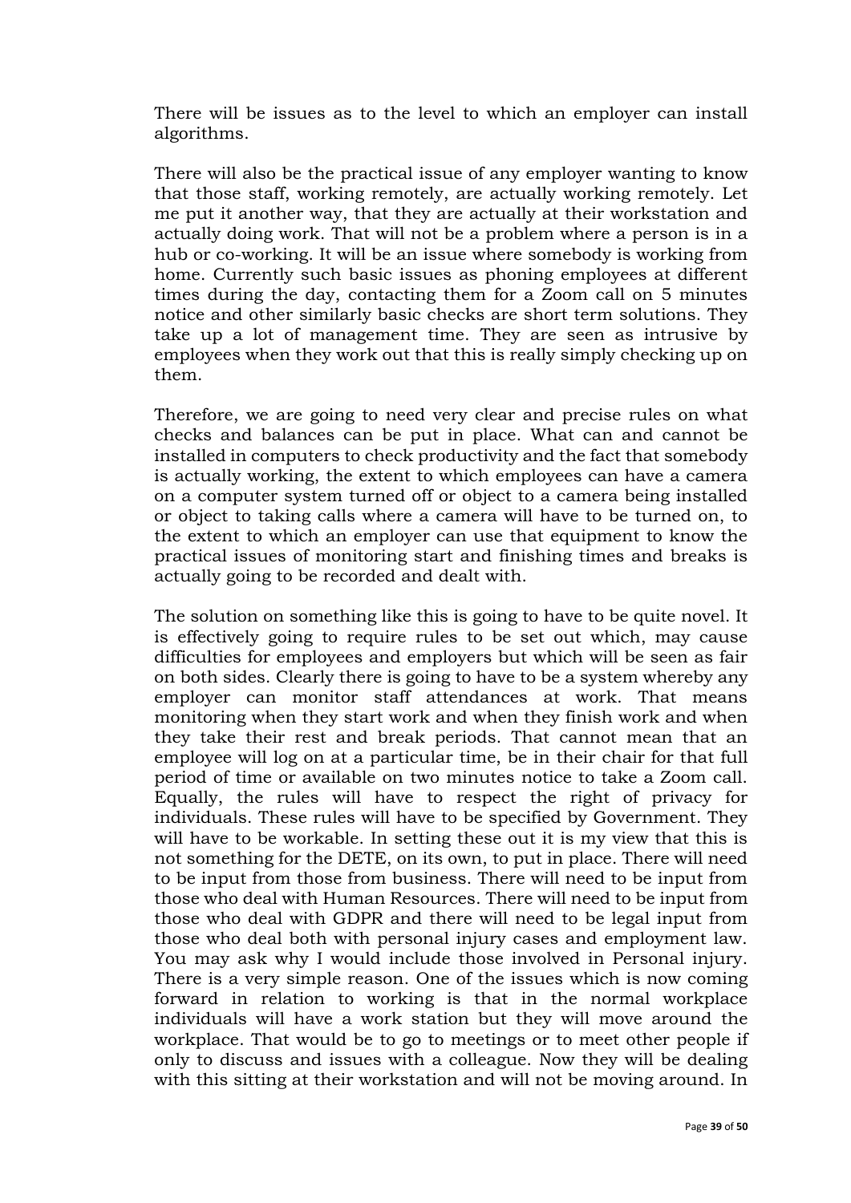There will be issues as to the level to which an employer can install algorithms.

There will also be the practical issue of any employer wanting to know that those staff, working remotely, are actually working remotely. Let me put it another way, that they are actually at their workstation and actually doing work. That will not be a problem where a person is in a hub or co-working. It will be an issue where somebody is working from home. Currently such basic issues as phoning employees at different times during the day, contacting them for a Zoom call on 5 minutes notice and other similarly basic checks are short term solutions. They take up a lot of management time. They are seen as intrusive by employees when they work out that this is really simply checking up on them.

Therefore, we are going to need very clear and precise rules on what checks and balances can be put in place. What can and cannot be installed in computers to check productivity and the fact that somebody is actually working, the extent to which employees can have a camera on a computer system turned off or object to a camera being installed or object to taking calls where a camera will have to be turned on, to the extent to which an employer can use that equipment to know the practical issues of monitoring start and finishing times and breaks is actually going to be recorded and dealt with.

The solution on something like this is going to have to be quite novel. It is effectively going to require rules to be set out which, may cause difficulties for employees and employers but which will be seen as fair on both sides. Clearly there is going to have to be a system whereby any employer can monitor staff attendances at work. That means monitoring when they start work and when they finish work and when they take their rest and break periods. That cannot mean that an employee will log on at a particular time, be in their chair for that full period of time or available on two minutes notice to take a Zoom call. Equally, the rules will have to respect the right of privacy for individuals. These rules will have to be specified by Government. They will have to be workable. In setting these out it is my view that this is not something for the DETE, on its own, to put in place. There will need to be input from those from business. There will need to be input from those who deal with Human Resources. There will need to be input from those who deal with GDPR and there will need to be legal input from those who deal both with personal injury cases and employment law. You may ask why I would include those involved in Personal injury. There is a very simple reason. One of the issues which is now coming forward in relation to working is that in the normal workplace individuals will have a work station but they will move around the workplace. That would be to go to meetings or to meet other people if only to discuss and issues with a colleague. Now they will be dealing with this sitting at their workstation and will not be moving around. In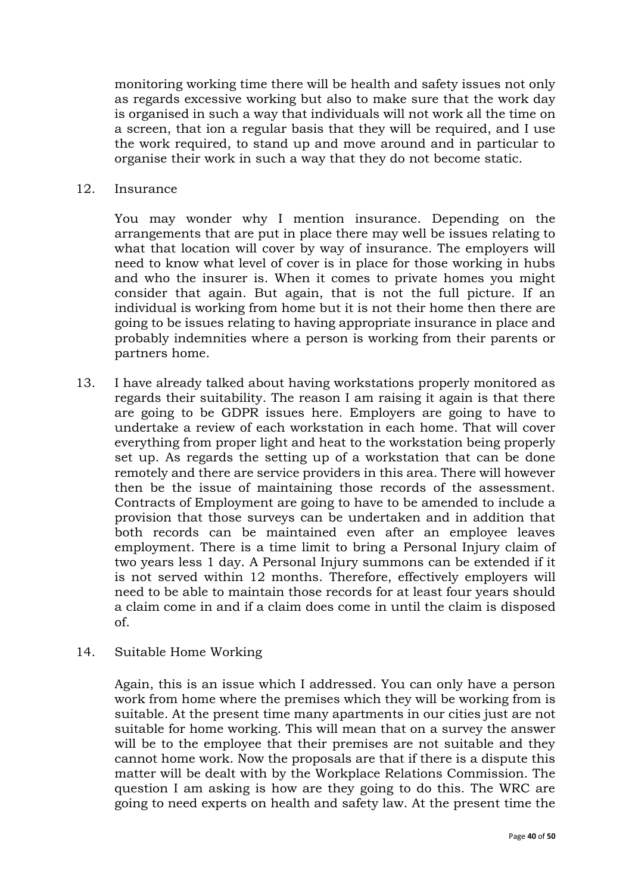monitoring working time there will be health and safety issues not only as regards excessive working but also to make sure that the work day is organised in such a way that individuals will not work all the time on a screen, that ion a regular basis that they will be required, and I use the work required, to stand up and move around and in particular to organise their work in such a way that they do not become static.

12. Insurance

    You may wonder why I mention insurance. Depending on the arrangements that are put in place there may well be issues relating to what that location will cover by way of insurance. The employers will need to know what level of cover is in place for those working in hubs and who the insurer is. When it comes to private homes you might consider that again. But again, that is not the full picture. If an individual is working from home but it is not their home then there are going to be issues relating to having appropriate insurance in place and probably indemnities where a person is working from their parents or partners home.

13. I have already talked about having workstations properly monitored as regards their suitability. The reason I am raising it again is that there are going to be GDPR issues here. Employers are going to have to undertake a review of each workstation in each home. That will cover everything from proper light and heat to the workstation being properly set up. As regards the setting up of a workstation that can be done remotely and there are service providers in this area. There will however then be the issue of maintaining those records of the assessment. Contracts of Employment are going to have to be amended to include a provision that those surveys can be undertaken and in addition that both records can be maintained even after an employee leaves employment. There is a time limit to bring a Personal Injury claim of two years less 1 day. A Personal Injury summons can be extended if it is not served within 12 months. Therefore, effectively employers will need to be able to maintain those records for at least four years should a claim come in and if a claim does come in until the claim is disposed of.

14. Suitable Home Working

    Again, this is an issue which I addressed. You can only have a person work from home where the premises which they will be working from is suitable. At the present time many apartments in our cities just are not suitable for home working. This will mean that on a survey the answer will be to the employee that their premises are not suitable and they cannot home work. Now the proposals are that if there is a dispute this matter will be dealt with by the Workplace Relations Commission. The question I am asking is how are they going to do this. The WRC are going to need experts on health and safety law. At the present time the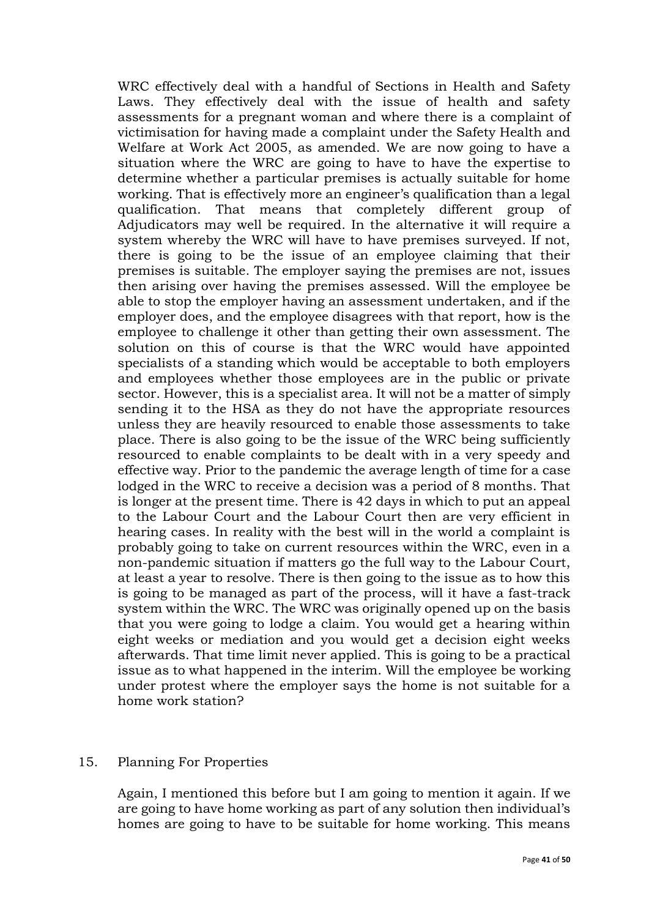WRC effectively deal with a handful of Sections in Health and Safety Laws. They effectively deal with the issue of health and safety assessments for a pregnant woman and where there is a complaint of victimisation for having made a complaint under the Safety Health and Welfare at Work Act 2005, as amended. We are now going to have a situation where the WRC are going to have to have the expertise to determine whether a particular premises is actually suitable for home working. That is effectively more an engineer's qualification than a legal qualification. That means that completely different group of Adjudicators may well be required. In the alternative it will require a system whereby the WRC will have to have premises surveyed. If not, there is going to be the issue of an employee claiming that their premises is suitable. The employer saying the premises are not, issues then arising over having the premises assessed. Will the employee be able to stop the employer having an assessment undertaken, and if the employer does, and the employee disagrees with that report, how is the employee to challenge it other than getting their own assessment. The solution on this of course is that the WRC would have appointed specialists of a standing which would be acceptable to both employers and employees whether those employees are in the public or private sector. However, this is a specialist area. It will not be a matter of simply sending it to the HSA as they do not have the appropriate resources unless they are heavily resourced to enable those assessments to take place. There is also going to be the issue of the WRC being sufficiently resourced to enable complaints to be dealt with in a very speedy and effective way. Prior to the pandemic the average length of time for a case lodged in the WRC to receive a decision was a period of 8 months. That is longer at the present time. There is 42 days in which to put an appeal to the Labour Court and the Labour Court then are very efficient in hearing cases. In reality with the best will in the world a complaint is probably going to take on current resources within the WRC, even in a non-pandemic situation if matters go the full way to the Labour Court, at least a year to resolve. There is then going to the issue as to how this is going to be managed as part of the process, will it have a fast-track system within the WRC. The WRC was originally opened up on the basis that you were going to lodge a claim. You would get a hearing within eight weeks or mediation and you would get a decision eight weeks afterwards. That time limit never applied. This is going to be a practical issue as to what happened in the interim. Will the employee be working under protest where the employer says the home is not suitable for a home work station?

## 15. Planning For Properties

Again, I mentioned this before but I am going to mention it again. If we are going to have home working as part of any solution then individual's homes are going to have to be suitable for home working. This means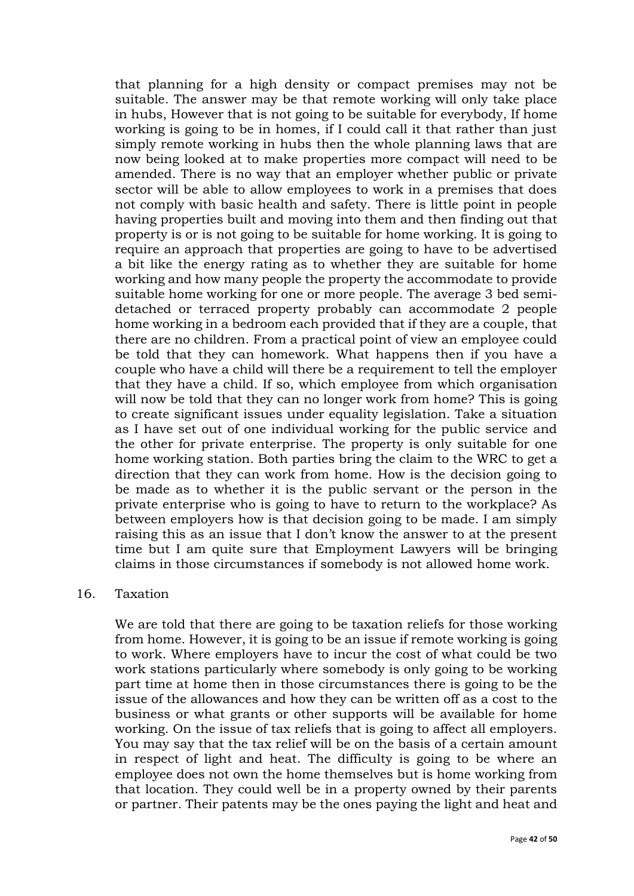that planning for a high density or compact premises may not be suitable. The answer may be that remote working will only take place in hubs, However that is not going to be suitable for everybody, If home working is going to be in homes, if I could call it that rather than just simply remote working in hubs then the whole planning laws that are now being looked at to make properties more compact will need to be amended. There is no way that an employer whether public or private sector will be able to allow employees to work in a premises that does not comply with basic health and safety. There is little point in people having properties built and moving into them and then finding out that property is or is not going to be suitable for home working. It is going to require an approach that properties are going to have to be advertised a bit like the energy rating as to whether they are suitable for home working and how many people the property the accommodate to provide suitable home working for one or more people. The average 3 bed semi-detached or terraced property probably can accommodate 2 people home working in a bedroom each provided that if they are a couple, that there are no children. From a practical point of view an employee could be told that they can homework. What happens then if you have a couple who have a child will there be a requirement to tell the employer that they have a child. If so, which employee from which organisation will now be told that they can no longer work from home? This is going to create significant issues under equality legislation. Take a situation as I have set out of one individual working for the public service and the other for private enterprise. The property is only suitable for one home working station. Both parties bring the claim to the WRC to get a direction that they can work from home. How is the decision going to be made as to whether it is the public servant or the person in the private enterprise who is going to have to return to the workplace? As between employers how is that decision going to be made. I am simply raising this as an issue that I don't know the answer to at the present time but I am quite sure that Employment Lawyers will be bringing claims in those circumstances if somebody is not allowed home work.

16. Taxation

We are told that there are going to be taxation reliefs for those working from home. However, it is going to be an issue if remote working is going to work. Where employers have to incur the cost of what could be two work stations particularly where somebody is only going to be working part time at home then in those circumstances there is going to be the issue of the allowances and how they can be written off as a cost to the business or what grants or other supports will be available for home working. On the issue of tax reliefs that is going to affect all employers. You may say that the tax relief will be on the basis of a certain amount in respect of light and heat. The difficulty is going to be where an employee does not own the home themselves but is home working from that location. They could well be in a property owned by their parents or partner. Their patents may be the ones paying the light and heat and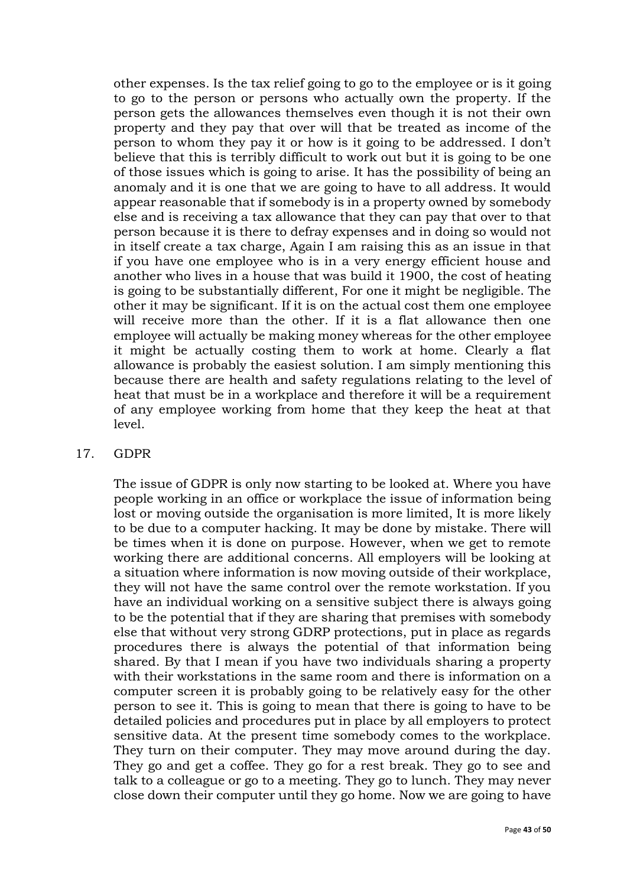other expenses. Is the tax relief going to go to the employee or is it going to go to the person or persons who actually own the property. If the person gets the allowances themselves even though it is not their own property and they pay that over will that be treated as income of the person to whom they pay it or how is it going to be addressed. I don't believe that this is terribly difficult to work out but it is going to be one of those issues which is going to arise. It has the possibility of being an anomaly and it is one that we are going to have to all address. It would appear reasonable that if somebody is in a property owned by somebody else and is receiving a tax allowance that they can pay that over to that person because it is there to defray expenses and in doing so would not in itself create a tax charge, Again I am raising this as an issue in that if you have one employee who is in a very energy efficient house and another who lives in a house that was build it 1900, the cost of heating is going to be substantially different, For one it might be negligible. The other it may be significant. If it is on the actual cost them one employee will receive more than the other. If it is a flat allowance then one employee will actually be making money whereas for the other employee it might be actually costing them to work at home. Clearly a flat allowance is probably the easiest solution. I am simply mentioning this because there are health and safety regulations relating to the level of heat that must be in a workplace and therefore it will be a requirement of any employee working from home that they keep the heat at that level.

## 17. GDPR

The issue of GDPR is only now starting to be looked at. Where you have people working in an office or workplace the issue of information being lost or moving outside the organisation is more limited, It is more likely to be due to a computer hacking. It may be done by mistake. There will be times when it is done on purpose. However, when we get to remote working there are additional concerns. All employers will be looking at a situation where information is now moving outside of their workplace, they will not have the same control over the remote workstation. If you have an individual working on a sensitive subject there is always going to be the potential that if they are sharing that premises with somebody else that without very strong GDRP protections, put in place as regards procedures there is always the potential of that information being shared. By that I mean if you have two individuals sharing a property with their workstations in the same room and there is information on a computer screen it is probably going to be relatively easy for the other person to see it. This is going to mean that there is going to have to be detailed policies and procedures put in place by all employers to protect sensitive data. At the present time somebody comes to the workplace. They turn on their computer. They may move around during the day. They go and get a coffee. They go for a rest break. They go to see and talk to a colleague or go to a meeting. They go to lunch. They may never close down their computer until they go home. Now we are going to have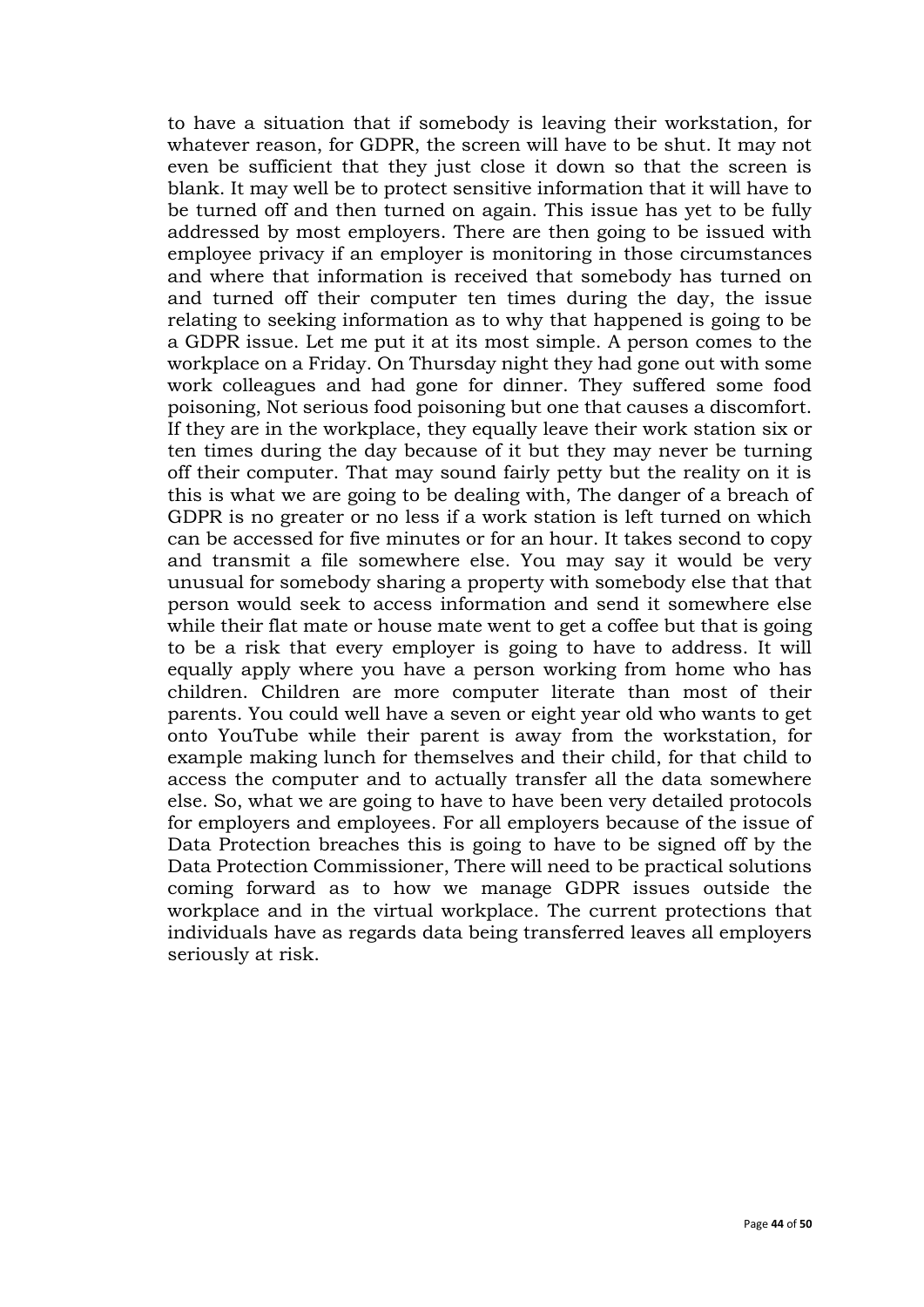to have a situation that if somebody is leaving their workstation, for whatever reason, for GDPR, the screen will have to be shut. It may not even be sufficient that they just close it down so that the screen is blank. It may well be to protect sensitive information that it will have to be turned off and then turned on again. This issue has yet to be fully addressed by most employers. There are then going to be issued with employee privacy if an employer is monitoring in those circumstances and where that information is received that somebody has turned on and turned off their computer ten times during the day, the issue relating to seeking information as to why that happened is going to be a GDPR issue. Let me put it at its most simple. A person comes to the workplace on a Friday. On Thursday night they had gone out with some work colleagues and had gone for dinner. They suffered some food poisoning, Not serious food poisoning but one that causes a discomfort. If they are in the workplace, they equally leave their work station six or ten times during the day because of it but they may never be turning off their computer. That may sound fairly petty but the reality on it is this is what we are going to be dealing with, The danger of a breach of GDPR is no greater or no less if a work station is left turned on which can be accessed for five minutes or for an hour. It takes second to copy and transmit a file somewhere else. You may say it would be very unusual for somebody sharing a property with somebody else that that person would seek to access information and send it somewhere else while their flat mate or house mate went to get a coffee but that is going to be a risk that every employer is going to have to address. It will equally apply where you have a person working from home who has children. Children are more computer literate than most of their parents. You could well have a seven or eight year old who wants to get onto YouTube while their parent is away from the workstation, for example making lunch for themselves and their child, for that child to access the computer and to actually transfer all the data somewhere else. So, what we are going to have to have been very detailed protocols for employers and employees. For all employers because of the issue of Data Protection breaches this is going to have to be signed off by the Data Protection Commissioner, There will need to be practical solutions coming forward as to how we manage GDPR issues outside the workplace and in the virtual workplace. The current protections that individuals have as regards data being transferred leaves all employers seriously at risk.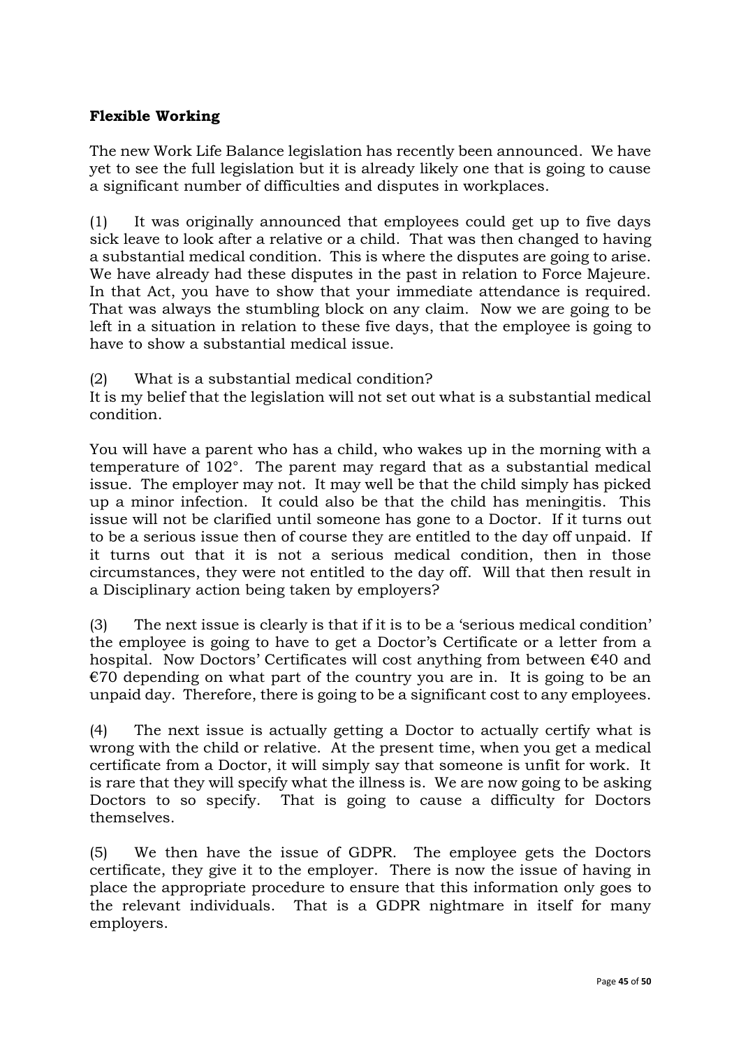**Flexible Working**

The new Work Life Balance legislation has recently been announced. We have yet to see the full legislation but it is already likely one that is going to cause a significant number of difficulties and disputes in workplaces.

(1) It was originally announced that employees could get up to five days sick leave to look after a relative or a child. That was then changed to having a substantial medical condition. This is where the disputes are going to arise. We have already had these disputes in the past in relation to Force Majeure. In that Act, you have to show that your immediate attendance is required. That was always the stumbling block on any claim. Now we are going to be left in a situation in relation to these five days, that the employee is going to have to show a substantial medical issue.

(2) What is a substantial medical condition?
It is my belief that the legislation will not set out what is a substantial medical condition.

You will have a parent who has a child, who wakes up in the morning with a temperature of 102°. The parent may regard that as a substantial medical issue. The employer may not. It may well be that the child simply has picked up a minor infection. It could also be that the child has meningitis. This issue will not be clarified until someone has gone to a Doctor. If it turns out to be a serious issue then of course they are entitled to the day off unpaid. If it turns out that it is not a serious medical condition, then in those circumstances, they were not entitled to the day off. Will that then result in a Disciplinary action being taken by employers?

(3) The next issue is clearly is that if it is to be a 'serious medical condition' the employee is going to have to get a Doctor's Certificate or a letter from a hospital. Now Doctors' Certificates will cost anything from between €40 and €70 depending on what part of the country you are in. It is going to be an unpaid day. Therefore, there is going to be a significant cost to any employees.

(4) The next issue is actually getting a Doctor to actually certify what is wrong with the child or relative. At the present time, when you get a medical certificate from a Doctor, it will simply say that someone is unfit for work. It is rare that they will specify what the illness is. We are now going to be asking Doctors to so specify. That is going to cause a difficulty for Doctors themselves.

(5) We then have the issue of GDPR. The employee gets the Doctors certificate, they give it to the employer. There is now the issue of having in place the appropriate procedure to ensure that this information only goes to the relevant individuals. That is a GDPR nightmare in itself for many employers.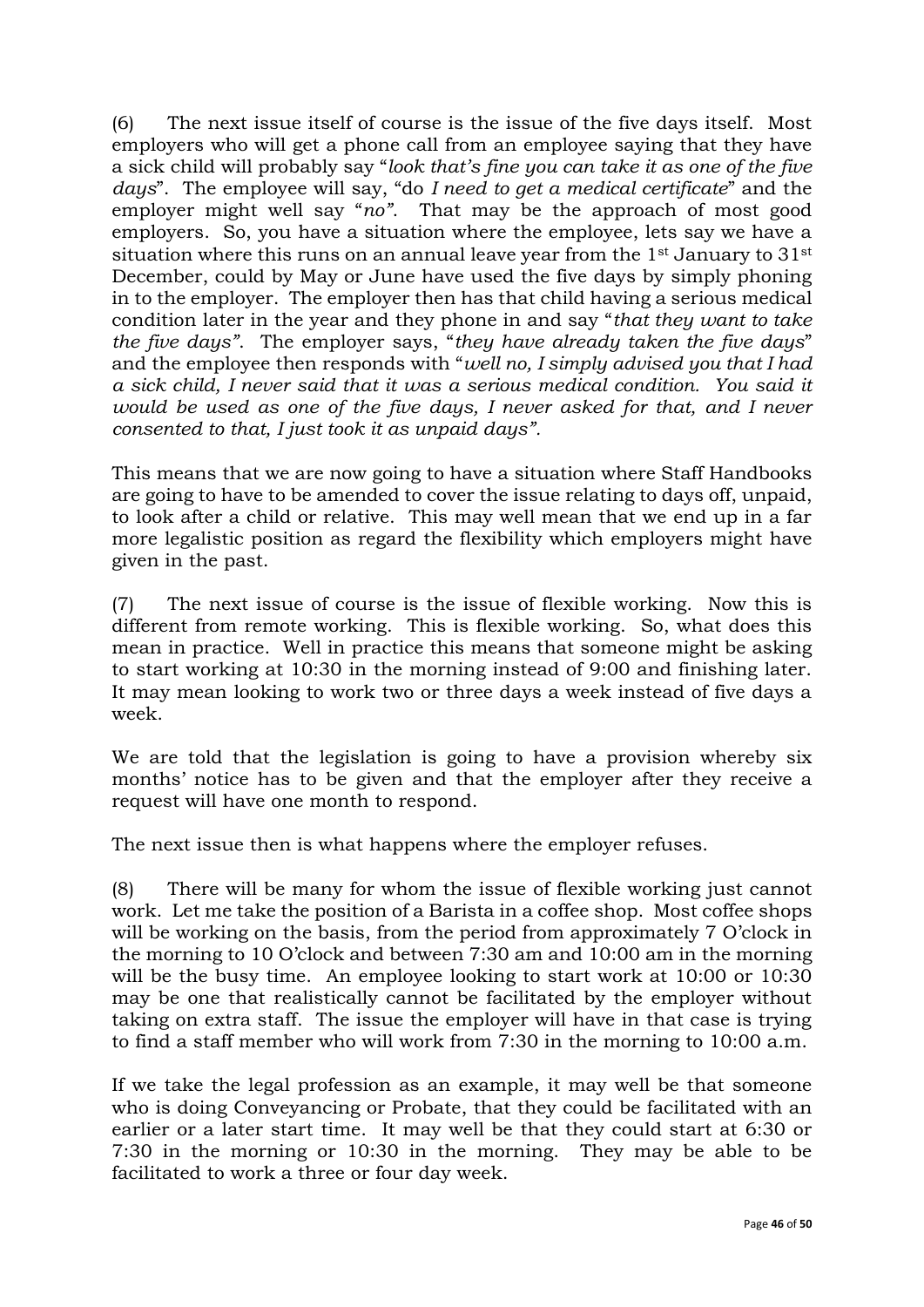(6) The next issue itself of course is the issue of the five days itself. Most employers who will get a phone call from an employee saying that they have a sick child will probably say "*look that's fine you can take it as one of the five days*". The employee will say, "do *I need to get a medical certificate*" and the employer might well say "*no"*. That may be the approach of most good employers. So, you have a situation where the employee, lets say we have a situation where this runs on an annual leave year from the 1st January to 31st December, could by May or June have used the five days by simply phoning in to the employer. The employer then has that child having a serious medical condition later in the year and they phone in and say "*that they want to take the five days"*. The employer says, "*they have already taken the five days*" and the employee then responds with "*well no, I simply advised you that I had a sick child, I never said that it was a serious medical condition. You said it would be used as one of the five days, I never asked for that, and I never consented to that, I just took it as unpaid days".*

This means that we are now going to have a situation where Staff Handbooks are going to have to be amended to cover the issue relating to days off, unpaid, to look after a child or relative. This may well mean that we end up in a far more legalistic position as regard the flexibility which employers might have given in the past.

(7) The next issue of course is the issue of flexible working. Now this is different from remote working. This is flexible working. So, what does this mean in practice. Well in practice this means that someone might be asking to start working at 10:30 in the morning instead of 9:00 and finishing later. It may mean looking to work two or three days a week instead of five days a week.

We are told that the legislation is going to have a provision whereby six months' notice has to be given and that the employer after they receive a request will have one month to respond.

The next issue then is what happens where the employer refuses.

(8) There will be many for whom the issue of flexible working just cannot work. Let me take the position of a Barista in a coffee shop. Most coffee shops will be working on the basis, from the period from approximately 7 O'clock in the morning to 10 O'clock and between 7:30 am and 10:00 am in the morning will be the busy time. An employee looking to start work at 10:00 or 10:30 may be one that realistically cannot be facilitated by the employer without taking on extra staff. The issue the employer will have in that case is trying to find a staff member who will work from 7:30 in the morning to 10:00 a.m.

If we take the legal profession as an example, it may well be that someone who is doing Conveyancing or Probate, that they could be facilitated with an earlier or a later start time. It may well be that they could start at 6:30 or 7:30 in the morning or 10:30 in the morning. They may be able to be facilitated to work a three or four day week.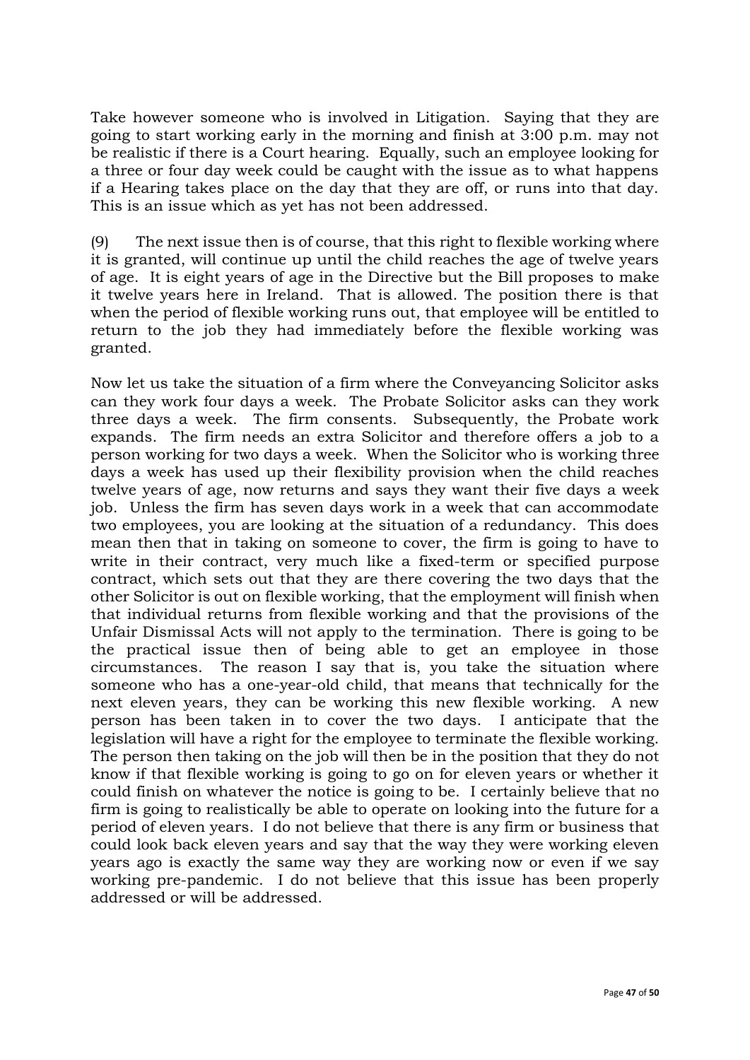Take however someone who is involved in Litigation. Saying that they are going to start working early in the morning and finish at 3:00 p.m. may not be realistic if there is a Court hearing. Equally, such an employee looking for a three or four day week could be caught with the issue as to what happens if a Hearing takes place on the day that they are off, or runs into that day. This is an issue which as yet has not been addressed.

(9) The next issue then is of course, that this right to flexible working where it is granted, will continue up until the child reaches the age of twelve years of age. It is eight years of age in the Directive but the Bill proposes to make it twelve years here in Ireland. That is allowed. The position there is that when the period of flexible working runs out, that employee will be entitled to return to the job they had immediately before the flexible working was granted.

Now let us take the situation of a firm where the Conveyancing Solicitor asks can they work four days a week. The Probate Solicitor asks can they work three days a week. The firm consents. Subsequently, the Probate work expands. The firm needs an extra Solicitor and therefore offers a job to a person working for two days a week. When the Solicitor who is working three days a week has used up their flexibility provision when the child reaches twelve years of age, now returns and says they want their five days a week job. Unless the firm has seven days work in a week that can accommodate two employees, you are looking at the situation of a redundancy. This does mean then that in taking on someone to cover, the firm is going to have to write in their contract, very much like a fixed-term or specified purpose contract, which sets out that they are there covering the two days that the other Solicitor is out on flexible working, that the employment will finish when that individual returns from flexible working and that the provisions of the Unfair Dismissal Acts will not apply to the termination. There is going to be the practical issue then of being able to get an employee in those circumstances. The reason I say that is, you take the situation where someone who has a one-year-old child, that means that technically for the next eleven years, they can be working this new flexible working. A new person has been taken in to cover the two days. I anticipate that the legislation will have a right for the employee to terminate the flexible working. The person then taking on the job will then be in the position that they do not know if that flexible working is going to go on for eleven years or whether it could finish on whatever the notice is going to be. I certainly believe that no firm is going to realistically be able to operate on looking into the future for a period of eleven years. I do not believe that there is any firm or business that could look back eleven years and say that the way they were working eleven years ago is exactly the same way they are working now or even if we say working pre-pandemic. I do not believe that this issue has been properly addressed or will be addressed.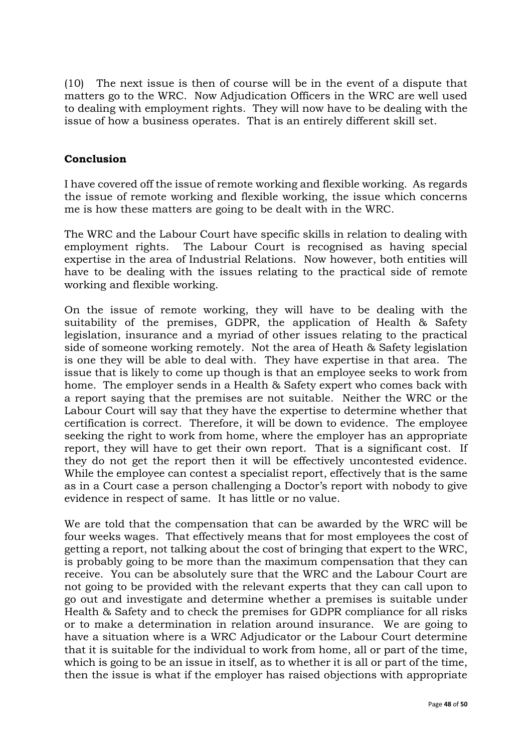(10) The next issue is then of course will be in the event of a dispute that matters go to the WRC. Now Adjudication Officers in the WRC are well used to dealing with employment rights. They will now have to be dealing with the issue of how a business operates. That is an entirely different skill set.

## Conclusion

I have covered off the issue of remote working and flexible working. As regards the issue of remote working and flexible working, the issue which concerns me is how these matters are going to be dealt with in the WRC.

The WRC and the Labour Court have specific skills in relation to dealing with employment rights. The Labour Court is recognised as having special expertise in the area of Industrial Relations. Now however, both entities will have to be dealing with the issues relating to the practical side of remote working and flexible working.

On the issue of remote working, they will have to be dealing with the suitability of the premises, GDPR, the application of Health & Safety legislation, insurance and a myriad of other issues relating to the practical side of someone working remotely. Not the area of Heath & Safety legislation is one they will be able to deal with. They have expertise in that area. The issue that is likely to come up though is that an employee seeks to work from home. The employer sends in a Health & Safety expert who comes back with a report saying that the premises are not suitable. Neither the WRC or the Labour Court will say that they have the expertise to determine whether that certification is correct. Therefore, it will be down to evidence. The employee seeking the right to work from home, where the employer has an appropriate report, they will have to get their own report. That is a significant cost. If they do not get the report then it will be effectively uncontested evidence. While the employee can contest a specialist report, effectively that is the same as in a Court case a person challenging a Doctor's report with nobody to give evidence in respect of same. It has little or no value.

We are told that the compensation that can be awarded by the WRC will be four weeks wages. That effectively means that for most employees the cost of getting a report, not talking about the cost of bringing that expert to the WRC, is probably going to be more than the maximum compensation that they can receive. You can be absolutely sure that the WRC and the Labour Court are not going to be provided with the relevant experts that they can call upon to go out and investigate and determine whether a premises is suitable under Health & Safety and to check the premises for GDPR compliance for all risks or to make a determination in relation around insurance. We are going to have a situation where is a WRC Adjudicator or the Labour Court determine that it is suitable for the individual to work from home, all or part of the time, which is going to be an issue in itself, as to whether it is all or part of the time, then the issue is what if the employer has raised objections with appropriate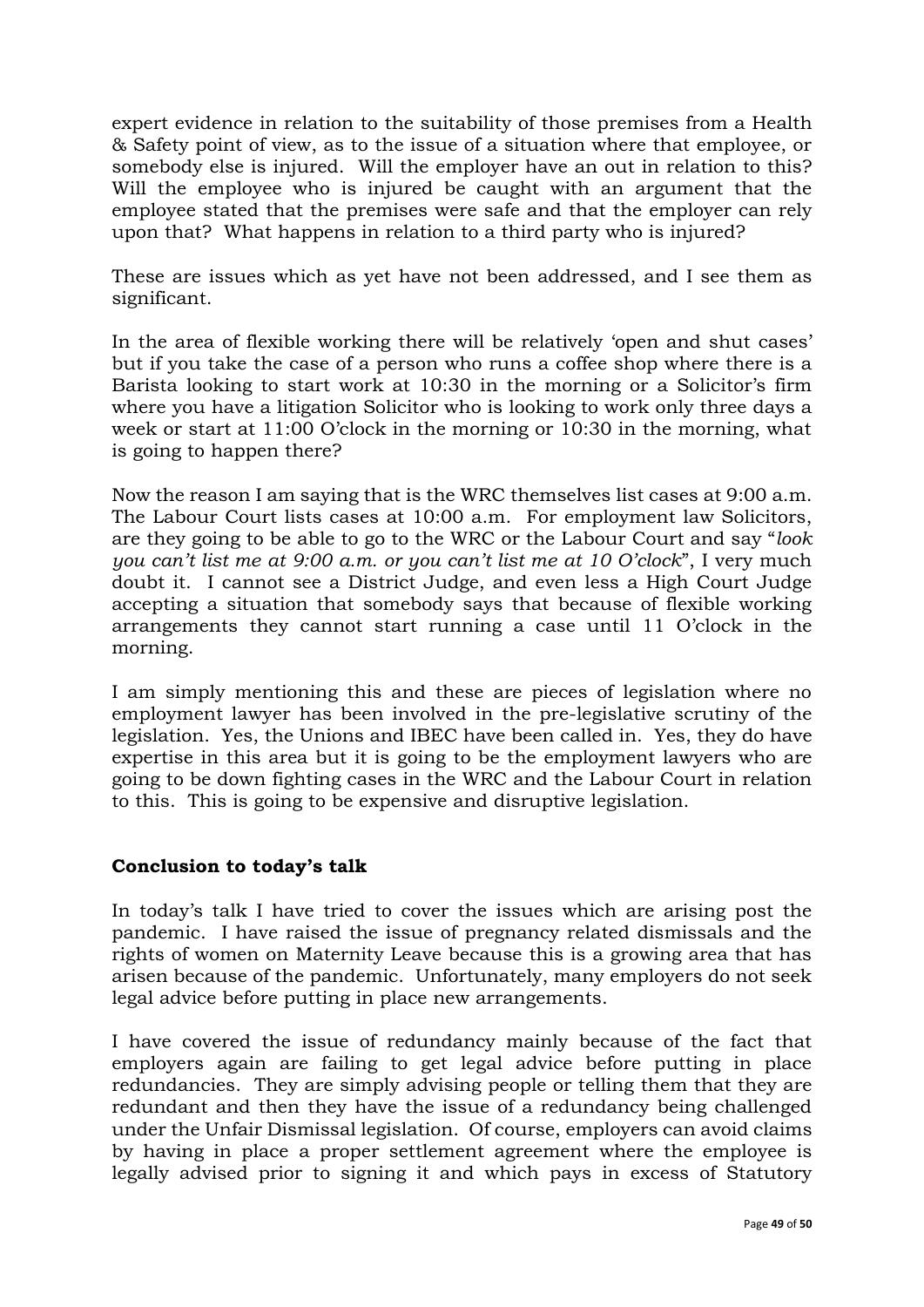expert evidence in relation to the suitability of those premises from a Health & Safety point of view, as to the issue of a situation where that employee, or somebody else is injured. Will the employer have an out in relation to this? Will the employee who is injured be caught with an argument that the employee stated that the premises were safe and that the employer can rely upon that? What happens in relation to a third party who is injured?

These are issues which as yet have not been addressed, and I see them as significant.

In the area of flexible working there will be relatively 'open and shut cases' but if you take the case of a person who runs a coffee shop where there is a Barista looking to start work at 10:30 in the morning or a Solicitor's firm where you have a litigation Solicitor who is looking to work only three days a week or start at 11:00 O'clock in the morning or 10:30 in the morning, what is going to happen there?

Now the reason I am saying that is the WRC themselves list cases at 9:00 a.m. The Labour Court lists cases at 10:00 a.m. For employment law Solicitors, are they going to be able to go to the WRC or the Labour Court and say "*look you can't list me at 9:00 a.m. or you can't list me at 10 O'clock*", I very much doubt it. I cannot see a District Judge, and even less a High Court Judge accepting a situation that somebody says that because of flexible working arrangements they cannot start running a case until 11 O'clock in the morning.

I am simply mentioning this and these are pieces of legislation where no employment lawyer has been involved in the pre-legislative scrutiny of the legislation. Yes, the Unions and IBEC have been called in. Yes, they do have expertise in this area but it is going to be the employment lawyers who are going to be down fighting cases in the WRC and the Labour Court in relation to this. This is going to be expensive and disruptive legislation.

**Conclusion to today's talk**

In today's talk I have tried to cover the issues which are arising post the pandemic. I have raised the issue of pregnancy related dismissals and the rights of women on Maternity Leave because this is a growing area that has arisen because of the pandemic. Unfortunately, many employers do not seek legal advice before putting in place new arrangements.

I have covered the issue of redundancy mainly because of the fact that employers again are failing to get legal advice before putting in place redundancies. They are simply advising people or telling them that they are redundant and then they have the issue of a redundancy being challenged under the Unfair Dismissal legislation. Of course, employers can avoid claims by having in place a proper settlement agreement where the employee is legally advised prior to signing it and which pays in excess of Statutory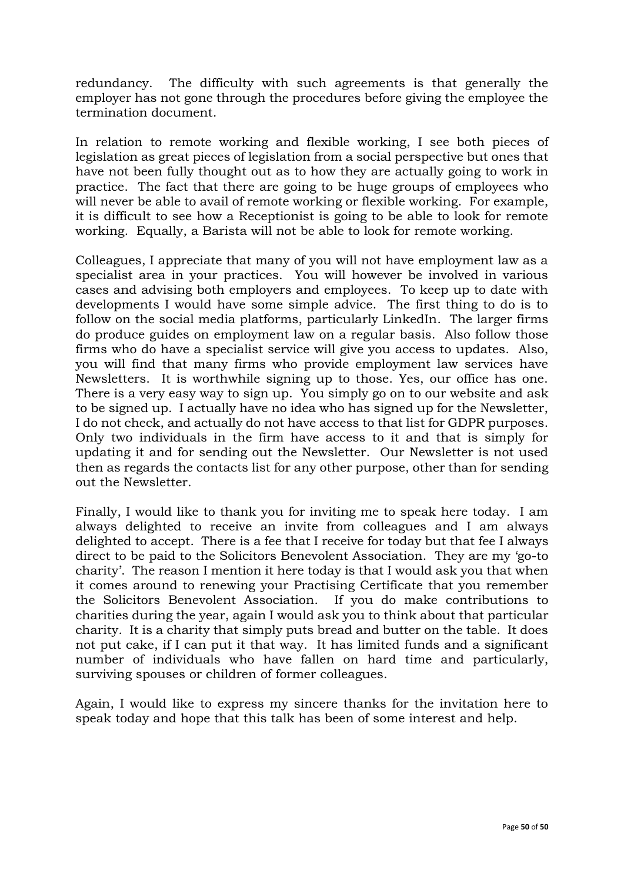redundancy. The difficulty with such agreements is that generally the employer has not gone through the procedures before giving the employee the termination document.

In relation to remote working and flexible working, I see both pieces of legislation as great pieces of legislation from a social perspective but ones that have not been fully thought out as to how they are actually going to work in practice. The fact that there are going to be huge groups of employees who will never be able to avail of remote working or flexible working. For example, it is difficult to see how a Receptionist is going to be able to look for remote working. Equally, a Barista will not be able to look for remote working.

Colleagues, I appreciate that many of you will not have employment law as a specialist area in your practices. You will however be involved in various cases and advising both employers and employees. To keep up to date with developments I would have some simple advice. The first thing to do is to follow on the social media platforms, particularly LinkedIn. The larger firms do produce guides on employment law on a regular basis. Also follow those firms who do have a specialist service will give you access to updates. Also, you will find that many firms who provide employment law services have Newsletters. It is worthwhile signing up to those. Yes, our office has one. There is a very easy way to sign up. You simply go on to our website and ask to be signed up. I actually have no idea who has signed up for the Newsletter, I do not check, and actually do not have access to that list for GDPR purposes. Only two individuals in the firm have access to it and that is simply for updating it and for sending out the Newsletter. Our Newsletter is not used then as regards the contacts list for any other purpose, other than for sending out the Newsletter.

Finally, I would like to thank you for inviting me to speak here today. I am always delighted to receive an invite from colleagues and I am always delighted to accept. There is a fee that I receive for today but that fee I always direct to be paid to the Solicitors Benevolent Association. They are my 'go-to charity'. The reason I mention it here today is that I would ask you that when it comes around to renewing your Practising Certificate that you remember the Solicitors Benevolent Association. If you do make contributions to charities during the year, again I would ask you to think about that particular charity. It is a charity that simply puts bread and butter on the table. It does not put cake, if I can put it that way. It has limited funds and a significant number of individuals who have fallen on hard time and particularly, surviving spouses or children of former colleagues.

Again, I would like to express my sincere thanks for the invitation here to speak today and hope that this talk has been of some interest and help.